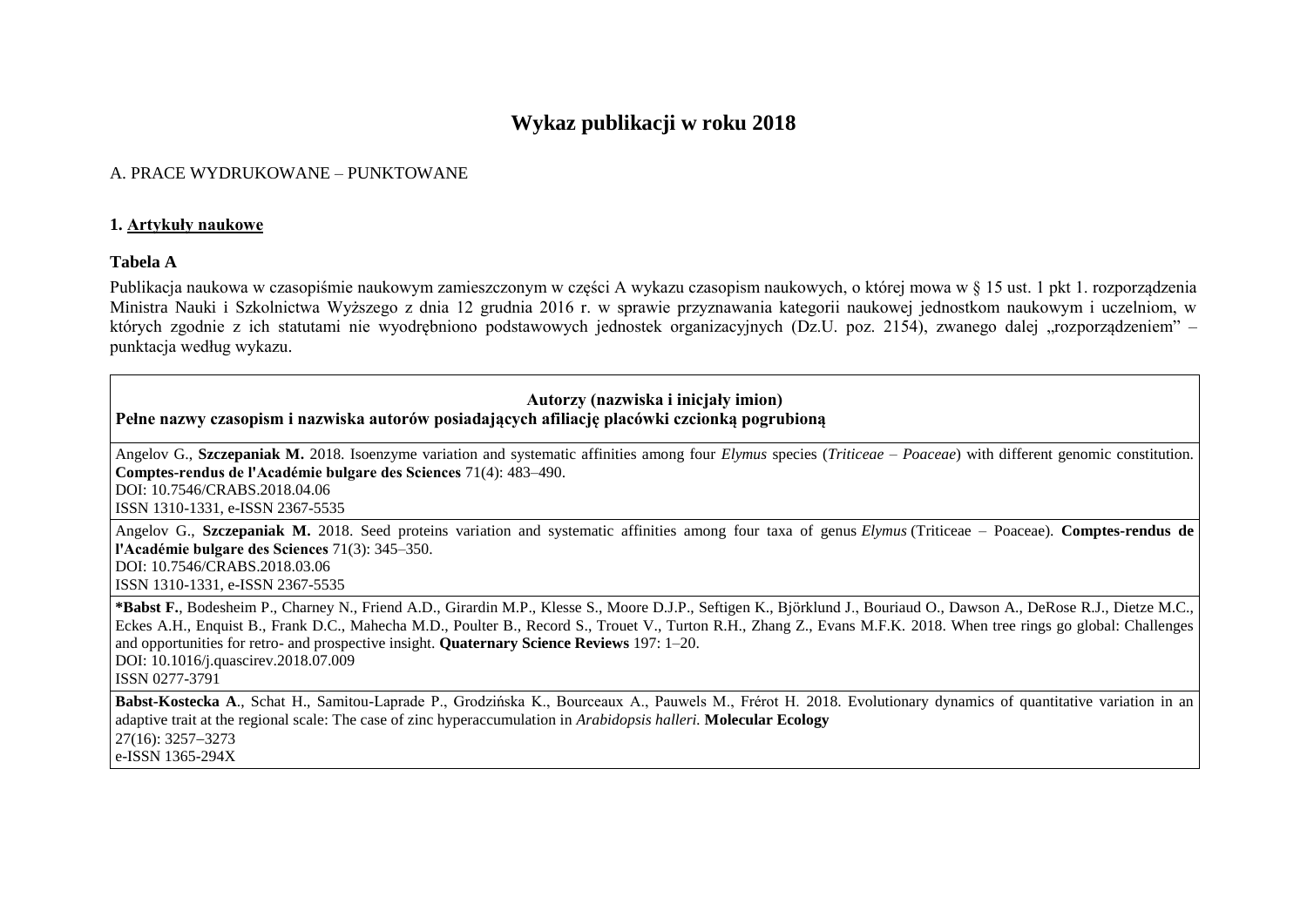# Wykaz publikacji w roku 2018

A. PRACE WYDRUKOWANE – PUNKTOWANE

**1. Artykuły naukowe**

**Tabela A**

Publikacja naukowa w czasopiśmie naukowym zamieszczonym w części A wykazu czasopism naukowych, o której mowa w § 15 ust. 1 pkt 1. rozporządzenia Ministra Nauki i Szkolnictwa Wyższego z dnia 12 grudnia 2016 r. w sprawie przyznawania kategorii naukowej jednostkom naukowym i uczelniom, w których zgodnie z ich statutami nie wyodrębniono podstawowych jednostek organizacyjnych (Dz.U. poz. 2154), zwanego dalej „rozporządzeniem" – punktacja według wykazu.

| **Autorzy (nazwiska i inicjały imion)**<br>**Pełne nazwy czasopism i nazwiska autorów posiadających afiliację placówki czcionką pogrubioną** |
|---|
| Angelov G., **Szczepaniak M.** 2018. Isoenzyme variation and systematic affinities among four *Elymus* species (*Triticeae* – *Poaceae*) with different genomic constitution. **Comptes-rendus de l'Académie bulgare des Sciences** 71(4): 483–490.<br>DOI: 10.7546/CRABS.2018.04.06<br>ISSN 1310-1331, e-ISSN 2367-5535 |
| Angelov G., **Szczepaniak M.** 2018. Seed proteins variation and systematic affinities among four taxa of genus *Elymus* (Triticeae – Poaceae). **Comptes-rendus de l'Académie bulgare des Sciences** 71(3): 345–350.<br>DOI: 10.7546/CRABS.2018.03.06<br>ISSN 1310-1331, e-ISSN 2367-5535 |
| ***Babst F.**, Bodesheim P., Charney N., Friend A.D., Girardin M.P., Klesse S., Moore D.J.P., Seftigen K., Björklund J., Bouriaud O., Dawson A., DeRose R.J., Dietze M.C., Eckes A.H., Enquist B., Frank D.C., Mahecha M.D., Poulter B., Record S., Trouet V., Turton R.H., Zhang Z., Evans M.F.K. 2018. When tree rings go global: Challenges and opportunities for retro- and prospective insight. **Quaternary Science Reviews** 197: 1–20.<br>DOI: 10.1016/j.quascirev.2018.07.009<br>ISSN 0277-3791 |
| **Babst-Kostecka A.**, Schat H., Samitou-Laprade P., Grodzińska K., Bourceaux A., Pauwels M., Frérot H. 2018. Evolutionary dynamics of quantitative variation in an adaptive trait at the regional scale: The case of zinc hyperaccumulation in *Arabidopsis halleri*. **Molecular Ecology**<br>27(16): 3257–3273<br>e-ISSN 1365-294X |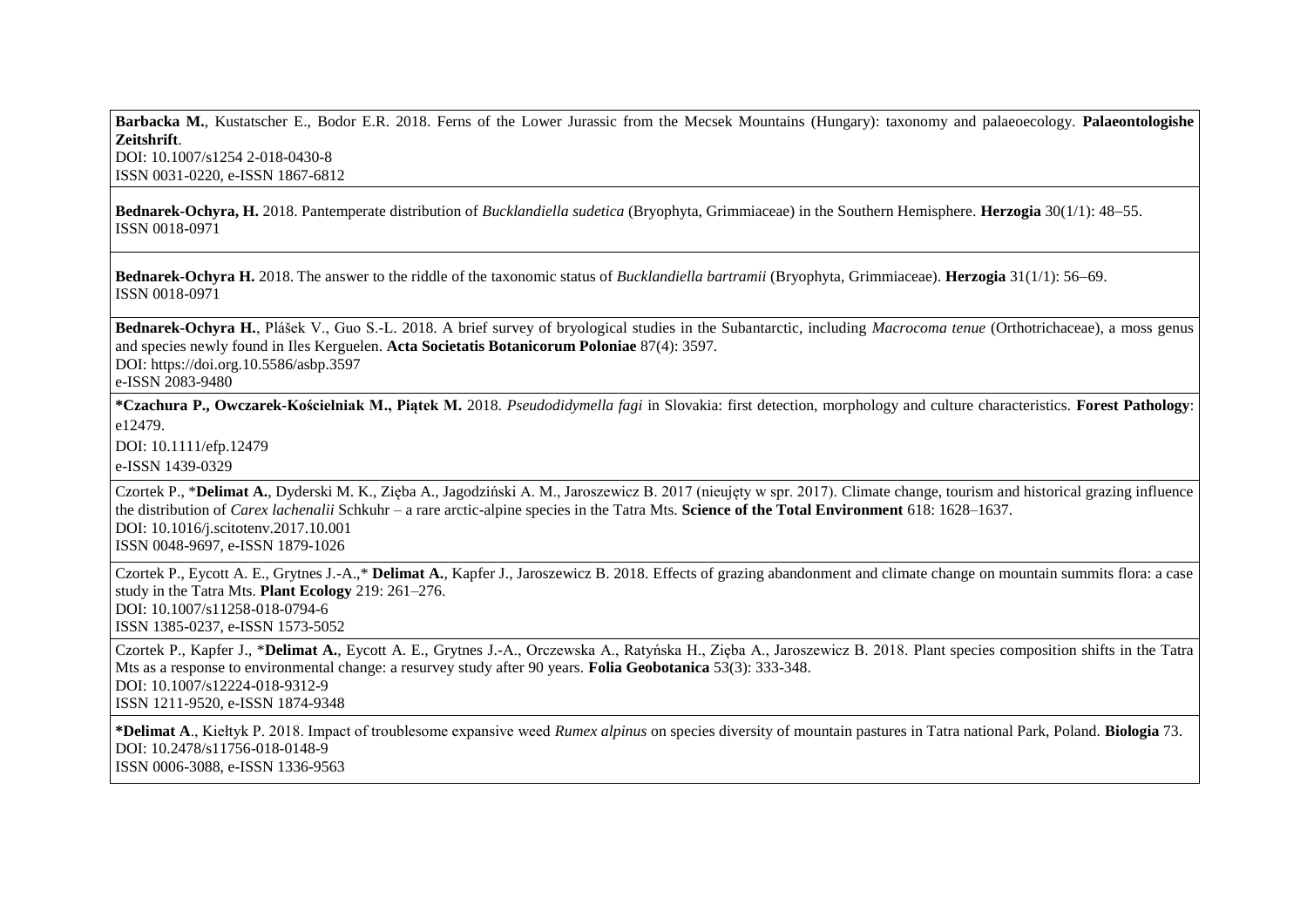**Barbacka M.**, Kustatscher E., Bodor E.R. 2018. Ferns of the Lower Jurassic from the Mecsek Mountains (Hungary): taxonomy and palaeoecology. **Palaeontologishe Zeitshrift**.
DOI: 10.1007/s1254 2-018-0430-8
ISSN 0031-0220, e-ISSN 1867-6812

**Bednarek-Ochyra, H.** 2018. Pantemperate distribution of *Bucklandiella sudetica* (Bryophyta, Grimmiaceae) in the Southern Hemisphere. **Herzogia** 30(1/1): 48–55.
ISSN 0018-0971

**Bednarek-Ochyra H.** 2018. The answer to the riddle of the taxonomic status of *Bucklandiella bartramii* (Bryophyta, Grimmiaceae). **Herzogia** 31(1/1): 56–69.
ISSN 0018-0971

**Bednarek-Ochyra H.**, Plášek V., Guo S.-L. 2018. A brief survey of bryological studies in the Subantarctic, including *Macrocoma tenue* (Orthotrichaceae), a moss genus and species newly found in Iles Kerguelen. **Acta Societatis Botanicorum Poloniae** 87(4): 3597.
DOI: https://doi.org.10.5586/asbp.3597
e-ISSN 2083-9480

***Czachura P., Owczarek-Kościelniak M., Piątek M.** 2018. *Pseudodidymella fagi* in Slovakia: first detection, morphology and culture characteristics. **Forest Pathology**: e12479.
DOI: 10.1111/efp.12479
e-ISSN 1439-0329

Czortek P., ***Delimat A.**, Dyderski M. K., Zięba A., Jagodziński A. M., Jaroszewicz B. 2017 (nieujęty w spr. 2017). Climate change, tourism and historical grazing influence the distribution of *Carex lachenalii* Schkuhr – a rare arctic-alpine species in the Tatra Mts. **Science of the Total Environment** 618: 1628–1637.
DOI: 10.1016/j.scitotenv.2017.10.001
ISSN 0048-9697, e-ISSN 1879-1026

Czortek P., Eycott A. E., Grytnes J.-A.,* **Delimat A.**, Kapfer J., Jaroszewicz B. 2018. Effects of grazing abandonment and climate change on mountain summits flora: a case study in the Tatra Mts. **Plant Ecology** 219: 261–276.
DOI: 10.1007/s11258-018-0794-6
ISSN 1385-0237, e-ISSN 1573-5052

Czortek P., Kapfer J., ***Delimat A.**, Eycott A. E., Grytnes J.-A., Orczewska A., Ratyńska H., Zięba A., Jaroszewicz B. 2018. Plant species composition shifts in the Tatra Mts as a response to environmental change: a resurvey study after 90 years. **Folia Geobotanica** 53(3): 333-348.
DOI: 10.1007/s12224-018-9312-9
ISSN 1211-9520, e-ISSN 1874-9348

***Delimat A**., Kiełtyk P. 2018. Impact of troublesome expansive weed *Rumex alpinus* on species diversity of mountain pastures in Tatra national Park, Poland. **Biologia** 73.
DOI: 10.2478/s11756-018-0148-9
ISSN 0006-3088, e-ISSN 1336-9563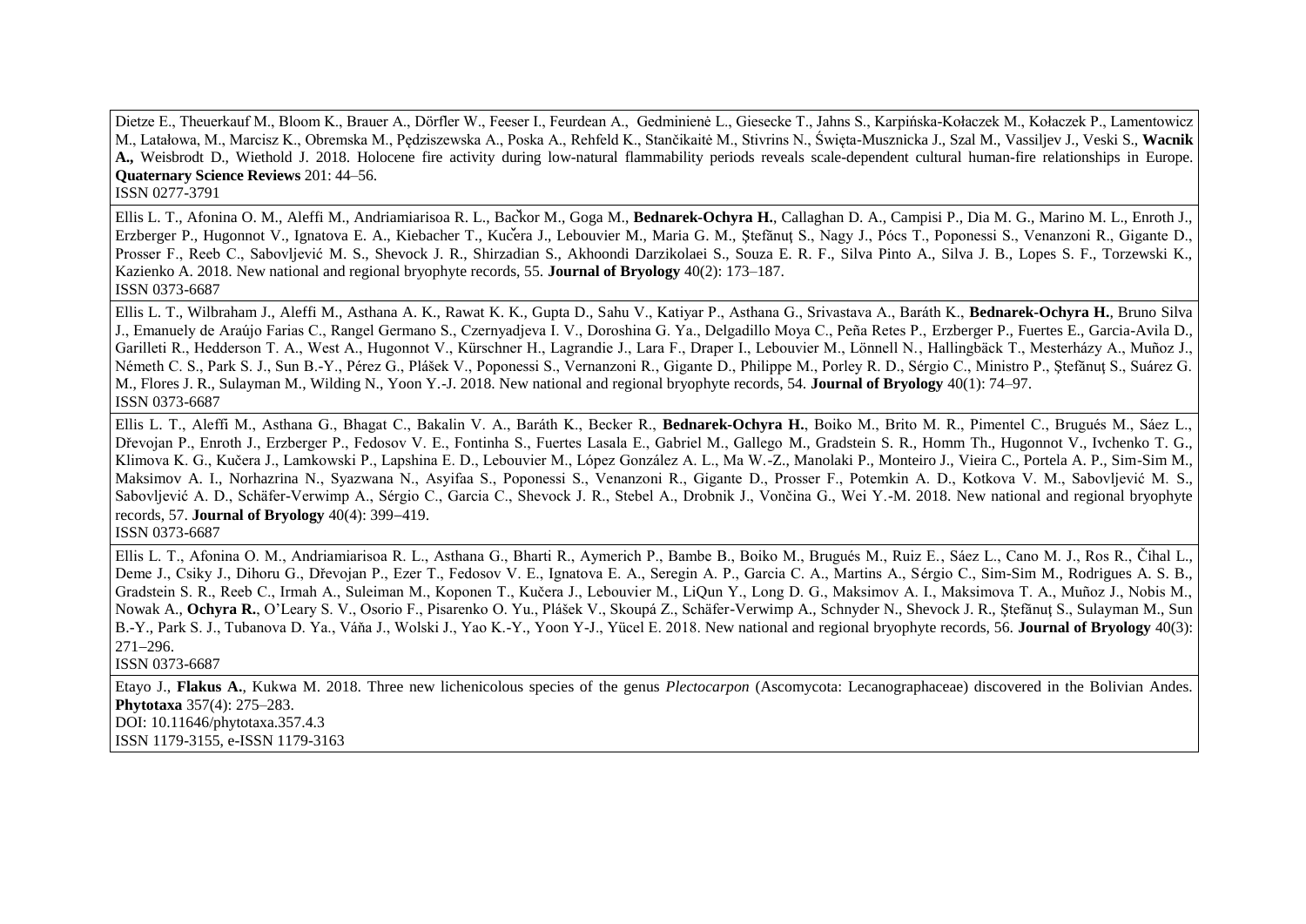Dietze E., Theuerkauf M., Bloom K., Brauer A., Dörfler W., Feeser I., Feurdean A., Gedminienė L., Giesecke T., Jahns S., Karpińska-Kołaczek M., Kołaczek P., Lamentowicz M., Latałowa, M., Marcisz K., Obremska M., Pędziszewska A., Poska A., Rehfeld K., Stančikaitė M., Stivrins N., Święta-Musznicka J., Szal M., Vassiljev J., Veski S., **Wacnik A.,** Weisbrodt D., Wiethold J. 2018. Holocene fire activity during low-natural flammability periods reveals scale-dependent cultural human-fire relationships in Europe. **Quaternary Science Reviews** 201: 44–56.
ISSN 0277-3791

Ellis L. T., Afonina O. M., Aleffi M., Andriamiarisoa R. L., Bačkor M., Goga M., **Bednarek-Ochyra H.**, Callaghan D. A., Campisi P., Dia M. G., Marino M. L., Enroth J., Erzberger P., Hugonnot V., Ignatova E. A., Kiebacher T., Kučera J., Lebouvier M., Maria G. M., Ştefănuţ S., Nagy J., Pócs T., Poponessi S., Venanzoni R., Gigante D., Prosser F., Reeb C., Sabovljević M. S., Shevock J. R., Shirzadian S., Akhoondi Darzikolaei S., Souza E. R. F., Silva Pinto A., Silva J. B., Lopes S. F., Torzewski K., Kazienko A. 2018. New national and regional bryophyte records, 55. **Journal of Bryology** 40(2): 173–187.
ISSN 0373-6687

Ellis L. T., Wilbraham J., Aleffi M., Asthana A. K., Rawat K. K., Gupta D., Sahu V., Katiyar P., Asthana G., Srivastava A., Baráth K., **Bednarek-Ochyra H.**, Bruno Silva J., Emanuely de Araújo Farias C., Rangel Germano S., Czernyadjeva I. V., Doroshina G. Ya., Delgadillo Moya C., Peña Retes P., Erzberger P., Fuertes E., Garcia-Avila D., Garilleti R., Hedderson T. A., West A., Hugonnot V., Kürschner H., Lagrandie J., Lara F., Draper I., Lebouvier M., Lönnell N., Hallingbäck T., Mesterházy A., Muñoz J., Németh C. S., Park S. J., Sun B.-Y., Pérez G., Plášek V., Poponessi S., Vernanzoni R., Gigante D., Philippe M., Porley R. D., Sérgio C., Ministro P., Ştefănuţ S., Suárez G. M., Flores J. R., Sulayman M., Wilding N., Yoon Y.-J. 2018. New national and regional bryophyte records, 54. **Journal of Bryology** 40(1): 74–97.
ISSN 0373-6687

Ellis L. T., Aleffi M., Asthana G., Bhagat C., Bakalin V. A., Baráth K., Becker R., **Bednarek-Ochyra H.**, Boiko M., Brito M. R., Pimentel C., Brugués M., Sáez L., Dřevojan P., Enroth J., Erzberger P., Fedosov V. E., Fontinha S., Fuertes Lasala E., Gabriel M., Gallego M., Gradstein S. R., Homm Th., Hugonnot V., Ivchenko T. G., Klimova K. G., Kučera J., Lamkowski P., Lapshina E. D., Lebouvier M., López González A. L., Ma W.-Z., Manolaki P., Monteiro J., Vieira C., Portela A. P., Sim-Sim M., Maksimov A. I., Norhazrina N., Syazwana N., Asyifaa S., Poponessi S., Venanzoni R., Gigante D., Prosser F., Potemkin A. D., Kotkova V. M., Sabovljević M. S., Sabovljević A. D., Schäfer-Verwimp A., Sérgio C., Garcia C., Shevock J. R., Stebel A., Drobnik J., Vončina G., Wei Y.-M. 2018. New national and regional bryophyte records, 57. **Journal of Bryology** 40(4): 399–419.
ISSN 0373-6687

Ellis L. T., Afonina O. M., Andriamiarisoa R. L., Asthana G., Bharti R., Aymerich P., Bambe B., Boiko M., Brugués M., Ruiz E., Sáez L., Cano M. J., Ros R., Čihal L., Deme J., Csiky J., Dihoru G., Dřevojan P., Ezer T., Fedosov V. E., Ignatova E. A., Seregin A. P., Garcia C. A., Martins A., Sérgio C., Sim-Sim M., Rodrigues A. S. B., Gradstein S. R., Reeb C., Irmah A., Suleiman M., Koponen T., Kučera J., Lebouvier M., LiQun Y., Long D. G., Maksimov A. I., Maksimova T. A., Muñoz J., Nobis M., Nowak A., **Ochyra R.**, O'Leary S. V., Osorio F., Pisarenko O. Yu., Plášek V., Skoupá Z., Schäfer-Verwimp A., Schnyder N., Shevock J. R., Ştefănuţ S., Sulayman M., Sun B.-Y., Park S. J., Tubanova D. Ya., Váňa J., Wolski J., Yao K.-Y., Yoon Y-J., Yücel E. 2018. New national and regional bryophyte records, 56. **Journal of Bryology** 40(3): 271–296.
ISSN 0373-6687

Etayo J., **Flakus A.**, Kukwa M. 2018. Three new lichenicolous species of the genus *Plectocarpon* (Ascomycota: Lecanographaceae) discovered in the Bolivian Andes. **Phytotaxa** 357(4): 275–283.
DOI: 10.11646/phytotaxa.357.4.3
ISSN 1179-3155, e-ISSN 1179-3163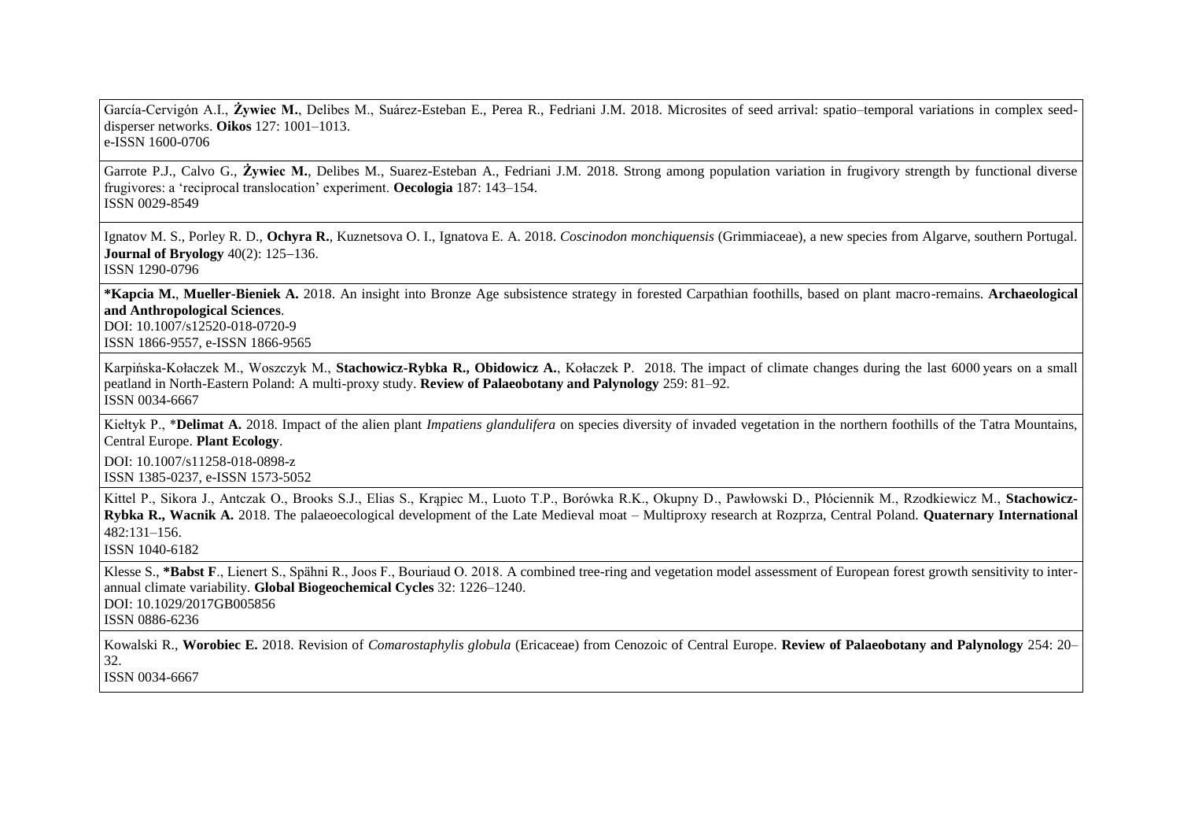| |
|---|
| García-Cervigón A.I., **Żywiec M.**, Delibes M., Suárez-Esteban E., Perea R., Fedriani J.M. 2018. Microsites of seed arrival: spatio–temporal variations in complex seed-disperser networks. **Oikos** 127: 1001–1013.<br>e-ISSN 1600-0706 |
| Garrote P.J., Calvo G., **Żywiec M.**, Delibes M., Suarez-Esteban A., Fedriani J.M. 2018. Strong among population variation in frugivory strength by functional diverse frugivores: a 'reciprocal translocation' experiment. **Oecologia** 187: 143–154.<br>ISSN 0029-8549 |
| Ignatov M. S., Porley R. D., **Ochyra R.**, Kuznetsova O. I., Ignatova E. A. 2018. *Coscinodon monchiquensis* (Grimmiaceae), a new species from Algarve, southern Portugal. **Journal of Bryology** 40(2): 125–136.<br>ISSN 1290-0796 |
| ***Kapcia M.**, **Mueller-Bieniek A.** 2018. An insight into Bronze Age subsistence strategy in forested Carpathian foothills, based on plant macro-remains. **Archaeological and Anthropological Sciences**.<br>DOI: 10.1007/s12520-018-0720-9<br>ISSN 1866-9557, e-ISSN 1866-9565 |
| Karpińska-Kołaczek M., Woszczyk M., **Stachowicz-Rybka R., Obidowicz A.**, Kołaczek P. 2018. The impact of climate changes during the last 6000 years on a small peatland in North-Eastern Poland: A multi-proxy study. **Review of Palaeobotany and Palynology** 259: 81–92.<br>ISSN 0034-6667 |
| Kiełtyk P., ***Delimat A.** 2018. Impact of the alien plant *Impatiens glandulifera* on species diversity of invaded vegetation in the northern foothills of the Tatra Mountains, Central Europe. **Plant Ecology**.<br>DOI: 10.1007/s11258-018-0898-z<br>ISSN 1385-0237, e-ISSN 1573-5052 |
| Kittel P., Sikora J., Antczak O., Brooks S.J., Elias S., Krąpiec M., Luoto T.P., Borówka R.K., Okupny D., Pawłowski D., Płóciennik M., Rzodkiewicz M., **Stachowicz-Rybka R., Wacnik A.** 2018. The palaeoecological development of the Late Medieval moat – Multiproxy research at Rozprza, Central Poland. **Quaternary International** 482:131–156.<br>ISSN 1040-6182 |
| Klesse S., ***Babst F**., Lienert S., Spähni R., Joos F., Bouriaud O. 2018. A combined tree-ring and vegetation model assessment of European forest growth sensitivity to inter-annual climate variability. **Global Biogeochemical Cycles** 32: 1226–1240.<br>DOI: 10.1029/2017GB005856<br>ISSN 0886-6236 |
| Kowalski R., **Worobiec E.** 2018. Revision of *Comarostaphylis globula* (Ericaceae) from Cenozoic of Central Europe. **Review of Palaeobotany and Palynology** 254: 20–32.<br>ISSN 0034-6667 |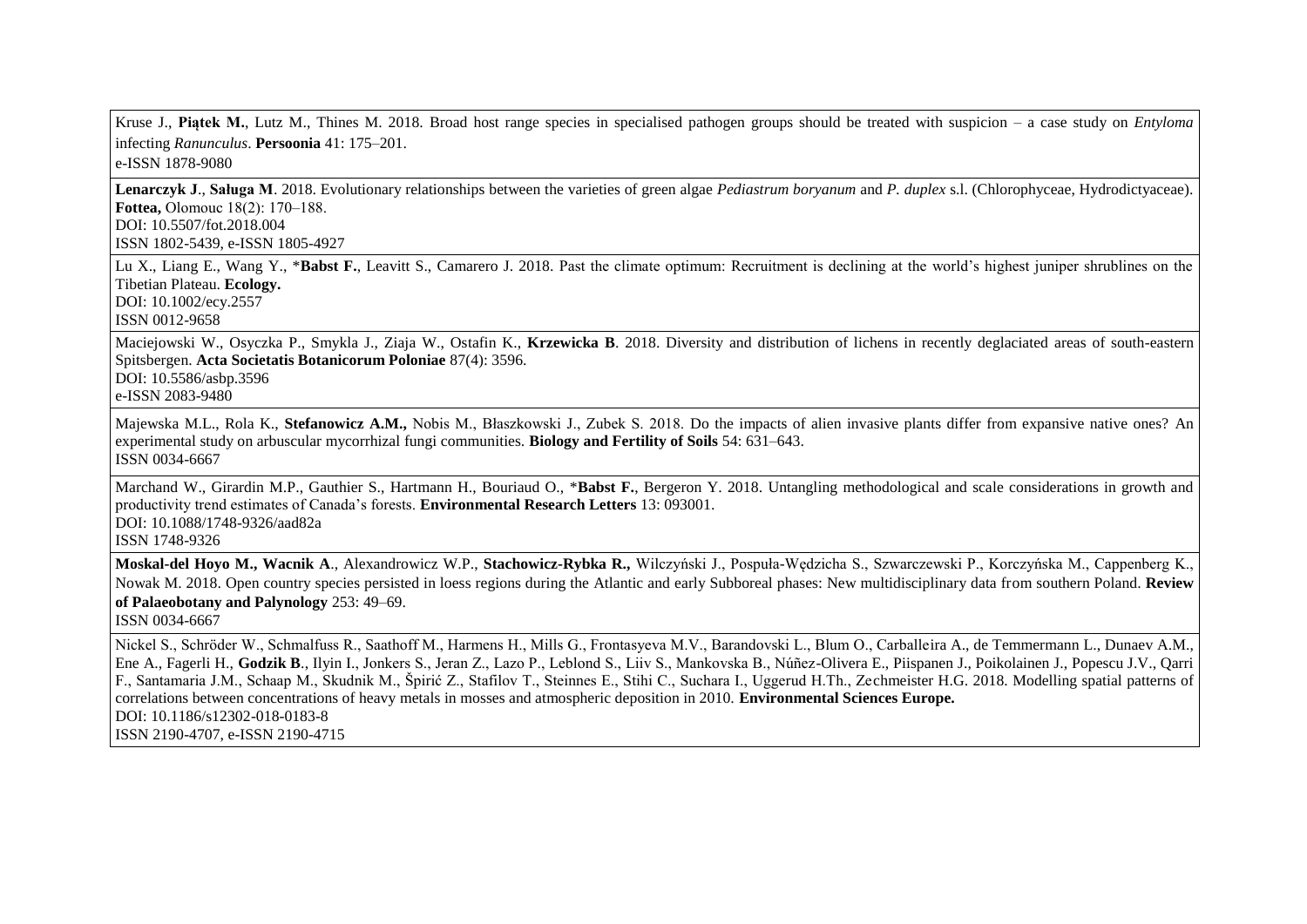| |
|---|
| Kruse J., **Piątek M.**, Lutz M., Thines M. 2018. Broad host range species in specialised pathogen groups should be treated with suspicion – a case study on *Entyloma* infecting *Ranunculus*. **Persoonia** 41: 175–201.<br>e-ISSN 1878-9080 |
| **Lenarczyk J**., **Saługa M**. 2018. Evolutionary relationships between the varieties of green algae *Pediastrum boryanum* and *P. duplex* s.l. (Chlorophyceae, Hydrodictyaceae). **Fottea,** Olomouc 18(2): 170–188.<br>DOI: 10.5507/fot.2018.004<br>ISSN 1802-5439, e-ISSN 1805-4927 |
| Lu X., Liang E., Wang Y., *__Babst F.__, Leavitt S., Camarero J. 2018. Past the climate optimum: Recruitment is declining at the world's highest juniper shrublines on the Tibetan Plateau. **Ecology.**<br>DOI: 10.1002/ecy.2557<br>ISSN 0012-9658 |
| Maciejowski W., Osyczka P., Smykla J., Ziaja W., Ostafin K., **Krzewicka B**. 2018. Diversity and distribution of lichens in recently deglaciated areas of south-eastern Spitsbergen. **Acta Societatis Botanicorum Poloniae** 87(4): 3596.<br>DOI: 10.5586/asbp.3596<br>e-ISSN 2083-9480 |
| Majewska M.L., Rola K., **Stefanowicz A.M.,** Nobis M., Błaszkowski J., Zubek S. 2018. Do the impacts of alien invasive plants differ from expansive native ones? An experimental study on arbuscular mycorrhizal fungi communities. **Biology and Fertility of Soils** 54: 631–643.<br>ISSN 0034-6667 |
| Marchand W., Girardin M.P., Gauthier S., Hartmann H., Bouriaud O., *__Babst F.__, Bergeron Y. 2018. Untangling methodological and scale considerations in growth and productivity trend estimates of Canada's forests. **Environmental Research Letters** 13: 093001.<br>DOI: 10.1088/1748-9326/aad82a<br>ISSN 1748-9326 |
| **Moskal-del Hoyo M., Wacnik A**., Alexandrowicz W.P., **Stachowicz-Rybka R.,** Wilczyński J., Pospuła-Wędzicha S., Szwarczewski P., Korczyńska M., Cappenberg K., Nowak M. 2018. Open country species persisted in loess regions during the Atlantic and early Subboreal phases: New multidisciplinary data from southern Poland. **Review of Palaeobotany and Palynology** 253: 49–69.<br>ISSN 0034-6667 |
| Nickel S., Schröder W., Schmalfuss R., Saathoff M., Harmens H., Mills G., Frontasyeva M.V., Barandovski L., Blum O., Carballeira A., de Temmermann L., Dunaev A.M., Ene A., Fagerli H., **Godzik B**., Ilyin I., Jonkers S., Jeran Z., Lazo P., Leblond S., Liiv S., Mankovska B., Núñez-Olivera E., Piispanen J., Poikolainen J., Popescu J.V., Qarri F., Santamaria J.M., Schaap M., Skudnik M., Špirić Z., Stafilov T., Steinnes E., Stihi C., Suchara I., Uggerud H.Th., Zechmeister H.G. 2018. Modelling spatial patterns of correlations between concentrations of heavy metals in mosses and atmospheric deposition in 2010. **Environmental Sciences Europe.**<br>DOI: 10.1186/s12302-018-0183-8<br>ISSN 2190-4707, e-ISSN 2190-4715 |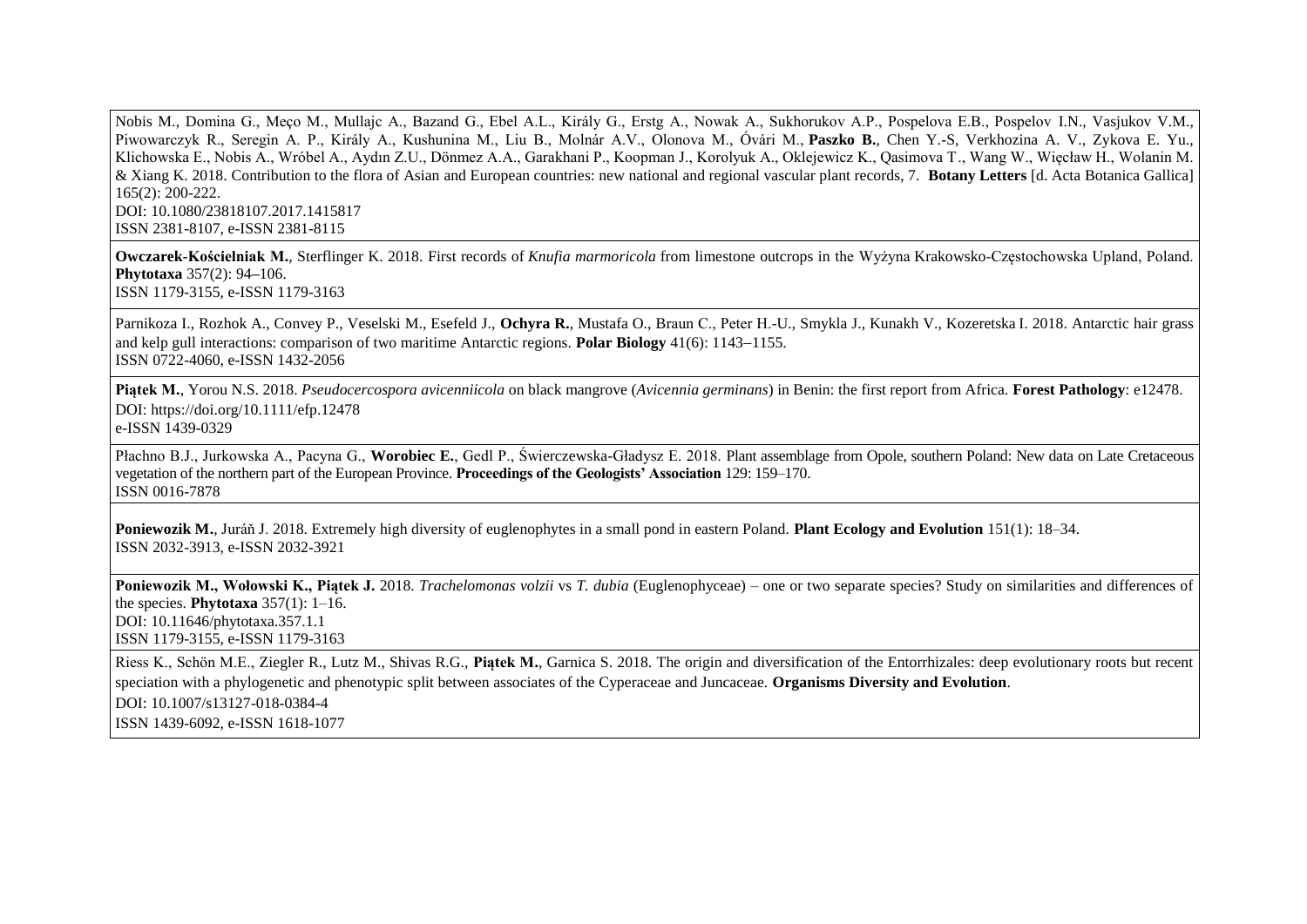Nobis M., Domina G., Meço M., Mullajc A., Bazand G., Ebel A.L., Király G., Erstg A., Nowak A., Sukhorukov A.P., Pospelova E.B., Pospelov I.N., Vasjukov V.M., Piwowarczyk R., Seregin A. P., Király A., Kushunina M., Liu B., Molnár A.V., Olonova M., Óvári M., **Paszko B.**, Chen Y.-S, Verkhozina A. V., Zykova E. Yu., Klichowska E., Nobis A., Wróbel A., Aydın Z.U., Dönmez A.A., Garakhani P., Koopman J., Korolyuk A., Oklejewicz K., Qasimova T., Wang W., Więcław H., Wolanin M. & Xiang K. 2018. Contribution to the flora of Asian and European countries: new national and regional vascular plant records, 7. **Botany Letters** [d. Acta Botanica Gallica] 165(2): 200-222.
DOI: 10.1080/23818107.2017.1415817
ISSN 2381-8107, e-ISSN 2381-8115

**Owczarek-Kościelniak M.**, Sterflinger K. 2018. First records of *Knufia marmoricola* from limestone outcrops in the Wyżyna Krakowsko-Częstochowska Upland, Poland. **Phytotaxa** 357(2): 94–106.
ISSN 1179-3155, e-ISSN 1179-3163

Parnikoza I., Rozhok A., Convey P., Veselski M., Esefeld J., **Ochyra R.**, Mustafa O., Braun C., Peter H.-U., Smykla J., Kunakh V., Kozeretska I. 2018. Antarctic hair grass and kelp gull interactions: comparison of two maritime Antarctic regions. **Polar Biology** 41(6): 1143–1155.
ISSN 0722-4060, e-ISSN 1432-2056

**Piątek M.**, Yorou N.S. 2018. *Pseudocercospora avicenniicola* on black mangrove (*Avicennia germinans*) in Benin: the first report from Africa. **Forest Pathology**: e12478.
DOI: https://doi.org/10.1111/efp.12478
e-ISSN 1439-0329

Płachno B.J., Jurkowska A., Pacyna G., **Worobiec E.**, Gedl P., Świerczewska-Gładysz E. 2018. Plant assemblage from Opole, southern Poland: New data on Late Cretaceous vegetation of the northern part of the European Province. **Proceedings of the Geologists' Association** 129: 159–170.
ISSN 0016-7878

**Poniewozik M.**, Juráň J. 2018. Extremely high diversity of euglenophytes in a small pond in eastern Poland. **Plant Ecology and Evolution** 151(1): 18–34.
ISSN 2032-3913, e-ISSN 2032-3921

**Poniewozik M., Wołowski K., Piątek J.** 2018. *Trachelomonas volzii* vs *T. dubia* (Euglenophyceae) – one or two separate species? Study on similarities and differences of the species. **Phytotaxa** 357(1): 1–16.
DOI: 10.11646/phytotaxa.357.1.1
ISSN 1179-3155, e-ISSN 1179-3163

Riess K., Schön M.E., Ziegler R., Lutz M., Shivas R.G., **Piątek M.**, Garnica S. 2018. The origin and diversification of the Entorrhizales: deep evolutionary roots but recent speciation with a phylogenetic and phenotypic split between associates of the Cyperaceae and Juncaceae. **Organisms Diversity and Evolution**.
DOI: 10.1007/s13127-018-0384-4
ISSN 1439-6092, e-ISSN 1618-1077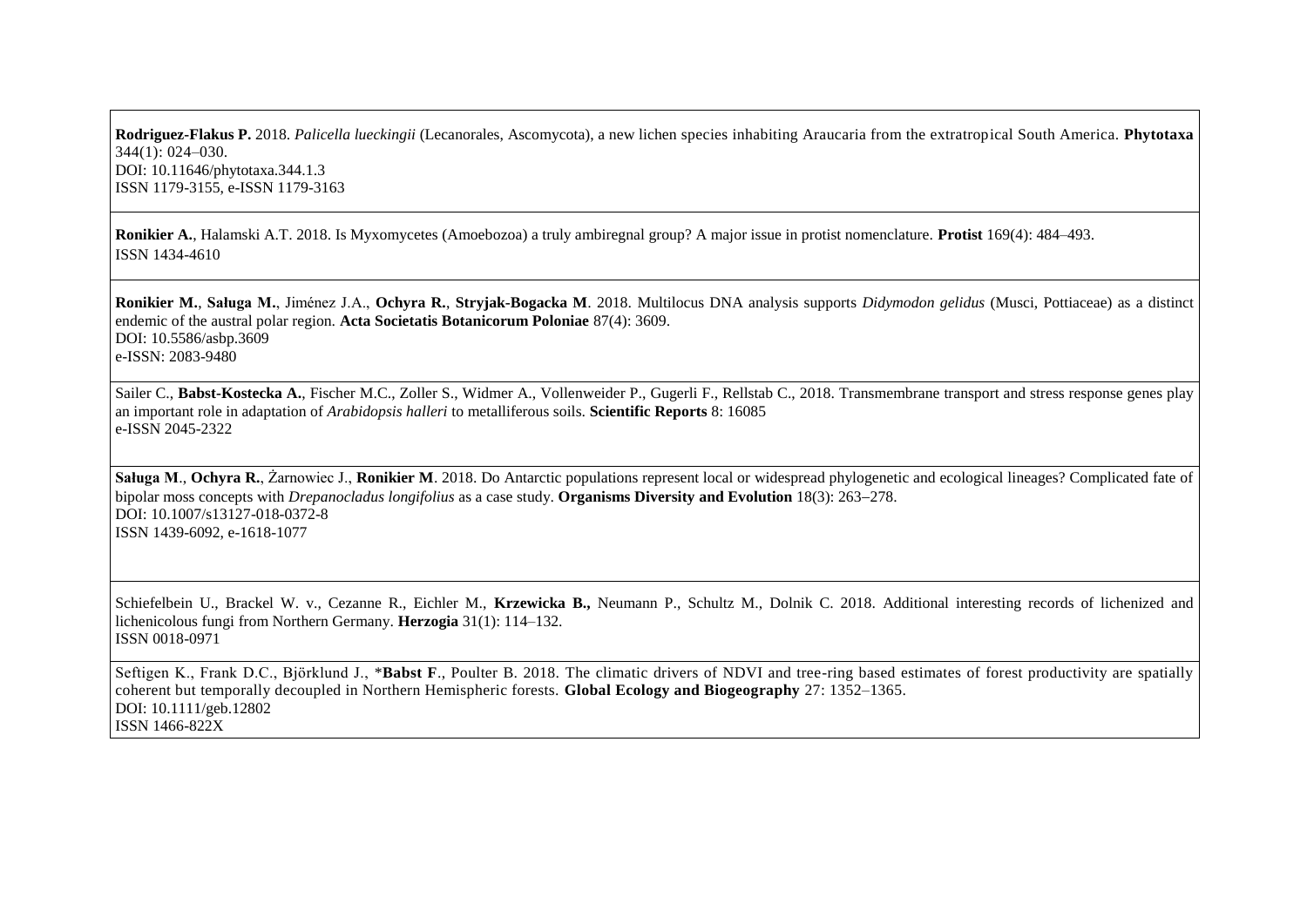**Rodriguez-Flakus P.** 2018. *Palicella lueckingii* (Lecanorales, Ascomycota), a new lichen species inhabiting Araucaria from the extratropical South America. **Phytotaxa** 344(1): 024–030.
DOI: 10.11646/phytotaxa.344.1.3
ISSN 1179-3155, e-ISSN 1179-3163

---

**Ronikier A.**, Halamski A.T. 2018. Is Myxomycetes (Amoebozoa) a truly ambiregnal group? A major issue in protist nomenclature. **Protist** 169(4): 484–493.
ISSN 1434-4610

---

**Ronikier M.**, **Saługa M.**, Jiménez J.A., **Ochyra R.**, **Stryjak-Bogacka M**. 2018. Multilocus DNA analysis supports *Didymodon gelidus* (Musci, Pottiaceae) as a distinct endemic of the austral polar region. **Acta Societatis Botanicorum Poloniae** 87(4): 3609.
DOI: 10.5586/asbp.3609
e-ISSN: 2083-9480

---

Sailer C., **Babst-Kostecka A.**, Fischer M.C., Zoller S., Widmer A., Vollenweider P., Gugerli F., Rellstab C., 2018. Transmembrane transport and stress response genes play an important role in adaptation of *Arabidopsis halleri* to metalliferous soils. **Scientific Reports** 8: 16085
e-ISSN 2045-2322

---

**Saługa M**., **Ochyra R.**, Żarnowiec J., **Ronikier M**. 2018. Do Antarctic populations represent local or widespread phylogenetic and ecological lineages? Complicated fate of bipolar moss concepts with *Drepanocladus longifolius* as a case study. **Organisms Diversity and Evolution** 18(3): 263–278.
DOI: 10.1007/s13127-018-0372-8
ISSN 1439-6092, e-1618-1077

---

Schiefelbein U., Brackel W. v., Cezanne R., Eichler M., **Krzewicka B.,** Neumann P., Schultz M., Dolnik C. 2018. Additional interesting records of lichenized and lichenicolous fungi from Northern Germany. **Herzogia** 31(1): 114–132.
ISSN 0018-0971

---

Seftigen K., Frank D.C., Björklund J., *​**Babst F**., Poulter B. 2018. The climatic drivers of NDVI and tree-ring based estimates of forest productivity are spatially coherent but temporally decoupled in Northern Hemispheric forests. **Global Ecology and Biogeography** 27: 1352–1365.
DOI: 10.1111/geb.12802
ISSN 1466-822X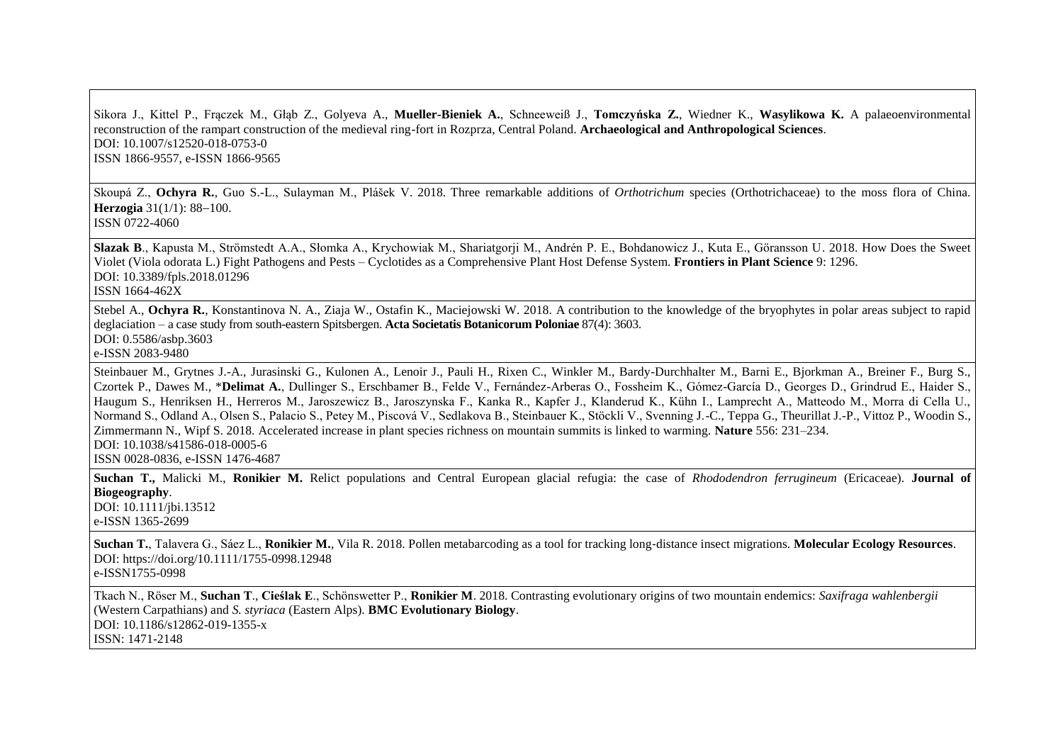Sikora J., Kittel P., Frączek M., Głąb Z., Golyeva A., **Mueller-Bieniek A.**, Schneeweiß J., **Tomczyńska Z.**, Wiedner K., **Wasylikowa K.** A palaeoenvironmental reconstruction of the rampart construction of the medieval ring-fort in Rozprza, Central Poland. **Archaeological and Anthropological Sciences**.
DOI: 10.1007/s12520-018-0753-0
ISSN 1866-9557, e-ISSN 1866-9565

Skoupá Z., **Ochyra R.**, Guo S.-L., Sulayman M., Plášek V. 2018. Three remarkable additions of *Orthotrichum* species (Orthotrichaceae) to the moss flora of China. **Herzogia** 31(1/1): 88–100.
ISSN 0722-4060

**Slazak B**., Kapusta M., Strömstedt A.A., Słomka A., Krychowiak M., Shariatgorji M., Andrén P. E., Bohdanowicz J., Kuta E., Göransson U. 2018. How Does the Sweet Violet (Viola odorata L.) Fight Pathogens and Pests – Cyclotides as a Comprehensive Plant Host Defense System. **Frontiers in Plant Science** 9: 1296.
DOI: 10.3389/fpls.2018.01296
ISSN 1664-462X

Stebel A., **Ochyra R.**, Konstantinova N. A., Ziaja W., Ostafin K., Maciejowski W. 2018. A contribution to the knowledge of the bryophytes in polar areas subject to rapid deglaciation – a case study from south-eastern Spitsbergen. **Acta Societatis Botanicorum Poloniae** 87(4): 3603.
DOI: 0.5586/asbp.3603
e-ISSN 2083-9480

Steinbauer M., Grytnes J.-A., Jurasinski G., Kulonen A., Lenoir J., Pauli H., Rixen C., Winkler M., Bardy-Durchhalter M., Barni E., Bjorkman A., Breiner F., Burg S., Czortek P., Dawes M., *__Delimat A.__, Dullinger S., Erschbamer B., Felde V., Fernández-Arberas O., Fossheim K., Gómez-García D., Georges D., Grindrud E., Haider S., Haugum S., Henriksen H., Herreros M., Jaroszewicz B., Jaroszynska F., Kanka R., Kapfer J., Klanderud K., Kühn I., Lamprecht A., Matteodo M., Morra di Cella U., Normand S., Odland A., Olsen S., Palacio S., Petey M., Piscová V., Sedlakova B., Steinbauer K., Stöckli V., Svenning J.-C., Teppa G., Theurillat J.-P., Vittoz P., Woodin S., Zimmermann N., Wipf S. 2018. Accelerated increase in plant species richness on mountain summits is linked to warming. **Nature** 556: 231–234.
DOI: 10.1038/s41586-018-0005-6
ISSN 0028-0836, e-ISSN 1476-4687

**Suchan T.,** Malicki M., **Ronikier M.** Relict populations and Central European glacial refugia: the case of *Rhododendron ferrugineum* (Ericaceae). **Journal of Biogeography**.
DOI: 10.1111/jbi.13512
e-ISSN 1365-2699

**Suchan T.**, Talavera G., Sáez L., **Ronikier M.**, Vila R. 2018. Pollen metabarcoding as a tool for tracking long-distance insect migrations. **Molecular Ecology Resources**.
DOI: https://doi.org/10.1111/1755-0998.12948
e-ISSN1755-0998

Tkach N., Röser M., **Suchan T**., **Cieślak E**., Schönswetter P., **Ronikier M**. 2018. Contrasting evolutionary origins of two mountain endemics: *Saxifraga wahlenbergii* (Western Carpathians) and *S. styriaca* (Eastern Alps). **BMC Evolutionary Biology**.
DOI: 10.1186/s12862-019-1355-x
ISSN: 1471-2148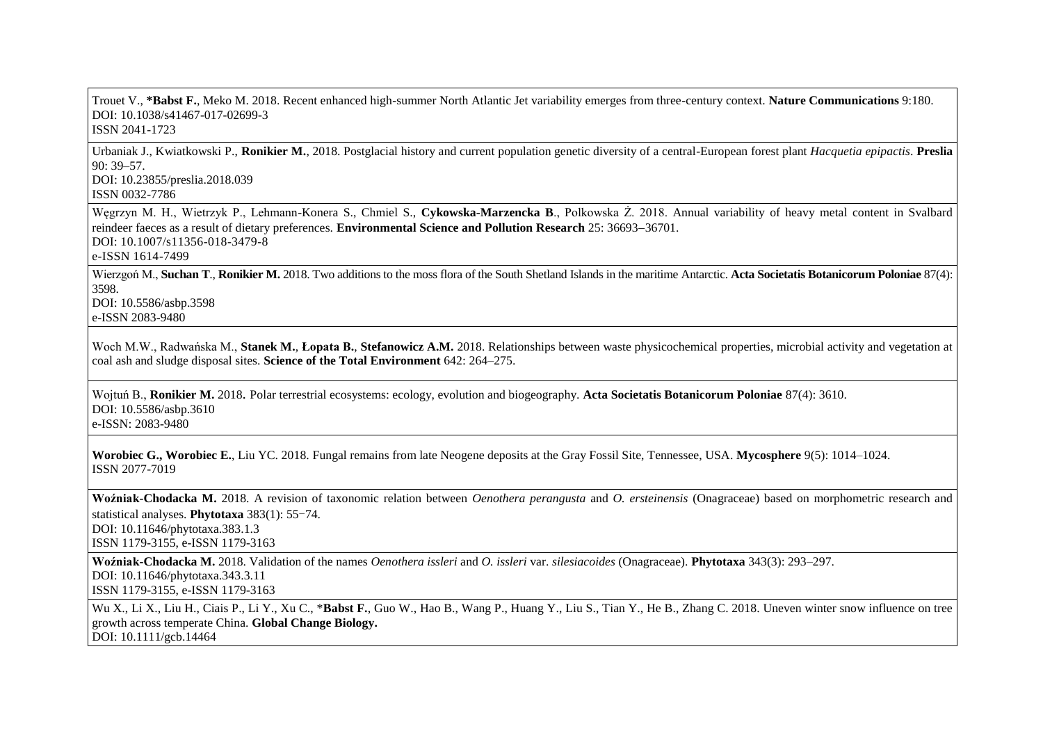| |
|---|
| Trouet V., **\*Babst F.**, Meko M. 2018. Recent enhanced high-summer North Atlantic Jet variability emerges from three-century context. **Nature Communications** 9:180.<br>DOI: 10.1038/s41467-017-02699-3<br>ISSN 2041-1723 |
| Urbaniak J., Kwiatkowski P., **Ronikier M.**, 2018. Postglacial history and current population genetic diversity of a central-European forest plant *Hacquetia epipactis*. **Preslia** 90: 39–57.<br>DOI: 10.23855/preslia.2018.039<br>ISSN 0032-7786 |
| Węgrzyn M. H., Wietrzyk P., Lehmann-Konera S., Chmiel S., **Cykowska-Marzencka B**., Polkowska Ż. 2018. Annual variability of heavy metal content in Svalbard reindeer faeces as a result of dietary preferences. **Environmental Science and Pollution Research** 25: 36693–36701.<br>DOI: 10.1007/s11356-018-3479-8<br>e-ISSN 1614-7499 |
| Wierzgoń M., **Suchan T**., **Ronikier M.** 2018. Two additions to the moss flora of the South Shetland Islands in the maritime Antarctic. **Acta Societatis Botanicorum Poloniae** 87(4): 3598.<br>DOI: 10.5586/asbp.3598<br>e-ISSN 2083-9480 |
| Woch M.W., Radwańska M., **Stanek M.**, **Łopata B.**, **Stefanowicz A.M.** 2018. Relationships between waste physicochemical properties, microbial activity and vegetation at coal ash and sludge disposal sites. **Science of the Total Environment** 642: 264–275. |
| Wojtuń B., **Ronikier M.** 2018. Polar terrestrial ecosystems: ecology, evolution and biogeography. **Acta Societatis Botanicorum Poloniae** 87(4): 3610.<br>DOI: 10.5586/asbp.3610<br>e-ISSN: 2083-9480 |
| **Worobiec G., Worobiec E.**, Liu YC. 2018. Fungal remains from late Neogene deposits at the Gray Fossil Site, Tennessee, USA. **Mycosphere** 9(5): 1014–1024.<br>ISSN 2077-7019 |
| **Woźniak-Chodacka M.** 2018. A revision of taxonomic relation between *Oenothera perangusta* and *O. ersteinensis* (Onagraceae) based on morphometric research and statistical analyses. **Phytotaxa** 383(1): 55−74.<br>DOI: 10.11646/phytotaxa.383.1.3<br>ISSN 1179-3155, e-ISSN 1179-3163 |
| **Woźniak-Chodacka M.** 2018. Validation of the names *Oenothera issleri* and *O. issleri* var. *silesiacoides* (Onagraceae). **Phytotaxa** 343(3): 293–297.<br>DOI: 10.11646/phytotaxa.343.3.11<br>ISSN 1179-3155, e-ISSN 1179-3163 |
| Wu X., Li X., Liu H., Ciais P., Li Y., Xu C., \***Babst F.**, Guo W., Hao B., Wang P., Huang Y., Liu S., Tian Y., He B., Zhang C. 2018. Uneven winter snow influence on tree growth across temperate China. **Global Change Biology.**<br>DOI: 10.1111/gcb.14464 |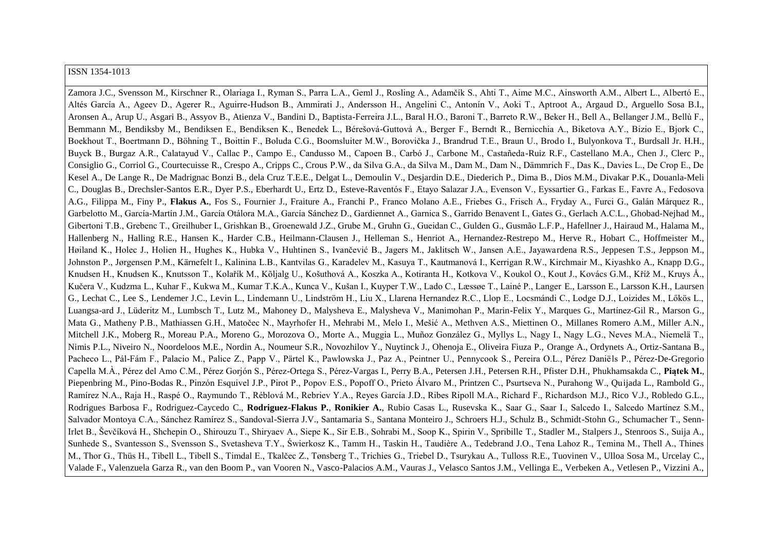ISSN 1354-1013

Zamora J.C., Svensson M., Kirschner R., Olariaga I., Ryman S., Parra L.A., Geml J., Rosling A., Adamčík S., Ahti T., Aime M.C., Ainsworth A.M., Albert L., Albertó E., Altés García A., Ageev D., Agerer R., Aguirre-Hudson B., Ammirati J., Andersson H., Angelini C., Antonín V., Aoki T., Aptroot A., Argaud D., Arguello Sosa B.I., Aronsen A., Arup U., Asgari B., Assyov B., Atienza V., Bandini D., Baptista-Ferreira J.L., Baral H.O., Baroni T., Barreto R.W., Beker H., Bell A., Bellanger J.M., Bellù F., Bemmann M., Bendiksby M., Bendiksen E., Bendiksen K., Benedek L., Bérešová-Guttová A., Berger F., Berndt R., Bernicchia A., Biketova A.Y., Bizio E., Bjork C., Boekhout T., Boertmann D., Böhning T., Boittin F., Boluda C.G., Boomsluiter M.W., Borovička J., Brandrud T.E., Braun U., Brodo I., Bulyonkova T., Burdsall Jr. H.H., Buyck B., Burgaz A.R., Calatayud V., Callac P., Campo E., Candusso M., Capoen B., Carbó J., Carbone M., Castañeda-Ruiz R.F., Castellano M.A., Chen J., Clerc P., Consiglio G., Corriol G., Courtecuisse R., Crespo A., Cripps C., Crous P.W., da Silva G.A., da Silva M., Dam M., Dam N., Dämmrich F., Das K., Davies L., De Crop E., De Kesel A., De Lange R., De Madrignac Bonzi B., dela Cruz T.E.E., Delgat L., Demoulin V., Desjardin D.E., Diederich P., Dima B., Dios M.M., Divakar P.K., Douanla-Meli C., Douglas B., Drechsler-Santos E.R., Dyer P.S., Eberhardt U., Ertz D., Esteve-Raventós F., Etayo Salazar J.A., Evenson V., Eyssartier G., Farkas E., Favre A., Fedosova A.G., Filippa M., Finy P., **Flakus A.**, Fos S., Fournier J., Fraiture A., Franchi P., Franco Molano A.E., Friebes G., Frisch A., Fryday A., Furci G., Galán Márquez R., Garbelotto M., García-Martín J.M., García Otálora M.A., García Sánchez D., Gardiennet A., Garnica S., Garrido Benavent I., Gates G., Gerlach A.C.L., Ghobad-Nejhad M., Gibertoni T.B., Grebenc T., Greilhuber I., Grishkan B., Groenewald J.Z., Grube M., Gruhn G., Gueidan C., Gulden G., Gusmão L.F.P., Hafellner J., Hairaud M., Halama M., Hallenberg N., Halling R.E., Hansen K., Harder C.B., Heilmann-Clausen J., Helleman S., Henriot A., Hernandez-Restrepo M., Herve R., Hobart C., Hoffmeister M., Høiland K., Holec J., Holien H., Hughes K., Hubka V., Huhtinen S., Ivančević B., Jagers M., Jaklitsch W., Jansen A.E., Jayawardena R.S., Jeppesen T.S., Jeppson M., Johnston P., Jørgensen P.M., Kärnefelt I., Kalinina L.B., Kantvilas G., Karadelev M., Kasuya T., Kautmanová I., Kerrigan R.W., Kirchmair M., Kiyashko A., Knapp D.G., Knudsen H., Knudsen K., Knutsson T., Kolařík M., Kõljalg U., Košuthová A., Koszka A., Kotiranta H., Kotkova V., Koukol O., Kout J., Kovács G.M., Kříž M., Kruys Å., Kučera V., Kudzma L., Kuhar F., Kukwa M., Kumar T.K.A., Kunca V., Kušan I., Kuyper T.W., Lado C., Læssøe T., Lainé P., Langer E., Larsson E., Larsson K.H., Laursen G., Lechat C., Lee S., Lendemer J.C., Levin L., Lindemann U., Lindström H., Liu X., Llarena Hernandez R.C., Llop E., Locsmándi C., Lodge D.J., Loizides M., Lőkös L., Luangsa-ard J., Lüderitz M., Lumbsch T., Lutz M., Mahoney D., Malysheva E., Malysheva V., Manimohan P., Marin-Felix Y., Marques G., Martínez-Gil R., Marson G., Mata G., Matheny P.B., Mathiassen G.H., Matočec N., Mayrhofer H., Mehrabi M., Melo I., Mešić A., Methven A.S., Miettinen O., Millanes Romero A.M., Miller A.N., Mitchell J.K., Moberg R., Moreau P.A., Moreno G., Morozova O., Morte A., Muggia L., Muñoz González G., Myllys L., Nagy I., Nagy L.G., Neves M.A., Niemelä T., Nimis P.L., Niveiro N., Noordeloos M.E., Nordin A., Noumeur S.R., Novozhilov Y., Nuytinck J., Ohenoja E., Oliveira Fiuza P., Orange A., Ordynets A., Ortiz-Santana B., Pacheco L., Pál-Fám F., Palacio M., Palice Z., Papp V., Pärtel K., Pawlowska J., Paz A., Peintner U., Pennycook S., Pereira O.L., Pérez Daniëls P., Pérez-De-Gregorio Capella M.À., Pérez del Amo C.M., Pérez Gorjón S., Pérez-Ortega S., Pérez-Vargas I., Perry B.A., Petersen J.H., Petersen R.H., Pfister D.H., Phukhamsakda C., **Piątek M.**, Piepenbring M., Pino-Bodas R., Pinzón Esquivel J.P., Pirot P., Popov E.S., Popoff O., Prieto Álvaro M., Printzen C., Psurtseva N., Purahong W., Quijada L., Rambold G., Ramírez N.A., Raja H., Raspé O., Raymundo T., Réblová M., Rebriev Y.A., Reyes García J.D., Ribes Ripoll M.A., Richard F., Richardson M.J., Rico V.J., Robledo G.L., Rodrigues Barbosa F., Rodriguez-Caycedo C., **Rodriguez-Flakus P.**, **Ronikier A.**, Rubio Casas L., Rusevska K., Saar G., Saar I., Salcedo I., Salcedo Martínez S.M., Salvador Montoya C.A., Sánchez Ramírez S., Sandoval-Sierra J.V., Santamaria S., Santana Monteiro J., Schroers H.J., Schulz B., Schmidt-Stohn G., Schumacher T., Senn-Irlet B., Ševčíková H., Shchepin O., Shirouzu T., Shiryaev A., Siepe K., Sir E.B., Sohrabi M., Soop K., Spirin V., Spribille T., Stadler M., Stalpers J., Stenroos S., Suija A., Sunhede S., Svantesson S., Svensson S., Svetasheva T.Y., Świerkosz K., Tamm H., Taskin H., Taudière A., Tedebrand J.O., Tena Lahoz R., Temina M., Thell A., Thines M., Thor G., Thüs H., Tibell L., Tibell S., Timdal E., Tkalčec Z., Tønsberg T., Trichies G., Triebel D., Tsurykau A., Tulloss R.E., Tuovinen V., Ulloa Sosa M., Urcelay C., Valade F., Valenzuela Garza R., van den Boom P., van Vooren N., Vasco-Palacios A.M., Vauras J., Velasco Santos J.M., Vellinga E., Verbeken A., Vetlesen P., Vizzini A.,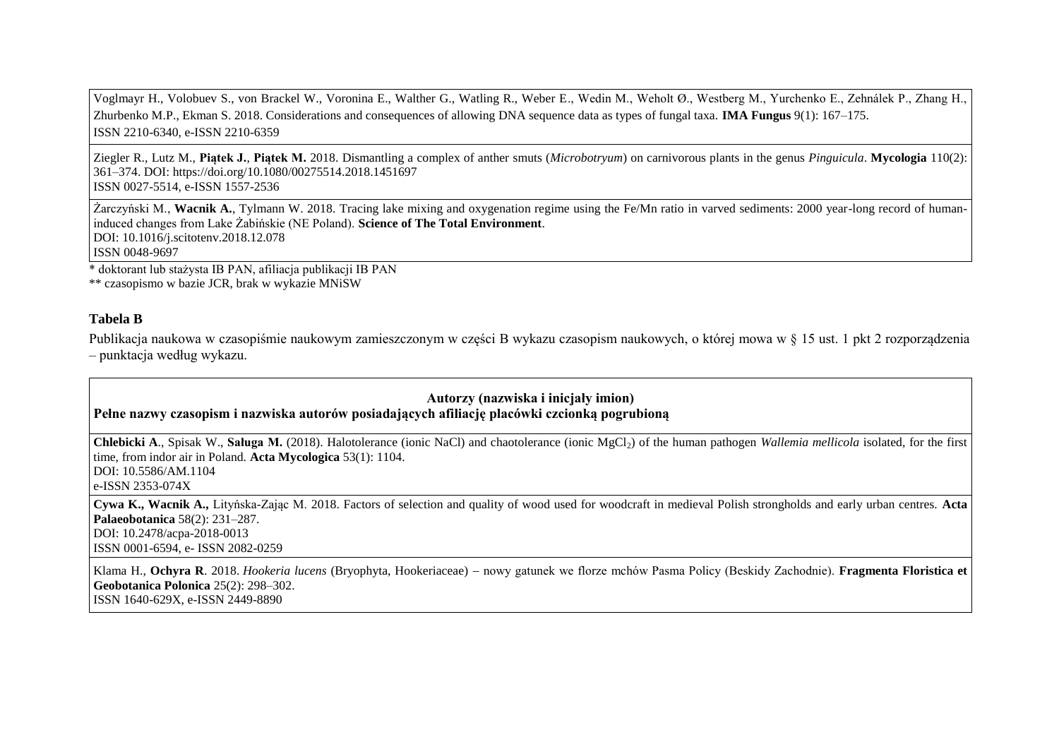| |
|---|
| Voglmayr H., Volobuev S., von Brackel W., Voronina E., Walther G., Watling R., Weber E., Wedin M., Weholt Ø., Westberg M., Yurchenko E., Zehnálek P., Zhang H., Zhurbenko M.P., Ekman S. 2018. Considerations and consequences of allowing DNA sequence data as types of fungal taxa. **IMA Fungus** 9(1): 167–175. ISSN 2210-6340, e-ISSN 2210-6359 |
| Ziegler R., Lutz M., **Piątek J.**, **Piątek M.** 2018. Dismantling a complex of anther smuts (*Microbotryum*) on carnivorous plants in the genus *Pinguicula*. **Mycologia** 110(2): 361–374. DOI: https://doi.org/10.1080/00275514.2018.1451697 ISSN 0027-5514, e-ISSN 1557-2536 |
| Żarczyński M., **Wacnik A.**, Tylmann W. 2018. Tracing lake mixing and oxygenation regime using the Fe/Mn ratio in varved sediments: 2000 year-long record of human-induced changes from Lake Żabińskie (NE Poland). **Science of The Total Environment**. DOI: 10.1016/j.scitotenv.2018.12.078 ISSN 0048-9697 |

\* doktorant lub stażysta IB PAN, afiliacja publikacji IB PAN

\*\* czasopismo w bazie JCR, brak w wykazie MNiSW

### Tabela B

Publikacja naukowa w czasopiśmie naukowym zamieszczonym w części B wykazu czasopism naukowych, o której mowa w § 15 ust. 1 pkt 2 rozporządzenia – punktacja według wykazu.

| **Autorzy (nazwiska i inicjały imion)** **Pełne nazwy czasopism i nazwiska autorów posiadających afiliację placówki czcionką pogrubioną** |
|---|
| **Chlebicki A**., Spisak W., **Saługa M.** (2018). Halotolerance (ionic NaCl) and chaotolerance (ionic $MgCl_2$) of the human pathogen *Wallemia mellicola* isolated, for the first time, from indor air in Poland. **Acta Mycologica** 53(1): 1104. DOI: 10.5586/AM.1104 e-ISSN 2353-074X |
| **Cywa K., Wacnik A.,** Lityńska-Zając M. 2018. Factors of selection and quality of wood used for woodcraft in medieval Polish strongholds and early urban centres. **Acta Palaeobotanica** 58(2): 231–287. DOI: 10.2478/acpa-2018-0013 ISSN 0001-6594, e- ISSN 2082-0259 |
| Klama H., **Ochyra R**. 2018. *Hookeria lucens* (Bryophyta, Hookeriaceae) – nowy gatunek we florze mchów Pasma Policy (Beskidy Zachodnie). **Fragmenta Floristica et Geobotanica Polonica** 25(2): 298–302. ISSN 1640-629X, e-ISSN 2449-8890 |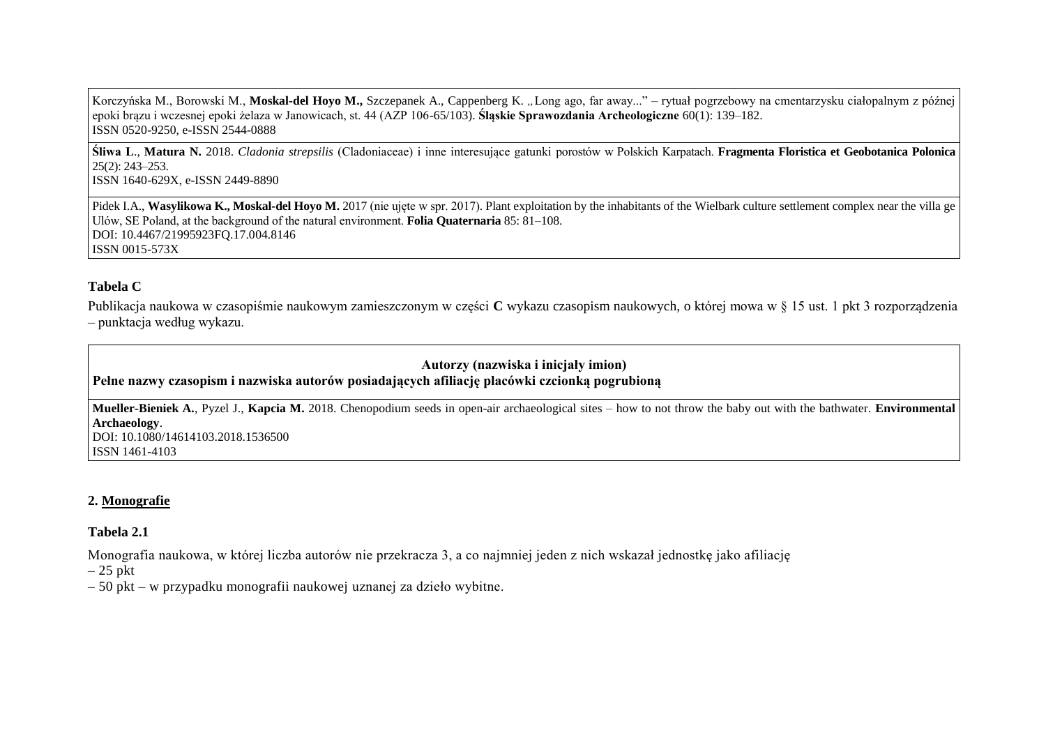| |
|---|
| Korczyńska M., Borowski M., **Moskal-del Hoyo M.,** Szczepanek A., Cappenberg K. „Long ago, far away..." – rytuał pogrzebowy na cmentarzysku ciałopalnym z późnej epoki brązu i wczesnej epoki żelaza w Janowicach, st. 44 (AZP 106-65/103). **Śląskie Sprawozdania Archeologiczne** 60(1): 139–182.<br>ISSN 0520-9250, e-ISSN 2544-0888 |
| **Śliwa L**., **Matura N.** 2018. *Cladonia strepsilis* (Cladoniaceae) i inne interesujące gatunki porostów w Polskich Karpatach. **Fragmenta Floristica et Geobotanica Polonica** 25(2): 243–253.<br>ISSN 1640-629X, e-ISSN 2449-8890 |
| Pidek I.A., **Wasylikowa K., Moskal-del Hoyo M.** 2017 (nie ujęte w spr. 2017). Plant exploitation by the inhabitants of the Wielbark culture settlement complex near the villa ge Ulów, SE Poland, at the background of the natural environment. **Folia Quaternaria** 85: 81–108.<br>DOI: 10.4467/21995923FQ.17.004.8146<br>ISSN 0015-573X |

**Tabela C**

Publikacja naukowa w czasopiśmie naukowym zamieszczonym w części **C** wykazu czasopism naukowych, o której mowa w § 15 ust. 1 pkt 3 rozporządzenia – punktacja według wykazu.

| **Autorzy (nazwiska i inicjały imion)**<br>**Pełne nazwy czasopism i nazwiska autorów posiadających afiliację placówki czcionką pogrubioną** |
|---|
| **Mueller-Bieniek A.**, Pyzel J., **Kapcia M.** 2018. Chenopodium seeds in open-air archaeological sites – how to not throw the baby out with the bathwater. **Environmental Archaeology**.<br>DOI: 10.1080/14614103.2018.1536500<br>ISSN 1461-4103 |

## 2. Monografie

**Tabela 2.1**

Monografia naukowa, w której liczba autorów nie przekracza 3, a co najmniej jeden z nich wskazał jednostkę jako afiliację
– 25 pkt
– 50 pkt – w przypadku monografii naukowej uznanej za dzieło wybitne.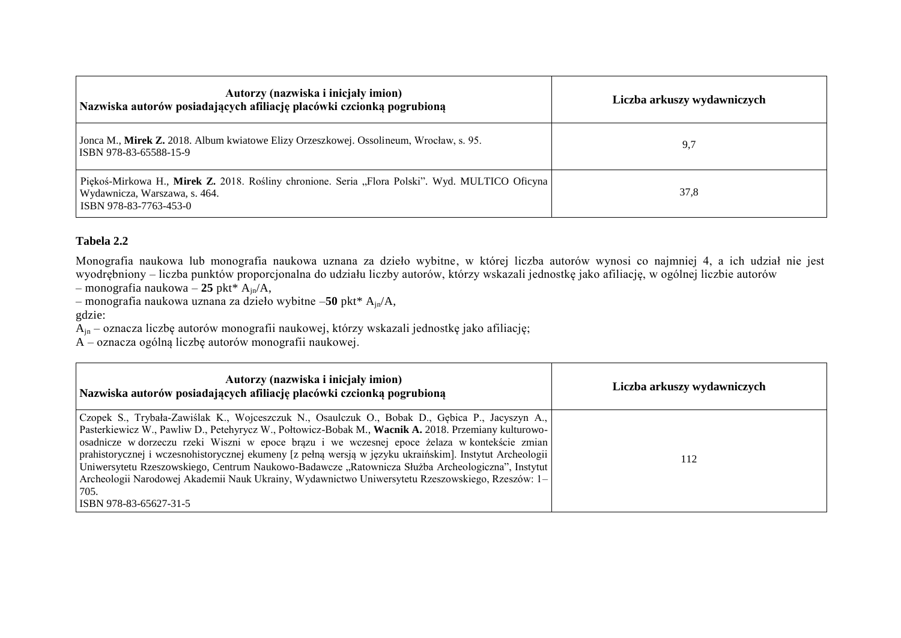| **Autorzy (nazwiska i inicjały imion)** **Nazwiska autorów posiadających afiliację placówki czcionką pogrubioną** | **Liczba arkuszy wydawniczych** |
| --- | --- |
| Jonca M., **Mirek Z.** 2018. Album kwiatowe Elizy Orzeszkowej. Ossolineum, Wrocław, s. 95. ISBN 978-83-65588-15-9 | 9,7 |
| Piękoś-Mirkowa H., **Mirek Z.** 2018. Rośliny chronione. Seria „Flora Polski". Wyd. MULTICO Oficyna Wydawnicza, Warszawa, s. 464. ISBN 978-83-7763-453-0 | 37,8 |

**Tabela 2.2**

Monografia naukowa lub monografia naukowa uznana za dzieło wybitne, w której liczba autorów wynosi co najmniej 4, a ich udział nie jest wyodrębniony – liczba punktów proporcjonalna do udziału liczby autorów, którzy wskazali jednostkę jako afiliację, w ogólnej liczbie autorów
– monografia naukowa – **25** pkt* $A_{jn}/A$,
– monografia naukowa uznana za dzieło wybitne –**50** pkt* $A_{jn}/A$,
gdzie:
$A_{jn}$ – oznacza liczbę autorów monografii naukowej, którzy wskazali jednostkę jako afiliację;
A – oznacza ogólną liczbę autorów monografii naukowej.

| **Autorzy (nazwiska i inicjały imion)** **Nazwiska autorów posiadających afiliację placówki czcionką pogrubioną** | **Liczba arkuszy wydawniczych** |
| --- | --- |
| Czopek S., Trybała-Zawiślak K., Wojceszczuk N., Osaulczuk O., Bobak D., Gębica P., Jacyszyn A., Pasterkiewicz W., Pawliw D., Petehyrycz W., Połtowicz-Bobak M., **Wacnik A.** 2018. Przemiany kulturowo-osadnicze w dorzeczu rzeki Wiszni w epoce brązu i we wczesnej epoce żelaza w kontekście zmian prahistorycznej i wczesnohistorycznej ekumeny [z pełną wersją w języku ukraińskim]. Instytut Archeologii Uniwersytetu Rzeszowskiego, Centrum Naukowo-Badawcze „Ratownicza Służba Archeologiczna", Instytut Archeologii Narodowej Akademii Nauk Ukrainy, Wydawnictwo Uniwersytetu Rzeszowskiego, Rzeszów: 1–705. ISBN 978-83-65627-31-5 | 112 |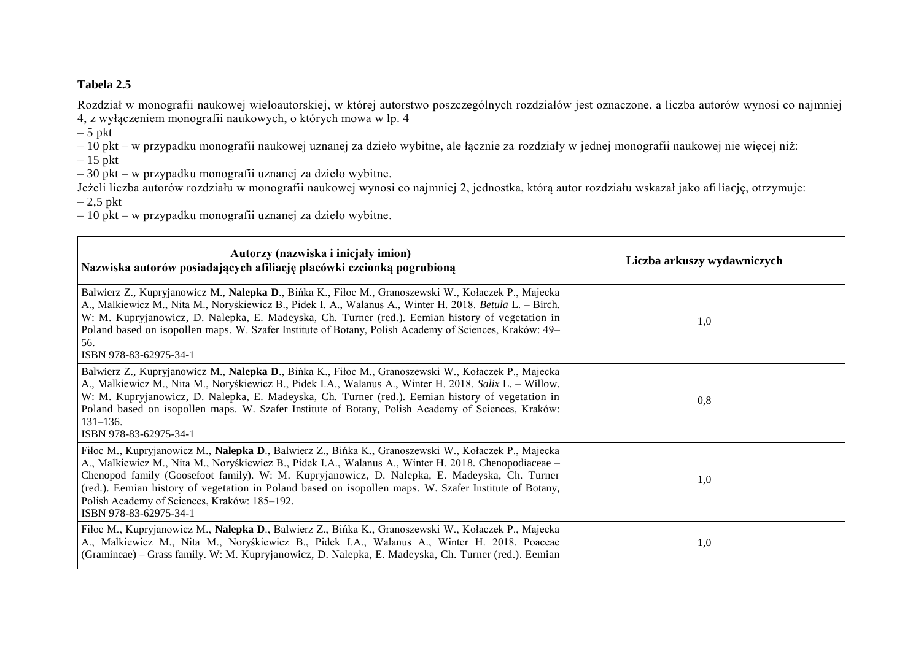**Tabela 2.5**

Rozdział w monografii naukowej wieloautorskiej, w której autorstwo poszczególnych rozdziałów jest oznaczone, a liczba autorów wynosi co najmniej 4, z wyłączeniem monografii naukowych, o których mowa w lp. 4

– 5 pkt

– 10 pkt – w przypadku monografii naukowej uznanej za dzieło wybitne, ale łącznie za rozdziały w jednej monografii naukowej nie więcej niż:

– 15 pkt

– 30 pkt – w przypadku monografii uznanej za dzieło wybitne.

Jeżeli liczba autorów rozdziału w monografii naukowej wynosi co najmniej 2, jednostka, którą autor rozdziału wskazał jako afiliację, otrzymuje:

– 2,5 pkt

– 10 pkt – w przypadku monografii uznanej za dzieło wybitne.

| **Autorzy (nazwiska i inicjały imion)<br>Nazwiska autorów posiadających afiliację placówki czcionką pogrubioną** | **Liczba arkuszy wydawniczych** |
|---|---|
| Balwierz Z., Kupryjanowicz M., **Nalepka D**., Bińka K., Filoc M., Granoszewski W., Kołaczek P., Majecka A., Malkiewicz M., Nita M., Noryśkiewicz B., Pidek I. A., Walanus A., Winter H. 2018. *Betula* L. – Birch. W: M. Kupryjanowicz, D. Nalepka, E. Madeyska, Ch. Turner (red.). Eemian history of vegetation in Poland based on isopollen maps. W. Szafer Institute of Botany, Polish Academy of Sciences, Kraków: 49–56.<br>ISBN 978-83-62975-34-1 | 1,0 |
| Balwierz Z., Kupryjanowicz M., **Nalepka D**., Bińka K., Filoc M., Granoszewski W., Kołaczek P., Majecka A., Malkiewicz M., Nita M., Noryśkiewicz B., Pidek I.A., Walanus A., Winter H. 2018. *Salix* L. – Willow. W: M. Kupryjanowicz, D. Nalepka, E. Madeyska, Ch. Turner (red.). Eemian history of vegetation in Poland based on isopollen maps. W. Szafer Institute of Botany, Polish Academy of Sciences, Kraków: 131–136.<br>ISBN 978-83-62975-34-1 | 0,8 |
| Filoc M., Kupryjanowicz M., **Nalepka D**., Balwierz Z., Bińka K., Granoszewski W., Kołaczek P., Majecka A., Malkiewicz M., Nita M., Noryśkiewicz B., Pidek I.A., Walanus A., Winter H. 2018. Chenopodiaceae – Chenopod family (Goosefoot family). W: M. Kupryjanowicz, D. Nalepka, E. Madeyska, Ch. Turner (red.). Eemian history of vegetation in Poland based on isopollen maps. W. Szafer Institute of Botany, Polish Academy of Sciences, Kraków: 185–192.<br>ISBN 978-83-62975-34-1 | 1,0 |
| Filoc M., Kupryjanowicz M., **Nalepka D**., Balwierz Z., Bińka K., Granoszewski W., Kołaczek P., Majecka A., Malkiewicz M., Nita M., Noryśkiewicz B., Pidek I.A., Walanus A., Winter H. 2018. Poaceae (Gramineae) – Grass family. W: M. Kupryjanowicz, D. Nalepka, E. Madeyska, Ch. Turner (red.). Eemian | 1,0 |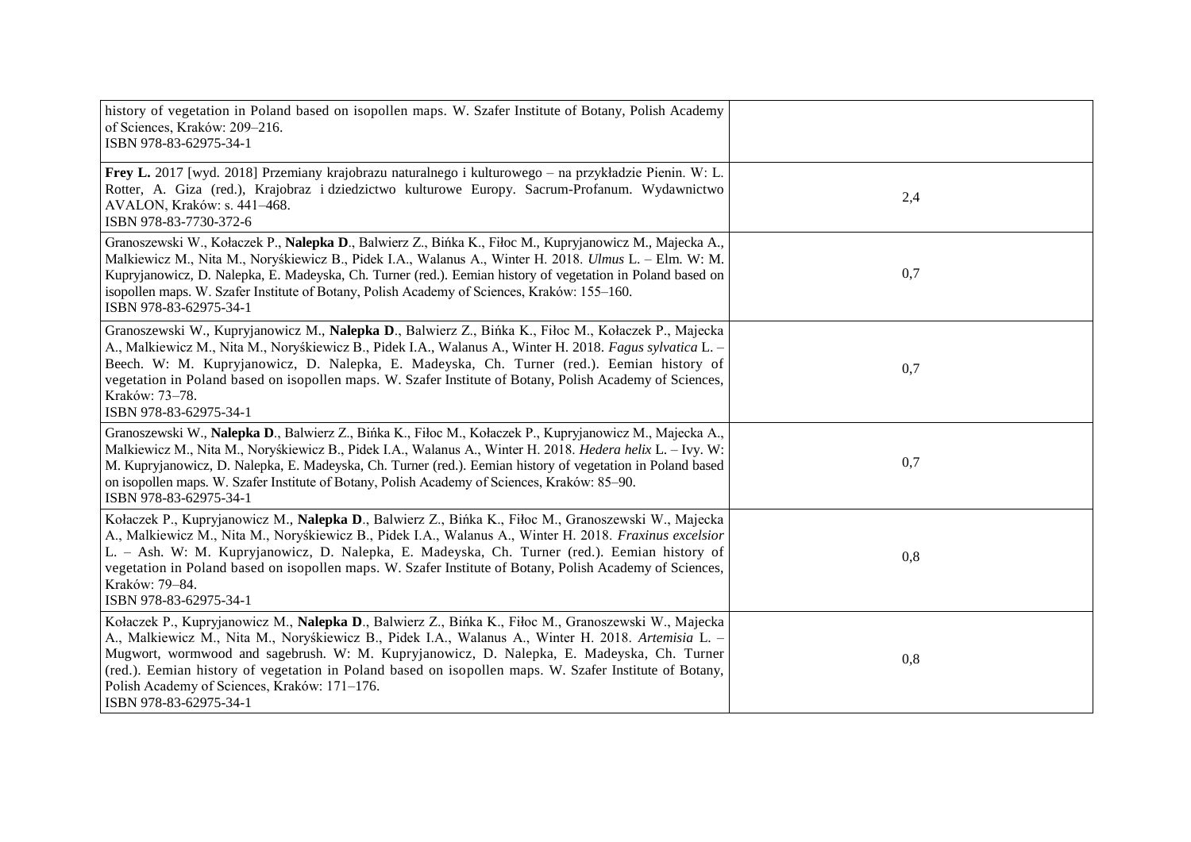| | |
|---|---|
| history of vegetation in Poland based on isopollen maps. W. Szafer Institute of Botany, Polish Academy of Sciences, Kraków: 209–216.<br>ISBN 978-83-62975-34-1 | |
| **Frey L.** 2017 [wyd. 2018] Przemiany krajobrazu naturalnego i kulturowego – na przykładzie Pienin. W: L. Rotter, A. Giza (red.), Krajobraz i dziedzictwo kulturowe Europy. Sacrum-Profanum. Wydawnictwo AVALON, Kraków: s. 441–468.<br>ISBN 978-83-7730-372-6 | 2,4 |
| Granoszewski W., Kołaczek P., **Nalepka D**., Balwierz Z., Bińka K., Fiłoc M., Kupryjanowicz M., Majecka A., Malkiewicz M., Nita M., Noryśkiewicz B., Pidek I.A., Walanus A., Winter H. 2018. *Ulmus* L. – Elm. W: M. Kupryjanowicz, D. Nalepka, E. Madeyska, Ch. Turner (red.). Eemian history of vegetation in Poland based on isopollen maps. W. Szafer Institute of Botany, Polish Academy of Sciences, Kraków: 155–160.<br>ISBN 978-83-62975-34-1 | 0,7 |
| Granoszewski W., Kupryjanowicz M., **Nalepka D**., Balwierz Z., Bińka K., Fiłoc M., Kołaczek P., Majecka A., Malkiewicz M., Nita M., Noryśkiewicz B., Pidek I.A., Walanus A., Winter H. 2018. *Fagus sylvatica* L. – Beech. W: M. Kupryjanowicz, D. Nalepka, E. Madeyska, Ch. Turner (red.). Eemian history of vegetation in Poland based on isopollen maps. W. Szafer Institute of Botany, Polish Academy of Sciences, Kraków: 73–78.<br>ISBN 978-83-62975-34-1 | 0,7 |
| Granoszewski W., **Nalepka D**., Balwierz Z., Bińka K., Fiłoc M., Kołaczek P., Kupryjanowicz M., Majecka A., Malkiewicz M., Nita M., Noryśkiewicz B., Pidek I.A., Walanus A., Winter H. 2018. *Hedera helix* L. – Ivy. W: M. Kupryjanowicz, D. Nalepka, E. Madeyska, Ch. Turner (red.). Eemian history of vegetation in Poland based on isopollen maps. W. Szafer Institute of Botany, Polish Academy of Sciences, Kraków: 85–90.<br>ISBN 978-83-62975-34-1 | 0,7 |
| Kołaczek P., Kupryjanowicz M., **Nalepka D**., Balwierz Z., Bińka K., Fiłoc M., Granoszewski W., Majecka A., Malkiewicz M., Nita M., Noryśkiewicz B., Pidek I.A., Walanus A., Winter H. 2018. *Fraxinus excelsior* L. – Ash. W: M. Kupryjanowicz, D. Nalepka, E. Madeyska, Ch. Turner (red.). Eemian history of vegetation in Poland based on isopollen maps. W. Szafer Institute of Botany, Polish Academy of Sciences, Kraków: 79–84.<br>ISBN 978-83-62975-34-1 | 0,8 |
| Kołaczek P., Kupryjanowicz M., **Nalepka D**., Balwierz Z., Bińka K., Fiłoc M., Granoszewski W., Majecka A., Malkiewicz M., Nita M., Noryśkiewicz B., Pidek I.A., Walanus A., Winter H. 2018. *Artemisia* L. – Mugwort, wormwood and sagebrush. W: M. Kupryjanowicz, D. Nalepka, E. Madeyska, Ch. Turner (red.). Eemian history of vegetation in Poland based on isopollen maps. W. Szafer Institute of Botany, Polish Academy of Sciences, Kraków: 171–176.<br>ISBN 978-83-62975-34-1 | 0,8 |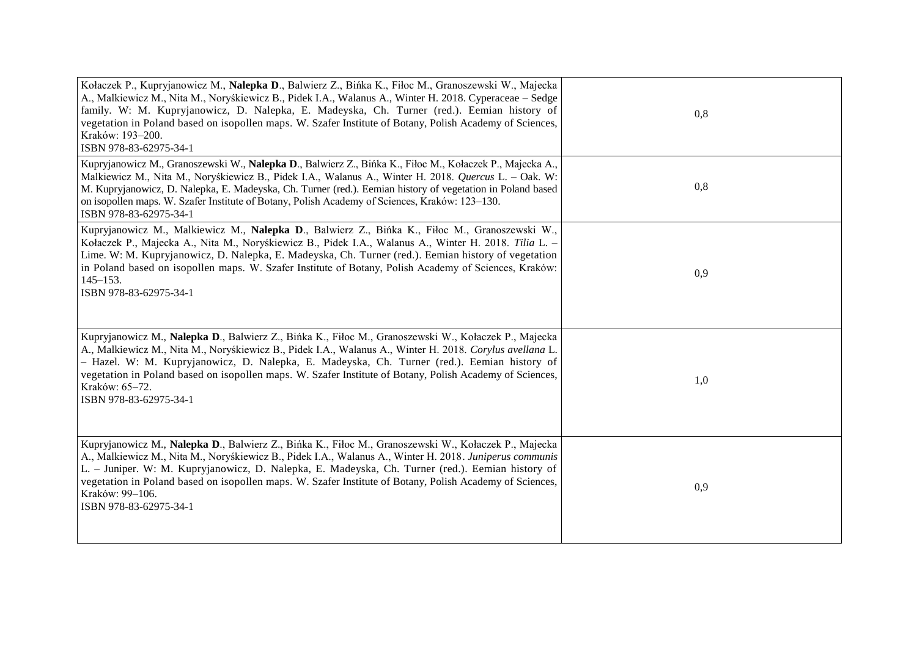| | |
|---|---|
| Kołaczek P., Kupryjanowicz M., **Nalepka D**., Balwierz Z., Bińka K., Fiłoc M., Granoszewski W., Majecka A., Malkiewicz M., Nita M., Noryśkiewicz B., Pidek I.A., Walanus A., Winter H. 2018. Cyperaceae – Sedge family. W: M. Kupryjanowicz, D. Nalepka, E. Madeyska, Ch. Turner (red.). Eemian history of vegetation in Poland based on isopollen maps. W. Szafer Institute of Botany, Polish Academy of Sciences, Kraków: 193–200.<br>ISBN 978-83-62975-34-1 | 0,8 |
| Kupryjanowicz M., Granoszewski W., **Nalepka D**., Balwierz Z., Bińka K., Fiłoc M., Kołaczek P., Majecka A., Malkiewicz M., Nita M., Noryśkiewicz B., Pidek I.A., Walanus A., Winter H. 2018. *Quercus* L. – Oak. W: M. Kupryjanowicz, D. Nalepka, E. Madeyska, Ch. Turner (red.). Eemian history of vegetation in Poland based on isopollen maps. W. Szafer Institute of Botany, Polish Academy of Sciences, Kraków: 123–130.<br>ISBN 978-83-62975-34-1 | 0,8 |
| Kupryjanowicz M., Malkiewicz M., **Nalepka D**., Balwierz Z., Bińka K., Fiłoc M., Granoszewski W., Kołaczek P., Majecka A., Nita M., Noryśkiewicz B., Pidek I.A., Walanus A., Winter H. 2018. *Tilia* L. – Lime. W: M. Kupryjanowicz, D. Nalepka, E. Madeyska, Ch. Turner (red.). Eemian history of vegetation in Poland based on isopollen maps. W. Szafer Institute of Botany, Polish Academy of Sciences, Kraków: 145–153.<br>ISBN 978-83-62975-34-1 | 0,9 |
| Kupryjanowicz M., **Nalepka D**., Balwierz Z., Bińka K., Fiłoc M., Granoszewski W., Kołaczek P., Majecka A., Malkiewicz M., Nita M., Noryśkiewicz B., Pidek I.A., Walanus A., Winter H. 2018. *Corylus avellana* L. – Hazel. W: M. Kupryjanowicz, D. Nalepka, E. Madeyska, Ch. Turner (red.). Eemian history of vegetation in Poland based on isopollen maps. W. Szafer Institute of Botany, Polish Academy of Sciences, Kraków: 65–72.<br>ISBN 978-83-62975-34-1 | 1,0 |
| Kupryjanowicz M., **Nalepka D**., Balwierz Z., Bińka K., Fiłoc M., Granoszewski W., Kołaczek P., Majecka A., Malkiewicz M., Nita M., Noryśkiewicz B., Pidek I.A., Walanus A., Winter H. 2018. *Juniperus communis* L. – Juniper. W: M. Kupryjanowicz, D. Nalepka, E. Madeyska, Ch. Turner (red.). Eemian history of vegetation in Poland based on isopollen maps. W. Szafer Institute of Botany, Polish Academy of Sciences, Kraków: 99–106.<br>ISBN 978-83-62975-34-1 | 0,9 |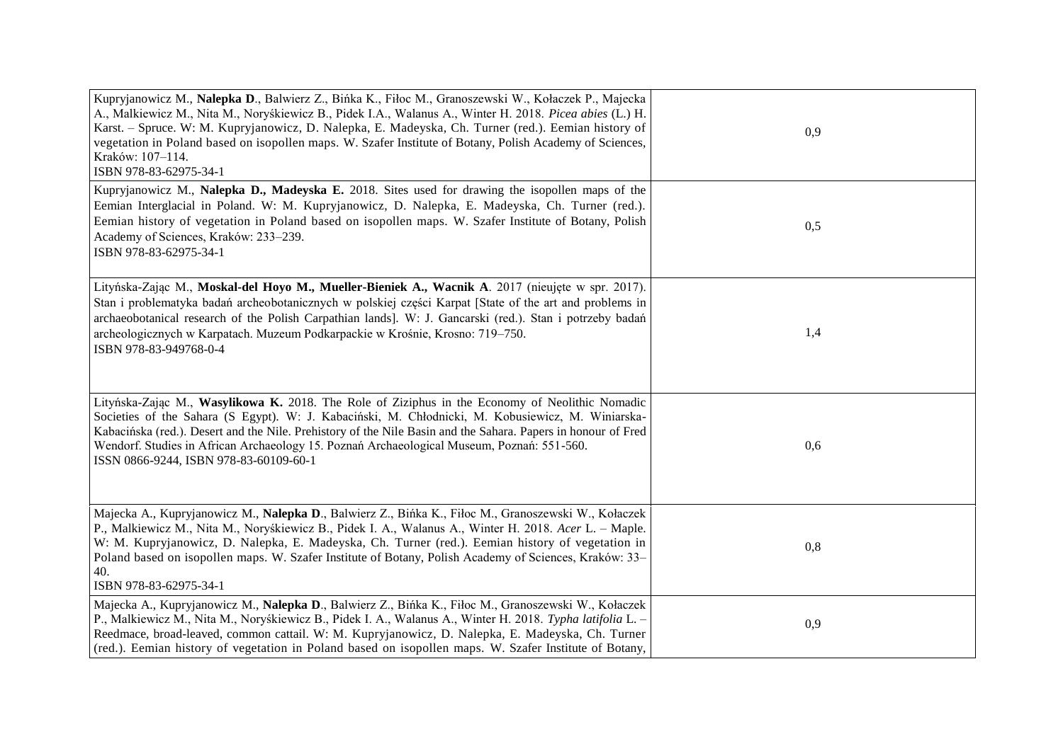| | |
|---|---|
| Kupryjanowicz M., **Nalepka D**., Balwierz Z., Bińka K., Fiłoc M., Granoszewski W., Kołaczek P., Majecka A., Malkiewicz M., Nita M., Noryśkiewicz B., Pidek I.A., Walanus A., Winter H. 2018. *Picea abies* (L.) H. Karst. – Spruce. W: M. Kupryjanowicz, D. Nalepka, E. Madeyska, Ch. Turner (red.). Eemian history of vegetation in Poland based on isopollen maps. W. Szafer Institute of Botany, Polish Academy of Sciences, Kraków: 107–114.<br>ISBN 978-83-62975-34-1 | 0,9 |
| Kupryjanowicz M., **Nalepka D., Madeyska E.** 2018. Sites used for drawing the isopollen maps of the Eemian Interglacial in Poland. W: M. Kupryjanowicz, D. Nalepka, E. Madeyska, Ch. Turner (red.). Eemian history of vegetation in Poland based on isopollen maps. W. Szafer Institute of Botany, Polish Academy of Sciences, Kraków: 233–239.<br>ISBN 978-83-62975-34-1 | 0,5 |
| Lityńska-Zając M., **Moskal-del Hoyo M., Mueller-Bieniek A., Wacnik A**. 2017 (nieujęte w spr. 2017). Stan i problematyka badań archeobotanicznych w polskiej części Karpat [State of the art and problems in archaeobotanical research of the Polish Carpathian lands]. W: J. Gancarski (red.). Stan i potrzeby badań archeologicznych w Karpatach. Muzeum Podkarpackie w Krośnie, Krosno: 719–750.<br>ISBN 978-83-949768-0-4 | 1,4 |
| Lityńska-Zając M., **Wasylikowa K.** 2018. The Role of Ziziphus in the Economy of Neolithic Nomadic Societies of the Sahara (S Egypt). W: J. Kabaciński, M. Chłodnicki, M. Kobusiewicz, M. Winiarska-Kabacińska (red.). Desert and the Nile. Prehistory of the Nile Basin and the Sahara. Papers in honour of Fred Wendorf. Studies in African Archaeology 15. Poznań Archaeological Museum, Poznań: 551-560.<br>ISSN 0866-9244, ISBN 978-83-60109-60-1 | 0,6 |
| Majecka A., Kupryjanowicz M., **Nalepka D**., Balwierz Z., Bińka K., Fiłoc M., Granoszewski W., Kołaczek P., Malkiewicz M., Nita M., Noryśkiewicz B., Pidek I. A., Walanus A., Winter H. 2018. *Acer* L. – Maple. W: M. Kupryjanowicz, D. Nalepka, E. Madeyska, Ch. Turner (red.). Eemian history of vegetation in Poland based on isopollen maps. W. Szafer Institute of Botany, Polish Academy of Sciences, Kraków: 33–40.<br>ISBN 978-83-62975-34-1 | 0,8 |
| Majecka A., Kupryjanowicz M., **Nalepka D**., Balwierz Z., Bińka K., Fiłoc M., Granoszewski W., Kołaczek P., Malkiewicz M., Nita M., Noryśkiewicz B., Pidek I. A., Walanus A., Winter H. 2018. *Typha latifolia* L. – Reedmace, broad-leaved, common cattail. W: M. Kupryjanowicz, D. Nalepka, E. Madeyska, Ch. Turner (red.). Eemian history of vegetation in Poland based on isopollen maps. W. Szafer Institute of Botany, | 0,9 |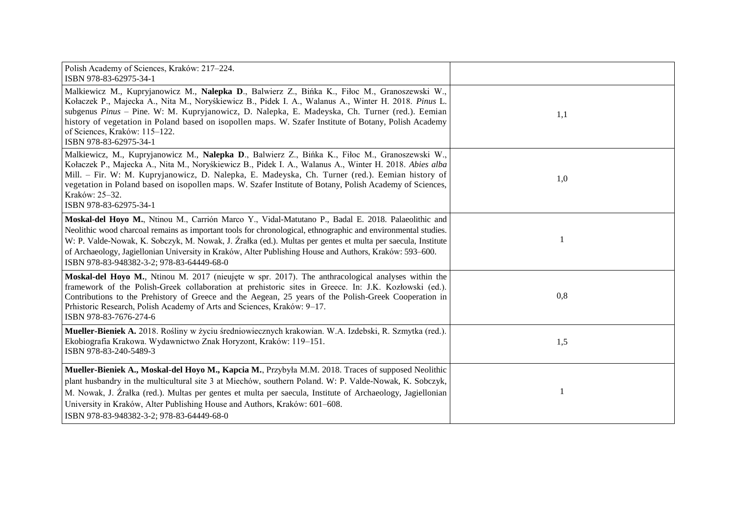| | |
|---|---|
| Polish Academy of Sciences, Kraków: 217–224.<br>ISBN 978-83-62975-34-1 | |
| Malkiewicz M., Kupryjanowicz M., **Nalepka D**., Balwierz Z., Bińka K., Fiłoc M., Granoszewski W., Kołaczek P., Majecka A., Nita M., Noryśkiewicz B., Pidek I. A., Walanus A., Winter H. 2018. *Pinus* L. subgenus *Pinus* – Pine. W: M. Kupryjanowicz, D. Nalepka, E. Madeyska, Ch. Turner (red.). Eemian history of vegetation in Poland based on isopollen maps. W. Szafer Institute of Botany, Polish Academy of Sciences, Kraków: 115–122.<br>ISBN 978-83-62975-34-1 | 1,1 |
| Malkiewicz, M., Kupryjanowicz M., **Nalepka D**., Balwierz Z., Bińka K., Fiłoc M., Granoszewski W., Kołaczek P., Majecka A., Nita M., Noryśkiewicz B., Pidek I. A., Walanus A., Winter H. 2018. *Abies alba* Mill. – Fir. W: M. Kupryjanowicz, D. Nalepka, E. Madeyska, Ch. Turner (red.). Eemian history of vegetation in Poland based on isopollen maps. W. Szafer Institute of Botany, Polish Academy of Sciences, Kraków: 25–32.<br>ISBN 978-83-62975-34-1 | 1,0 |
| **Moskal-del Hoyo M.**, Ntinou M., Carrión Marco Y., Vidal-Matutano P., Badal E. 2018. Palaeolithic and Neolithic wood charcoal remains as important tools for chronological, ethnographic and environmental studies. W: P. Valde-Nowak, K. Sobczyk, M. Nowak, J. Źrałka (ed.). Multas per gentes et multa per saecula, Institute of Archaeology, Jagiellonian University in Kraków, Alter Publishing House and Authors, Kraków: 593–600.<br>ISBN 978-83-948382-3-2; 978-83-64449-68-0 | 1 |
| **Moskal-del Hoyo M.**, Ntinou M. 2017 (nieujęte w spr. 2017). The anthracological analyses within the framework of the Polish-Greek collaboration at prehistoric sites in Greece. In: J.K. Kozłowski (ed.). Contributions to the Prehistory of Greece and the Aegean, 25 years of the Polish-Greek Cooperation in Prhistoric Research, Polish Academy of Arts and Sciences, Kraków: 9–17.<br>ISBN 978-83-7676-274-6 | 0,8 |
| **Mueller-Bieniek A.** 2018. Rośliny w życiu średniowiecznych krakowian. W.A. Izdebski, R. Szmytka (red.). Ekobiografia Krakowa. Wydawnictwo Znak Horyzont, Kraków: 119–151.<br>ISBN 978-83-240-5489-3 | 1,5 |
| **Mueller-Bieniek A., Moskal-del Hoyo M., Kapcia M.**, Przybyła M.M. 2018. Traces of supposed Neolithic plant husbandry in the multicultural site 3 at Miechów, southern Poland. W: P. Valde-Nowak, K. Sobczyk, M. Nowak, J. Źrałka (red.). Multas per gentes et multa per saecula, Institute of Archaeology, Jagiellonian University in Kraków, Alter Publishing House and Authors, Kraków: 601–608.<br>ISBN 978-83-948382-3-2; 978-83-64449-68-0 | 1 |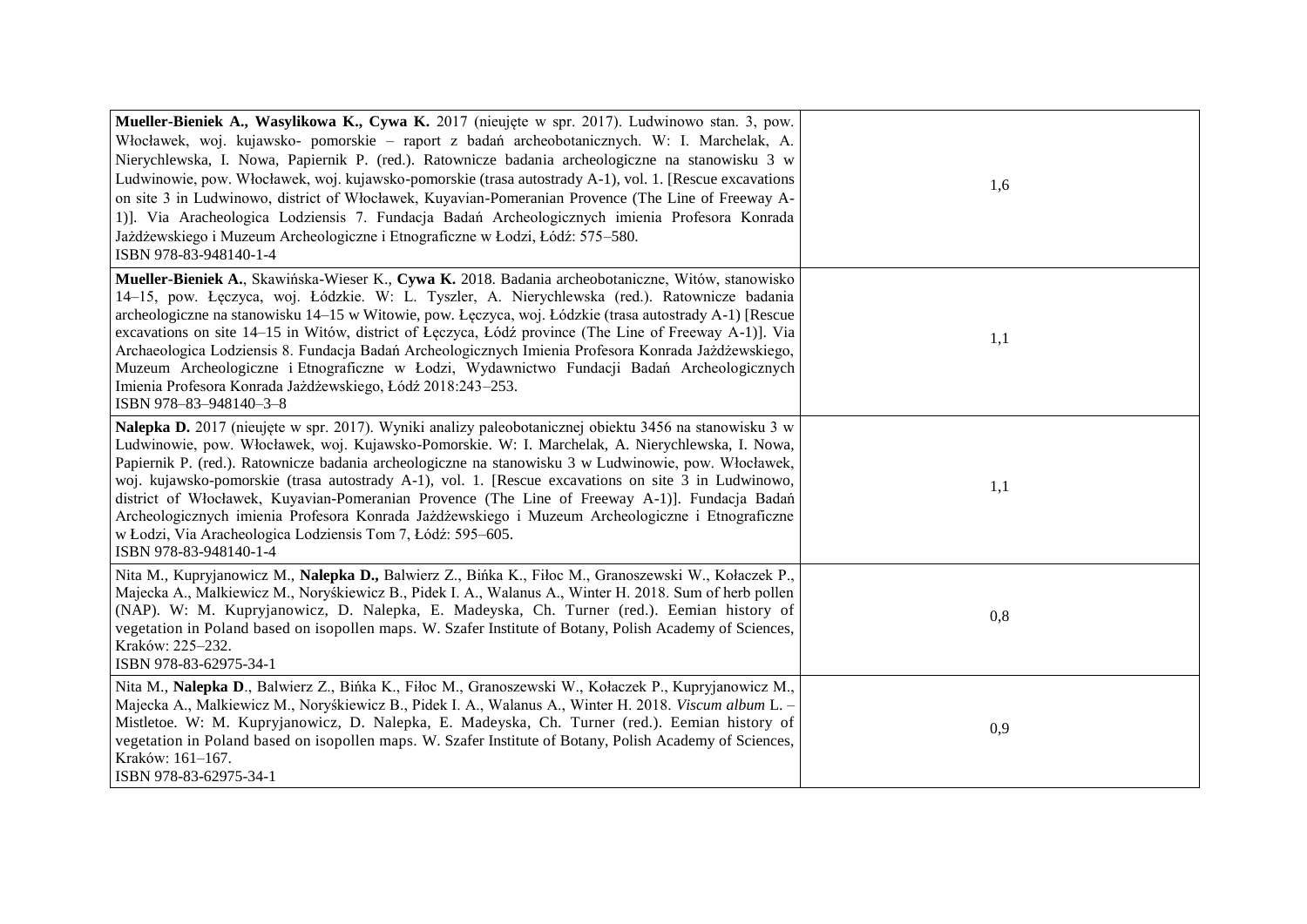| | |
|---|---|
| **Mueller-Bieniek A., Wasylikowa K., Cywa K.** 2017 (nieujęte w spr. 2017). Ludwinowo stan. 3, pow. Włocławek, woj. kujawsko- pomorskie – raport z badań archeobotanicznych. W: I. Marchelak, A. Nierychlewska, I. Nowa, Papiernik P. (red.). Ratownicze badania archeologiczne na stanowisku 3 w Ludwinowie, pow. Włocławek, woj. kujawsko-pomorskie (trasa autostrady A-1), vol. 1. [Rescue excavations on site 3 in Ludwinowo, district of Włocławek, Kuyavian-Pomeranian Provence (The Line of Freeway A-1)]. Via Aracheologica Lodziensis 7. Fundacja Badań Archeologicznych imienia Profesora Konrada Jażdżewskiego i Muzeum Archeologiczne i Etnograficzne w Łodzi, Łódź: 575–580.<br>ISBN 978-83-948140-1-4 | 1,6 |
| **Mueller-Bieniek A.**, Skawińska-Wieser K., **Cywa K.** 2018. Badania archeobotaniczne, Witów, stanowisko 14–15, pow. Łęczyca, woj. Łódzkie. W: L. Tyszler, A. Nierychlewska (red.). Ratownicze badania archeologiczne na stanowisku 14–15 w Witowie, pow. Łęczyca, woj. Łódzkie (trasa autostrady A-1) [Rescue excavations on site 14–15 in Witów, district of Łęczyca, Łódź province (The Line of Freeway A-1)]. Via Archaeologica Lodziensis 8. Fundacja Badań Archeologicznych Imienia Profesora Konrada Jażdżewskiego, Muzeum Archeologiczne i Etnograficzne w Łodzi, Wydawnictwo Fundacji Badań Archeologicznych Imienia Profesora Konrada Jażdżewskiego, Łódź 2018:243–253.<br>ISBN 978–83–948140–3–8 | 1,1 |
| **Nalepka D.** 2017 (nieujęte w spr. 2017). Wyniki analizy paleobotanicznej obiektu 3456 na stanowisku 3 w Ludwinowie, pow. Włocławek, woj. Kujawsko-Pomorskie. W: I. Marchelak, A. Nierychlewska, I. Nowa, Papiernik P. (red.). Ratownicze badania archeologiczne na stanowisku 3 w Ludwinowie, pow. Włocławek, woj. kujawsko-pomorskie (trasa autostrady A-1), vol. 1. [Rescue excavations on site 3 in Ludwinowo, district of Włocławek, Kuyavian-Pomeranian Provence (The Line of Freeway A-1)]. Fundacja Badań Archeologicznych imienia Profesora Konrada Jażdżewskiego i Muzeum Archeologiczne i Etnograficzne w Łodzi, Via Aracheologica Lodziensis Tom 7, Łódź: 595–605.<br>ISBN 978-83-948140-1-4 | 1,1 |
| Nita M., Kupryjanowicz M., **Nalepka D.,** Balwierz Z., Bińka K., Fiłoc M., Granoszewski W., Kołaczek P., Majecka A., Malkiewicz M., Noryśkiewicz B., Pidek I. A., Walanus A., Winter H. 2018. Sum of herb pollen (NAP). W: M. Kupryjanowicz, D. Nalepka, E. Madeyska, Ch. Turner (red.). Eemian history of vegetation in Poland based on isopollen maps. W. Szafer Institute of Botany, Polish Academy of Sciences, Kraków: 225–232.<br>ISBN 978-83-62975-34-1 | 0,8 |
| Nita M., **Nalepka D**., Balwierz Z., Bińka K., Fiłoc M., Granoszewski W., Kołaczek P., Kupryjanowicz M., Majecka A., Malkiewicz M., Noryśkiewicz B., Pidek I. A., Walanus A., Winter H. 2018. *Viscum album* L. – Mistletoe. W: M. Kupryjanowicz, D. Nalepka, E. Madeyska, Ch. Turner (red.). Eemian history of vegetation in Poland based on isopollen maps. W. Szafer Institute of Botany, Polish Academy of Sciences, Kraków: 161–167.<br>ISBN 978-83-62975-34-1 | 0,9 |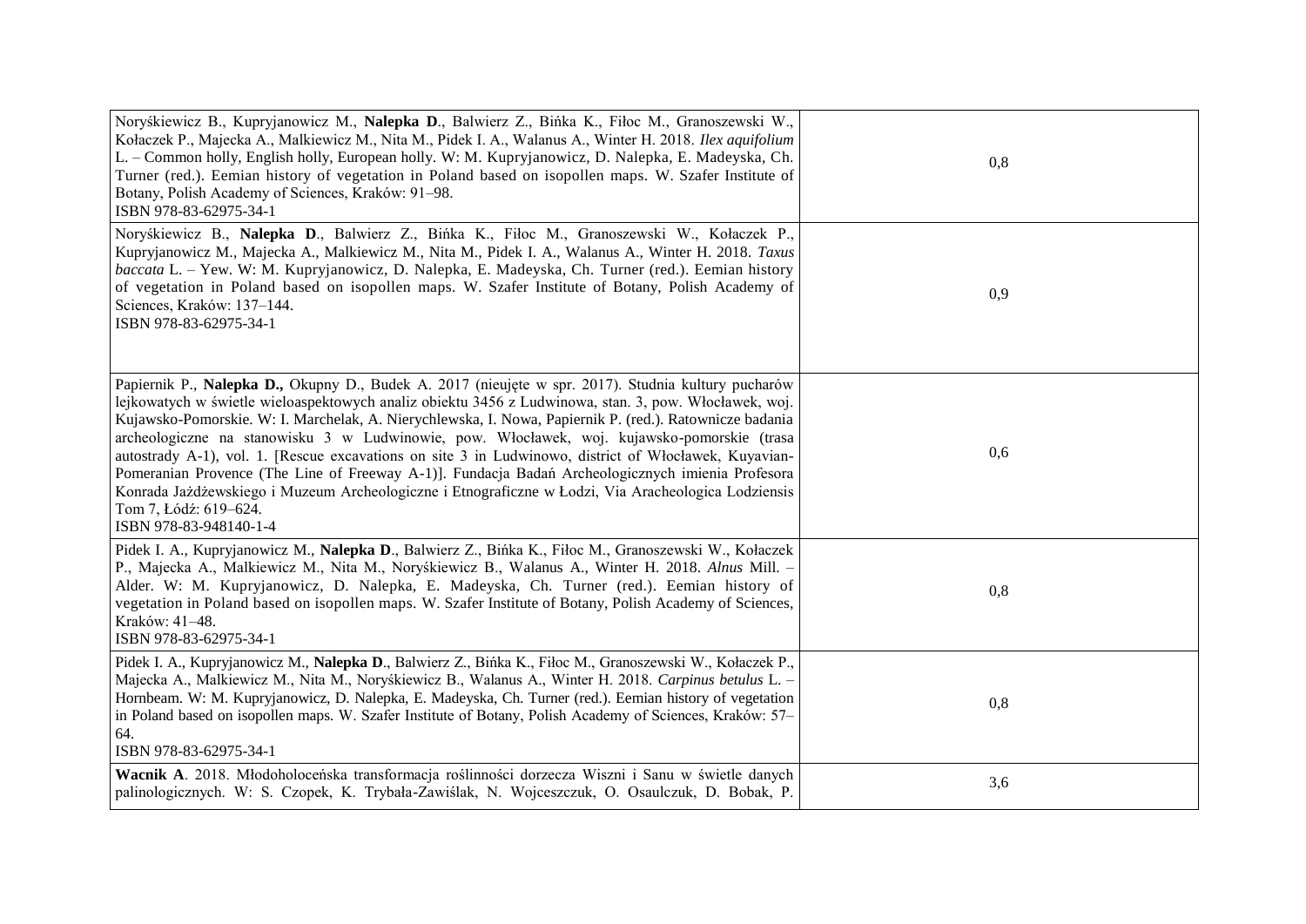| | |
|---|---|
| Noryśkiewicz B., Kupryjanowicz M., **Nalepka D**., Balwierz Z., Bińka K., Fiłoc M., Granoszewski W., Kołaczek P., Majecka A., Malkiewicz M., Nita M., Pidek I. A., Walanus A., Winter H. 2018. *Ilex aquifolium* L. – Common holly, English holly, European holly. W: M. Kupryjanowicz, D. Nalepka, E. Madeyska, Ch. Turner (red.). Eemian history of vegetation in Poland based on isopollen maps. W. Szafer Institute of Botany, Polish Academy of Sciences, Kraków: 91–98.<br>ISBN 978-83-62975-34-1 | 0,8 |
| Noryśkiewicz B., **Nalepka D**., Balwierz Z., Bińka K., Fiłoc M., Granoszewski W., Kołaczek P., Kupryjanowicz M., Majecka A., Malkiewicz M., Nita M., Pidek I. A., Walanus A., Winter H. 2018. *Taxus baccata* L. – Yew. W: M. Kupryjanowicz, D. Nalepka, E. Madeyska, Ch. Turner (red.). Eemian history of vegetation in Poland based on isopollen maps. W. Szafer Institute of Botany, Polish Academy of Sciences, Kraków: 137–144.<br>ISBN 978-83-62975-34-1 | 0,9 |
| Papiernik P., **Nalepka D.,** Okupny D., Budek A. 2017 (nieujęte w spr. 2017). Studnia kultury pucharów lejkowatych w świetle wieloaspektowych analiz obiektu 3456 z Ludwinowa, stan. 3, pow. Włocławek, woj. Kujawsko-Pomorskie. W: I. Marchelak, A. Nierychlewska, I. Nowa, Papiernik P. (red.). Ratownicze badania archeologiczne na stanowisku 3 w Ludwinowie, pow. Włocławek, woj. kujawsko-pomorskie (trasa autostrady A-1), vol. 1. [Rescue excavations on site 3 in Ludwinowo, district of Włocławek, Kuyavian-Pomeranian Provence (The Line of Freeway A-1)]. Fundacja Badań Archeologicznych imienia Profesora Konrada Jażdżewskiego i Muzeum Archeologiczne i Etnograficzne w Łodzi, Via Aracheologica Lodziensis Tom 7, Łódź: 619–624.<br>ISBN 978-83-948140-1-4 | 0,6 |
| Pidek I. A., Kupryjanowicz M., **Nalepka D**., Balwierz Z., Bińka K., Fiłoc M., Granoszewski W., Kołaczek P., Majecka A., Malkiewicz M., Nita M., Noryśkiewicz B., Walanus A., Winter H. 2018. *Alnus* Mill. – Alder. W: M. Kupryjanowicz, D. Nalepka, E. Madeyska, Ch. Turner (red.). Eemian history of vegetation in Poland based on isopollen maps. W. Szafer Institute of Botany, Polish Academy of Sciences, Kraków: 41–48.<br>ISBN 978-83-62975-34-1 | 0,8 |
| Pidek I. A., Kupryjanowicz M., **Nalepka D**., Balwierz Z., Bińka K., Fiłoc M., Granoszewski W., Kołaczek P., Majecka A., Malkiewicz M., Nita M., Noryśkiewicz B., Walanus A., Winter H. 2018. *Carpinus betulus* L. – Hornbeam. W: M. Kupryjanowicz, D. Nalepka, E. Madeyska, Ch. Turner (red.). Eemian history of vegetation in Poland based on isopollen maps. W. Szafer Institute of Botany, Polish Academy of Sciences, Kraków: 57–64.<br>ISBN 978-83-62975-34-1 | 0,8 |
| **Wacnik A**. 2018. Młodoholoceńska transformacja roślinności dorzecza Wiszni i Sanu w świetle danych palinologicznych. W: S. Czopek, K. Trybała-Zawiślak, N. Wojceszczuk, O. Osaulczuk, D. Bobak, P. | 3,6 |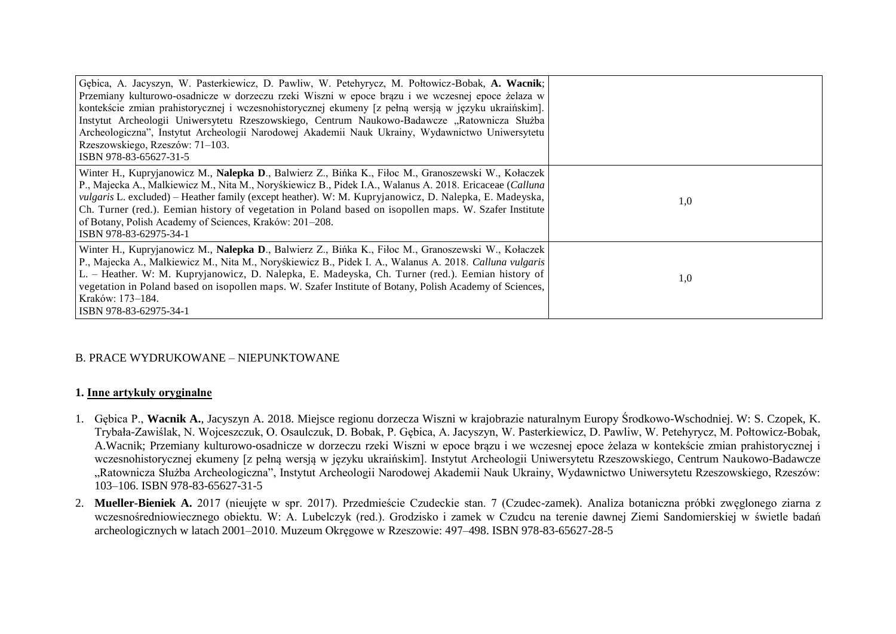| | |
|---|---|
| Gębica, A. Jacyszyn, W. Pasterkiewicz, D. Pawliw, W. Petehyrycz, M. Połtowicz-Bobak, **A. Wacnik**; Przemiany kulturowo-osadnicze w dorzeczu rzeki Wiszni w epoce brązu i we wczesnej epoce żelaza w kontekście zmian prahistorycznej i wczesnohistorycznej ekumeny [z pełną wersją w języku ukraińskim]. Instytut Archeologii Uniwersytetu Rzeszowskiego, Centrum Naukowo-Badawcze „Ratownicza Służba Archeologiczna", Instytut Archeologii Narodowej Akademii Nauk Ukrainy, Wydawnictwo Uniwersytetu Rzeszowskiego, Rzeszów: 71–103. ISBN 978-83-65627-31-5 | |
| Winter H., Kupryjanowicz M., **Nalepka D**., Balwierz Z., Bińka K., Fiłoc M., Granoszewski W., Kołaczek P., Majecka A., Malkiewicz M., Nita M., Noryśkiewicz B., Pidek I.A., Walanus A. 2018. Ericaceae (*Calluna vulgaris* L. excluded) – Heather family (except heather). W: M. Kupryjanowicz, D. Nalepka, E. Madeyska, Ch. Turner (red.). Eemian history of vegetation in Poland based on isopollen maps. W. Szafer Institute of Botany, Polish Academy of Sciences, Kraków: 201–208. ISBN 978-83-62975-34-1 | 1,0 |
| Winter H., Kupryjanowicz M., **Nalepka D**., Balwierz Z., Bińka K., Fiłoc M., Granoszewski W., Kołaczek P., Majecka A., Malkiewicz M., Nita M., Noryśkiewicz B., Pidek I. A., Walanus A. 2018. *Calluna vulgaris* L. – Heather. W: M. Kupryjanowicz, D. Nalepka, E. Madeyska, Ch. Turner (red.). Eemian history of vegetation in Poland based on isopollen maps. W. Szafer Institute of Botany, Polish Academy of Sciences, Kraków: 173–184. ISBN 978-83-62975-34-1 | 1,0 |

B. PRACE WYDRUKOWANE – NIEPUNKTOWANE

**1. Inne artykuły oryginalne**

1. Gębica P., **Wacnik A.**, Jacyszyn A. 2018. Miejsce regionu dorzecza Wiszni w krajobrazie naturalnym Europy Środkowo-Wschodniej. W: S. Czopek, K. Trybała-Zawiślak, N. Wojceszczuk, O. Osaulczuk, D. Bobak, P. Gębica, A. Jacyszyn, W. Pasterkiewicz, D. Pawliw, W. Petehyrycz, M. Połtowicz-Bobak, A.Wacnik; Przemiany kulturowo-osadnicze w dorzeczu rzeki Wiszni w epoce brązu i we wczesnej epoce żelaza w kontekście zmian prahistorycznej i wczesnohistorycznej ekumeny [z pełną wersją w języku ukraińskim]. Instytut Archeologii Uniwersytetu Rzeszowskiego, Centrum Naukowo-Badawcze „Ratownicza Służba Archeologiczna", Instytut Archeologii Narodowej Akademii Nauk Ukrainy, Wydawnictwo Uniwersytetu Rzeszowskiego, Rzeszów: 103–106. ISBN 978-83-65627-31-5
2. **Mueller-Bieniek A.** 2017 (nieujęte w spr. 2017). Przedmieście Czudeckie stan. 7 (Czudec-zamek). Analiza botaniczna próbki zwęglonego ziarna z wczesnośredniowiecznego obiektu. W: A. Lubelczyk (red.). Grodzisko i zamek w Czudcu na terenie dawnej Ziemi Sandomierskiej w świetle badań archeologicznych w latach 2001–2010. Muzeum Okręgowe w Rzeszowie: 497–498. ISBN 978-83-65627-28-5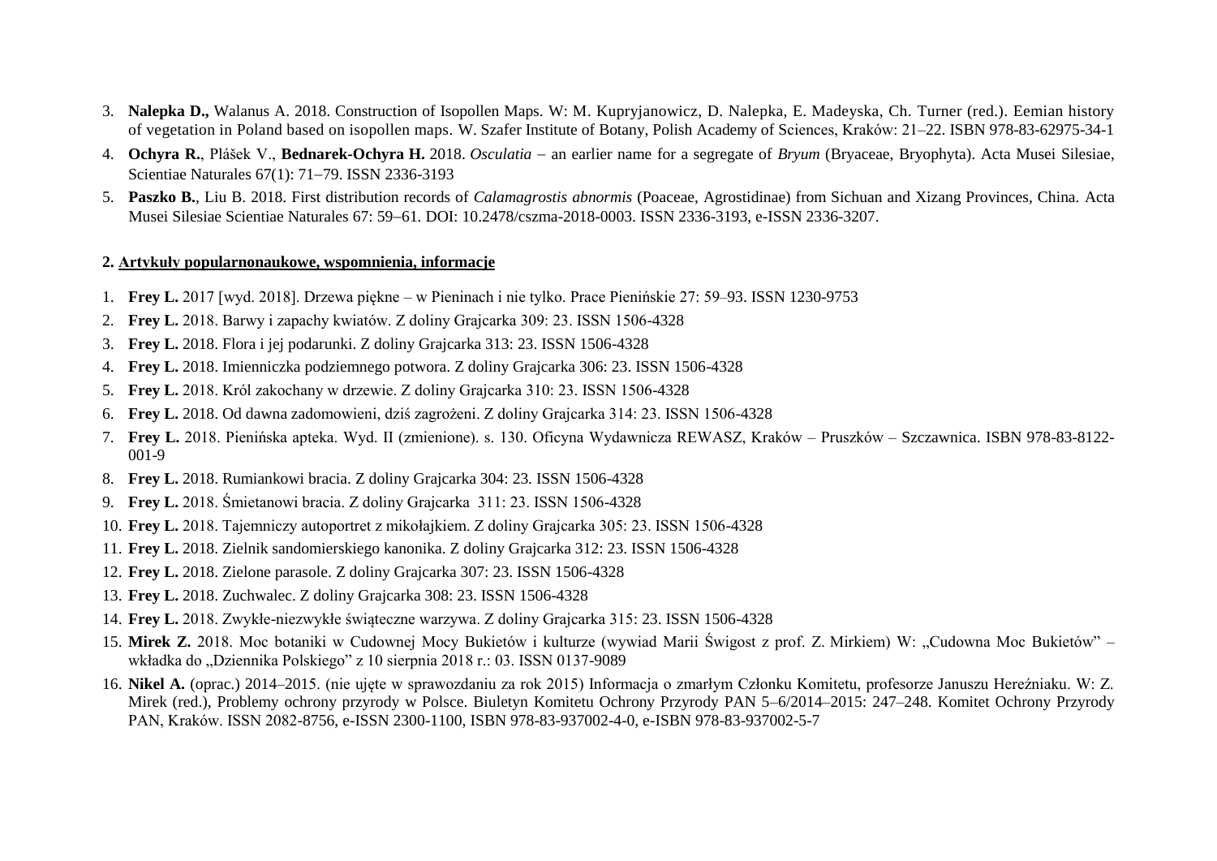3. **Nalepka D.,** Walanus A. 2018. Construction of Isopollen Maps. W: M. Kupryjanowicz, D. Nalepka, E. Madeyska, Ch. Turner (red.). Eemian history of vegetation in Poland based on isopollen maps. W. Szafer Institute of Botany, Polish Academy of Sciences, Kraków: 21–22. ISBN 978-83-62975-34-1
4. **Ochyra R.**, Plášek V., **Bednarek-Ochyra H.** 2018. *Osculatia* – an earlier name for a segregate of *Bryum* (Bryaceae, Bryophyta). Acta Musei Silesiae, Scientiae Naturales 67(1): 71–79. ISSN 2336-3193
5. **Paszko B.**, Liu B. 2018. First distribution records of *Calamagrostis abnormis* (Poaceae, Agrostidinae) from Sichuan and Xizang Provinces, China. Acta Musei Silesiae Scientiae Naturales 67: 59–61. DOI: 10.2478/cszma-2018-0003. ISSN 2336-3193, e-ISSN 2336-3207.

**2. Artykuły popularnonaukowe, wspomnienia, informacje**

1. **Frey L.** 2017 [wyd. 2018]. Drzewa piękne – w Pieninach i nie tylko. Prace Pienińskie 27: 59–93. ISSN 1230-9753
2. **Frey L.** 2018. Barwy i zapachy kwiatów. Z doliny Grajcarka 309: 23. ISSN 1506-4328
3. **Frey L.** 2018. Flora i jej podarunki. Z doliny Grajcarka 313: 23. ISSN 1506-4328
4. **Frey L.** 2018. Imienniczka podziemnego potwora. Z doliny Grajcarka 306: 23. ISSN 1506-4328
5. **Frey L.** 2018. Król zakochany w drzewie. Z doliny Grajcarka 310: 23. ISSN 1506-4328
6. **Frey L.** 2018. Od dawna zadomowieni, dziś zagrożeni. Z doliny Grajcarka 314: 23. ISSN 1506-4328
7. **Frey L.** 2018. Pienińska apteka. Wyd. II (zmienione). s. 130. Oficyna Wydawnicza REWASZ, Kraków – Pruszków – Szczawnica. ISBN 978-83-8122-001-9
8. **Frey L.** 2018. Rumiankowi bracia. Z doliny Grajcarka 304: 23. ISSN 1506-4328
9. **Frey L.** 2018. Śmietanowi bracia. Z doliny Grajcarka 311: 23. ISSN 1506-4328
10. **Frey L.** 2018. Tajemniczy autoportret z mikołajkiem. Z doliny Grajcarka 305: 23. ISSN 1506-4328
11. **Frey L.** 2018. Zielnik sandomierskiego kanonika. Z doliny Grajcarka 312: 23. ISSN 1506-4328
12. **Frey L.** 2018. Zielone parasole. Z doliny Grajcarka 307: 23. ISSN 1506-4328
13. **Frey L.** 2018. Zuchwalec. Z doliny Grajcarka 308: 23. ISSN 1506-4328
14. **Frey L.** 2018. Zwykłe-niezwykłe świąteczne warzywa. Z doliny Grajcarka 315: 23. ISSN 1506-4328
15. **Mirek Z.** 2018. Moc botaniki w Cudownej Mocy Bukietów i kulturze (wywiad Marii Świgost z prof. Z. Mirkiem) W: „Cudowna Moc Bukietów" – wkładka do „Dziennika Polskiego" z 10 sierpnia 2018 r.: 03. ISSN 0137-9089
16. **Nikel A.** (oprac.) 2014–2015. (nie ujęte w sprawozdaniu za rok 2015) Informacja o zmarłym Członku Komitetu, profesorze Januszu Hereźniaku. W: Z. Mirek (red.), Problemy ochrony przyrody w Polsce. Biuletyn Komitetu Ochrony Przyrody PAN 5–6/2014–2015: 247–248. Komitet Ochrony Przyrody PAN, Kraków. ISSN 2082-8756, e-ISSN 2300-1100, ISBN 978-83-937002-4-0, e-ISBN 978-83-937002-5-7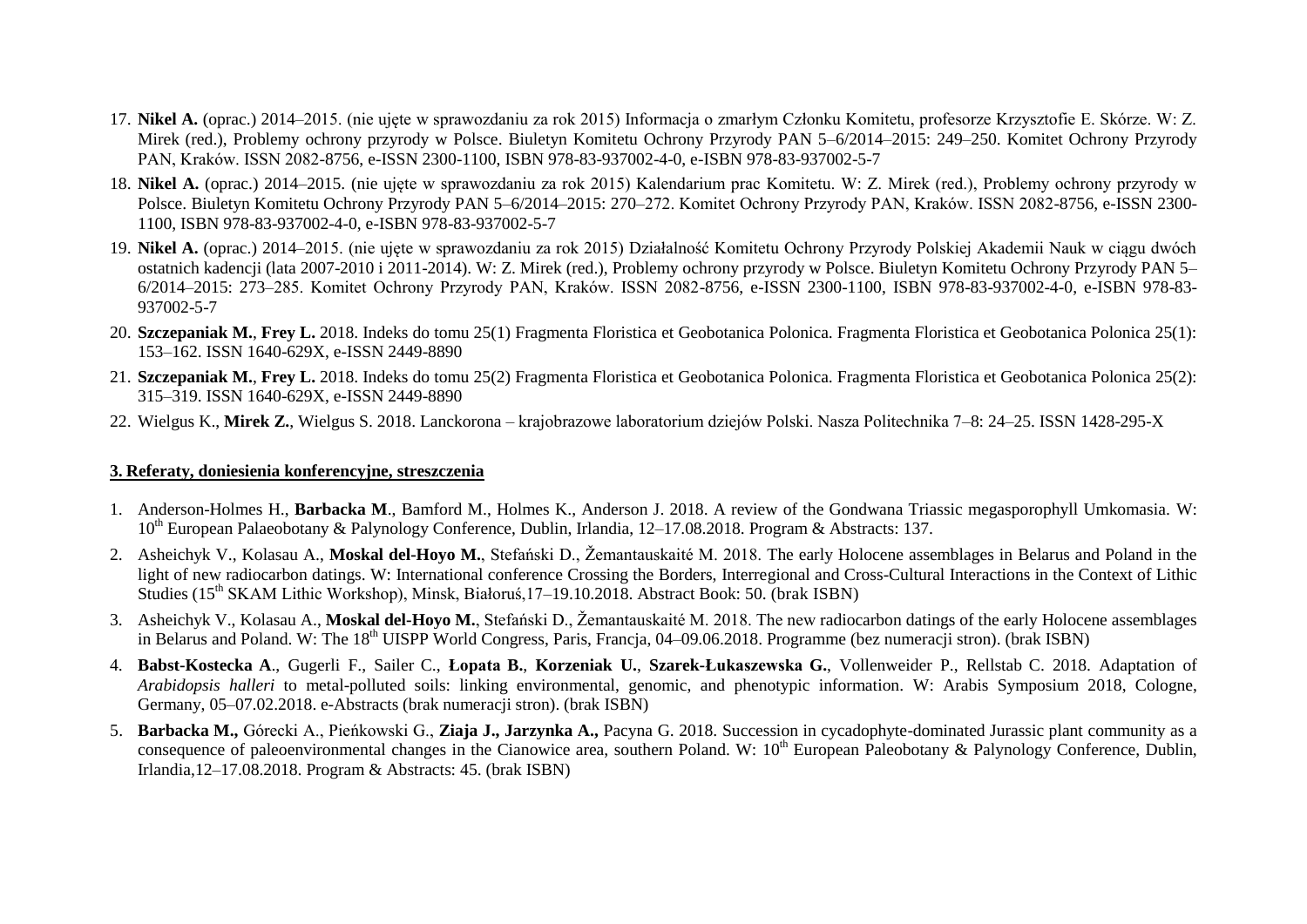17. **Nikel A.** (oprac.) 2014–2015. (nie ujęte w sprawozdaniu za rok 2015) Informacja o zmarłym Członku Komitetu, profesorze Krzysztofie E. Skórze. W: Z. Mirek (red.), Problemy ochrony przyrody w Polsce. Biuletyn Komitetu Ochrony Przyrody PAN 5–6/2014–2015: 249–250. Komitet Ochrony Przyrody PAN, Kraków. ISSN 2082-8756, e-ISSN 2300-1100, ISBN 978-83-937002-4-0, e-ISBN 978-83-937002-5-7
18. **Nikel A.** (oprac.) 2014–2015. (nie ujęte w sprawozdaniu za rok 2015) Kalendarium prac Komitetu. W: Z. Mirek (red.), Problemy ochrony przyrody w Polsce. Biuletyn Komitetu Ochrony Przyrody PAN 5–6/2014–2015: 270–272. Komitet Ochrony Przyrody PAN, Kraków. ISSN 2082-8756, e-ISSN 2300-1100, ISBN 978-83-937002-4-0, e-ISBN 978-83-937002-5-7
19. **Nikel A.** (oprac.) 2014–2015. (nie ujęte w sprawozdaniu za rok 2015) Działalność Komitetu Ochrony Przyrody Polskiej Akademii Nauk w ciągu dwóch ostatnich kadencji (lata 2007-2010 i 2011-2014). W: Z. Mirek (red.), Problemy ochrony przyrody w Polsce. Biuletyn Komitetu Ochrony Przyrody PAN 5–6/2014–2015: 273–285. Komitet Ochrony Przyrody PAN, Kraków. ISSN 2082-8756, e-ISSN 2300-1100, ISBN 978-83-937002-4-0, e-ISBN 978-83-937002-5-7
20. **Szczepaniak M.**, **Frey L.** 2018. Indeks do tomu 25(1) Fragmenta Floristica et Geobotanica Polonica. Fragmenta Floristica et Geobotanica Polonica 25(1): 153–162. ISSN 1640-629X, e-ISSN 2449-8890
21. **Szczepaniak M.**, **Frey L.** 2018. Indeks do tomu 25(2) Fragmenta Floristica et Geobotanica Polonica. Fragmenta Floristica et Geobotanica Polonica 25(2): 315–319. ISSN 1640-629X, e-ISSN 2449-8890
22. Wielgus K., **Mirek Z.**, Wielgus S. 2018. Lanckorona – krajobrazowe laboratorium dziejów Polski. Nasza Politechnika 7–8: 24–25. ISSN 1428-295-X

**3. Referaty, doniesienia konferencyjne, streszczenia**

1. Anderson-Holmes H., **Barbacka M**., Bamford M., Holmes K., Anderson J. 2018. A review of the Gondwana Triassic megasporophyll Umkomasia. W: 10th European Palaeobotany & Palynology Conference, Dublin, Irlandia, 12–17.08.2018. Program & Abstracts: 137.
2. Asheichyk V., Kolasau A., **Moskal del-Hoyo M.**, Stefański D., Žemantauskaité M. 2018. The early Holocene assemblages in Belarus and Poland in the light of new radiocarbon datings. W: International conference Crossing the Borders, Interregional and Cross-Cultural Interactions in the Context of Lithic Studies (15th SKAM Lithic Workshop), Minsk, Białoruś,17–19.10.2018. Abstract Book: 50. (brak ISBN)
3. Asheichyk V., Kolasau A., **Moskal del-Hoyo M.**, Stefański D., Žemantauskaité M. 2018. The new radiocarbon datings of the early Holocene assemblages in Belarus and Poland. W: The 18th UISPP World Congress, Paris, Francja, 04–09.06.2018. Programme (bez numeracji stron). (brak ISBN)
4. **Babst-Kostecka A**., Gugerli F., Sailer C., **Łopata B.**, **Korzeniak U.**, **Szarek-Łukaszewska G.**, Vollenweider P., Rellstab C. 2018. Adaptation of *Arabidopsis halleri* to metal-polluted soils: linking environmental, genomic, and phenotypic information. W: Arabis Symposium 2018, Cologne, Germany, 05–07.02.2018. e-Abstracts (brak numeracji stron). (brak ISBN)
5. **Barbacka M.,** Górecki A., Pieńkowski G., **Ziaja J., Jarzynka A.,** Pacyna G. 2018. Succession in cycadophyte-dominated Jurassic plant community as a consequence of paleoenvironmental changes in the Cianowice area, southern Poland. W: 10th European Paleobotany & Palynology Conference, Dublin, Irlandia,12–17.08.2018. Program & Abstracts: 45. (brak ISBN)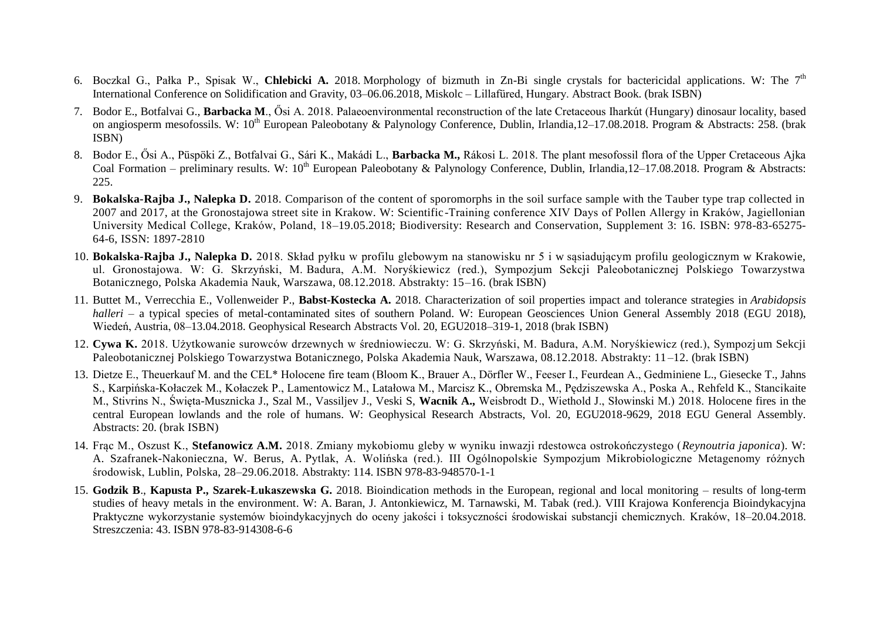6. Boczkal G., Pałka P., Spisak W., **Chlebicki A.** 2018. Morphology of bizmuth in Zn-Bi single crystals for bactericidal applications. W: The 7th International Conference on Solidification and Gravity, 03–06.06.2018, Miskolc – Lillafüred, Hungary. Abstract Book. (brak ISBN)

7. Bodor E., Botfalvai G., **Barbacka M**., Ősi A. 2018. Palaeoenvironmental reconstruction of the late Cretaceous Iharkút (Hungary) dinosaur locality, based on angiosperm mesofossils. W: 10th European Paleobotany & Palynology Conference, Dublin, Irlandia,12–17.08.2018. Program & Abstracts: 258. (brak ISBN)

8. Bodor E., Ősi A., Püspöki Z., Botfalvai G., Sári K., Makádi L., **Barbacka M.,** Rákosi L. 2018. The plant mesofossil flora of the Upper Cretaceous Ajka Coal Formation – preliminary results. W: 10th European Paleobotany & Palynology Conference, Dublin, Irlandia,12–17.08.2018. Program & Abstracts: 225.

9. **Bokalska-Rajba J., Nalepka D.** 2018. Comparison of the content of sporomorphs in the soil surface sample with the Tauber type trap collected in 2007 and 2017, at the Gronostajowa street site in Krakow. W: Scientific-Training conference XIV Days of Pollen Allergy in Kraków, Jagiellonian University Medical College, Kraków, Poland, 18–19.05.2018; Biodiversity: Research and Conservation, Supplement 3: 16. ISBN: 978-83-65275-64-6, ISSN: 1897-2810

10. **Bokalska-Rajba J., Nalepka D.** 2018. Skład pyłku w profilu glebowym na stanowisku nr 5 i w sąsiadującym profilu geologicznym w Krakowie, ul. Gronostajowa. W: G. Skrzyński, M. Badura, A.M. Noryśkiewicz (red.), Sympozjum Sekcji Paleobotanicznej Polskiego Towarzystwa Botanicznego, Polska Akademia Nauk, Warszawa, 08.12.2018. Abstrakty: 15–16. (brak ISBN)

11. Buttet M., Verrecchia E., Vollenweider P., **Babst-Kostecka A.** 2018. Characterization of soil properties impact and tolerance strategies in *Arabidopsis halleri* – a typical species of metal-contaminated sites of southern Poland. W: European Geosciences Union General Assembly 2018 (EGU 2018), Wiedeń, Austria, 08–13.04.2018. Geophysical Research Abstracts Vol. 20, EGU2018–319-1, 2018 (brak ISBN)

12. **Cywa K.** 2018. Użytkowanie surowców drzewnych w średniowieczu. W: G. Skrzyński, M. Badura, A.M. Noryśkiewicz (red.), Sympozjum Sekcji Paleobotanicznej Polskiego Towarzystwa Botanicznego, Polska Akademia Nauk, Warszawa, 08.12.2018. Abstrakty: 11–12. (brak ISBN)

13. Dietze E., Theuerkauf M. and the CEL* Holocene fire team (Bloom K., Brauer A., Dörfler W., Feeser I., Feurdean A., Gedminiene L., Giesecke T., Jahns S., Karpińska-Kołaczek M., Kołaczek P., Lamentowicz M., Latałowa M., Marcisz K., Obremska M., Pędziszewska A., Poska A., Rehfeld K., Stancikaite M., Stivrins N., Święta-Musznicka J., Szal M., Vassiljev J., Veski S, **Wacnik A.,** Weisbrodt D., Wiethold J., Słowinski M.) 2018. Holocene fires in the central European lowlands and the role of humans. W: Geophysical Research Abstracts, Vol. 20, EGU2018-9629, 2018 EGU General Assembly. Abstracts: 20. (brak ISBN)

14. Frąc M., Oszust K., **Stefanowicz A.M.** 2018. Zmiany mykobiomu gleby w wyniku inwazji rdestowca ostrokończystego (*Reynoutria japonica*). W: A. Szafranek-Nakonieczna, W. Berus, A. Pytlak, A. Wolińska (red.). III Ogólnopolskie Sympozjum Mikrobiologiczne Metagenomy różnych środowisk, Lublin, Polska, 28–29.06.2018. Abstrakty: 114. ISBN 978-83-948570-1-1

15. **Godzik B**., **Kapusta P., Szarek-Łukaszewska G.** 2018. Bioindication methods in the European, regional and local monitoring – results of long-term studies of heavy metals in the environment. W: A. Baran, J. Antonkiewicz, M. Tarnawski, M. Tabak (red.). VIII Krajowa Konferencja Bioindykacyjna Praktyczne wykorzystanie systemów bioindykacyjnych do oceny jakości i toksyczności środowiskai substancji chemicznych. Kraków, 18–20.04.2018. Streszczenia: 43. ISBN 978-83-914308-6-6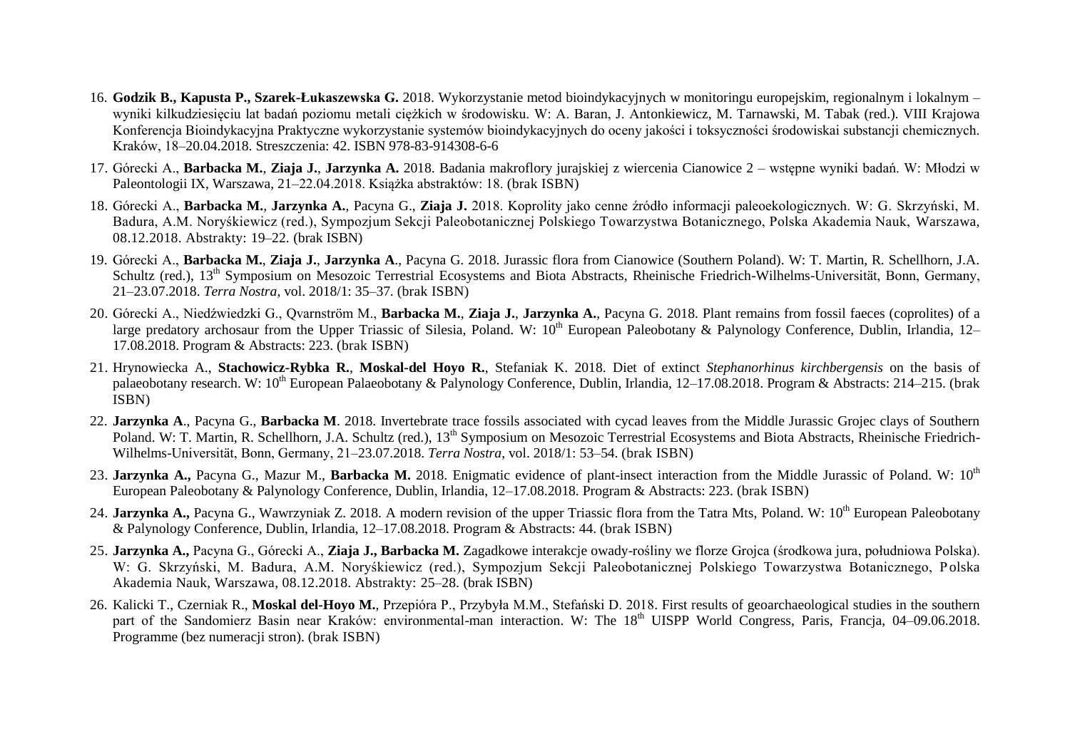16. **Godzik B., Kapusta P., Szarek-Łukaszewska G.** 2018. Wykorzystanie metod bioindykacyjnych w monitoringu europejskim, regionalnym i lokalnym – wyniki kilkudziesięciu lat badań poziomu metali ciężkich w środowisku. W: A. Baran, J. Antonkiewicz, M. Tarnawski, M. Tabak (red.). VIII Krajowa Konferencja Bioindykacyjna Praktyczne wykorzystanie systemów bioindykacyjnych do oceny jakości i toksyczności środowiskai substancji chemicznych. Kraków, 18–20.04.2018. Streszczenia: 42. ISBN 978-83-914308-6-6

17. Górecki A., **Barbacka M.**, **Ziaja J.**, **Jarzynka A.** 2018. Badania makroflory jurajskiej z wiercenia Cianowice 2 – wstępne wyniki badań. W: Młodzi w Paleontologii IX, Warszawa, 21–22.04.2018. Książka abstraktów: 18. (brak ISBN)

18. Górecki A., **Barbacka M.**, **Jarzynka A.**, Pacyna G., **Ziaja J.** 2018. Koprolity jako cenne źródło informacji paleoekologicznych. W: G. Skrzyński, M. Badura, A.M. Noryśkiewicz (red.), Sympozjum Sekcji Paleobotanicznej Polskiego Towarzystwa Botanicznego, Polska Akademia Nauk, Warszawa, 08.12.2018. Abstrakty: 19–22. (brak ISBN)

19. Górecki A., **Barbacka M.**, **Ziaja J.**, **Jarzynka A**., Pacyna G. 2018. Jurassic flora from Cianowice (Southern Poland). W: T. Martin, R. Schellhorn, J.A. Schultz (red.), 13th Symposium on Mesozoic Terrestrial Ecosystems and Biota Abstracts, Rheinische Friedrich-Wilhelms-Universität, Bonn, Germany, 21–23.07.2018. *Terra Nostra*, vol. 2018/1: 35–37. (brak ISBN)

20. Górecki A., Niedźwiedzki G., Qvarnström M., **Barbacka M.**, **Ziaja J.**, **Jarzynka A.**, Pacyna G. 2018. Plant remains from fossil faeces (coprolites) of a large predatory archosaur from the Upper Triassic of Silesia, Poland. W: 10th European Paleobotany & Palynology Conference, Dublin, Irlandia, 12–17.08.2018. Program & Abstracts: 223. (brak ISBN)

21. Hrynowiecka A., **Stachowicz-Rybka R.**, **Moskal-del Hoyo R.**, Stefaniak K. 2018. Diet of extinct *Stephanorhinus kirchbergensis* on the basis of palaeobotany research. W: 10th European Palaeobotany & Palynology Conference, Dublin, Irlandia, 12–17.08.2018. Program & Abstracts: 214–215. (brak ISBN)

22. **Jarzynka A**., Pacyna G., **Barbacka M**. 2018. Invertebrate trace fossils associated with cycad leaves from the Middle Jurassic Grojec clays of Southern Poland. W: T. Martin, R. Schellhorn, J.A. Schultz (red.), 13th Symposium on Mesozoic Terrestrial Ecosystems and Biota Abstracts, Rheinische Friedrich-Wilhelms-Universität, Bonn, Germany, 21–23.07.2018. *Terra Nostra*, vol. 2018/1: 53–54. (brak ISBN)

23. **Jarzynka A.,** Pacyna G., Mazur M., **Barbacka M.** 2018. Enigmatic evidence of plant-insect interaction from the Middle Jurassic of Poland. W: 10th European Paleobotany & Palynology Conference, Dublin, Irlandia, 12–17.08.2018. Program & Abstracts: 223. (brak ISBN)

24. **Jarzynka A.,** Pacyna G., Wawrzyniak Z. 2018. A modern revision of the upper Triassic flora from the Tatra Mts, Poland. W: 10th European Paleobotany & Palynology Conference, Dublin, Irlandia, 12–17.08.2018. Program & Abstracts: 44. (brak ISBN)

25. **Jarzynka A.,** Pacyna G., Górecki A., **Ziaja J., Barbacka M.** Zagadkowe interakcje owady-rośliny we florze Grojca (środkowa jura, południowa Polska). W: G. Skrzyński, M. Badura, A.M. Noryśkiewicz (red.), Sympozjum Sekcji Paleobotanicznej Polskiego Towarzystwa Botanicznego, Polska Akademia Nauk, Warszawa, 08.12.2018. Abstrakty: 25–28. (brak ISBN)

26. Kalicki T., Czerniak R., **Moskal del-Hoyo M.**, Przepióra P., Przybyła M.M., Stefański D. 2018. First results of geoarchaeological studies in the southern part of the Sandomierz Basin near Kraków: environmental-man interaction. W: The 18th UISPP World Congress, Paris, Francja, 04–09.06.2018. Programme (bez numeracji stron). (brak ISBN)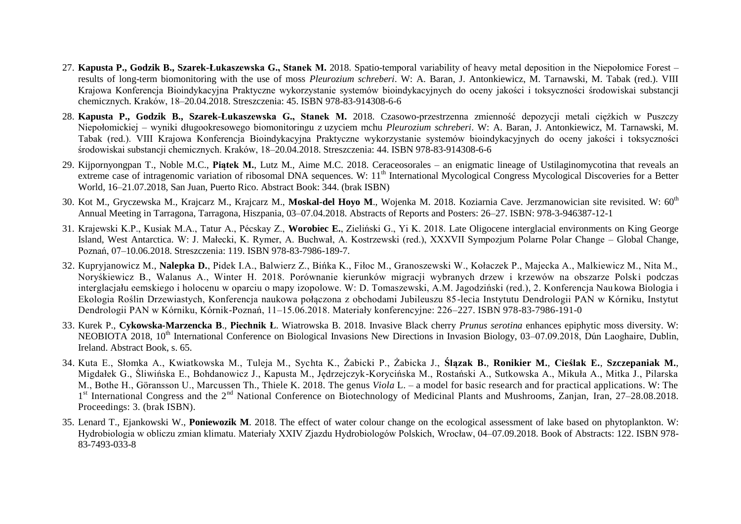27. **Kapusta P., Godzik B., Szarek-Łukaszewska G., Stanek M.** 2018. Spatio-temporal variability of heavy metal deposition in the Niepołomice Forest – results of long-term biomonitoring with the use of moss *Pleurozium schreberi*. W: A. Baran, J. Antonkiewicz, M. Tarnawski, M. Tabak (red.). VIII Krajowa Konferencja Bioindykacyjna Praktyczne wykorzystanie systemów bioindykacyjnych do oceny jakości i toksyczności środowiskai substancji chemicznych. Kraków, 18–20.04.2018. Streszczenia: 45. ISBN 978-83-914308-6-6

28. **Kapusta P., Godzik B., Szarek-Łukaszewska G., Stanek M.** 2018. Czasowo-przestrzenna zmienność depozycji metali ciężkich w Puszczy Niepołomickiej – wyniki długookresowego biomonitoringu z uzyciem mchu *Pleurozium schreberi*. W: A. Baran, J. Antonkiewicz, M. Tarnawski, M. Tabak (red.). VIII Krajowa Konferencja Bioindykacyjna Praktyczne wykorzystanie systemów bioindykacyjnych do oceny jakości i toksyczności środowiskai substancji chemicznych. Kraków, 18–20.04.2018. Streszczenia: 44. ISBN 978-83-914308-6-6

29. Kijpornyongpan T., Noble M.C., **Piątek M.**, Lutz M., Aime M.C. 2018. Ceraceosorales – an enigmatic lineage of Ustilaginomycotina that reveals an extreme case of intragenomic variation of ribosomal DNA sequences. W: 11[th] International Mycological Congress Mycological Discoveries for a Better World, 16–21.07.2018, San Juan, Puerto Rico. Abstract Book: 344. (brak ISBN)

30. Kot M., Gryczewska M., Krajcarz M., Krajcarz M., **Moskal-del Hoyo M**., Wojenka M. 2018. Koziarnia Cave. Jerzmanowician site revisited. W: 60[th] Annual Meeting in Tarragona, Tarragona, Hiszpania, 03–07.04.2018. Abstracts of Reports and Posters: 26–27. ISBN: 978-3-946387-12-1

31. Krajewski K.P., Kusiak M.A., Tatur A., Pécskay Z., **Worobiec E.**, Zieliński G., Yi K. 2018. Late Oligocene interglacial environments on King George Island, West Antarctica. W: J. Małecki, K. Rymer, A. Buchwał, A. Kostrzewski (red.), XXXVII Sympozjum Polarne Polar Change – Global Change, Poznań, 07–10.06.2018. Streszczenia: 119. ISBN 978-83-7986-189-7.

32. Kupryjanowicz M., **Nalepka D.**, Pidek I.A., Balwierz Z., Bińka K., Fiłoc M., Granoszewski W., Kołaczek P., Majecka A., Malkiewicz M., Nita M., Noryśkiewicz B., Walanus A., Winter H. 2018. Porównanie kierunków migracji wybranych drzew i krzewów na obszarze Polski podczas interglacjału eemskiego i holocenu w oparciu o mapy izopolowe. W: D. Tomaszewski, A.M. Jagodziński (red.), 2. Konferencja Naukowa Biologia i Ekologia Roślin Drzewiastych, Konferencja naukowa połączona z obchodami Jubileuszu 85-lecia Instytutu Dendrologii PAN w Kórniku, Instytut Dendrologii PAN w Kórniku, Kórnik-Poznań, 11–15.06.2018. Materiały konferencyjne: 226–227. ISBN 978-83-7986-191-0

33. Kurek P., **Cykowska-Marzencka B**., **Piechnik Ł**. Wiatrowska B. 2018. Invasive Black cherry *Prunus serotina* enhances epiphytic moss diversity. W: NEOBIOTA 2018, 10[th] International Conference on Biological Invasions New Directions in Invasion Biology, 03–07.09.2018, Dún Laoghaire, Dublin, Ireland. Abstract Book, s. 65.

34. Kuta E., Słomka A., Kwiatkowska M., Tuleja M., Sychta K., Żabicki P., Żabicka J., **Ślązak B.**, **Ronikier M.**, **Cieślak E.**, **Szczepaniak M.**, Migdałek G., Śliwińska E., Bohdanowicz J., Kapusta M., Jędrzejczyk-Korycińska M., Rostański A., Sutkowska A., Mikuła A., Mitka J., Pilarska M., Bothe H., Göransson U., Marcussen Th., Thiele K. 2018. The genus *Viola* L. – a model for basic research and for practical applications. W: The 1[st] International Congress and the 2[nd] National Conference on Biotechnology of Medicinal Plants and Mushrooms, Zanjan, Iran, 27–28.08.2018. Proceedings: 3. (brak ISBN).

35. Lenard T., Ejankowski W., **Poniewozik M**. 2018. The effect of water colour change on the ecological assessment of lake based on phytoplankton. W: Hydrobiologia w obliczu zmian klimatu. Materiały XXIV Zjazdu Hydrobiologów Polskich, Wrocław, 04–07.09.2018. Book of Abstracts: 122. ISBN 978-83-7493-033-8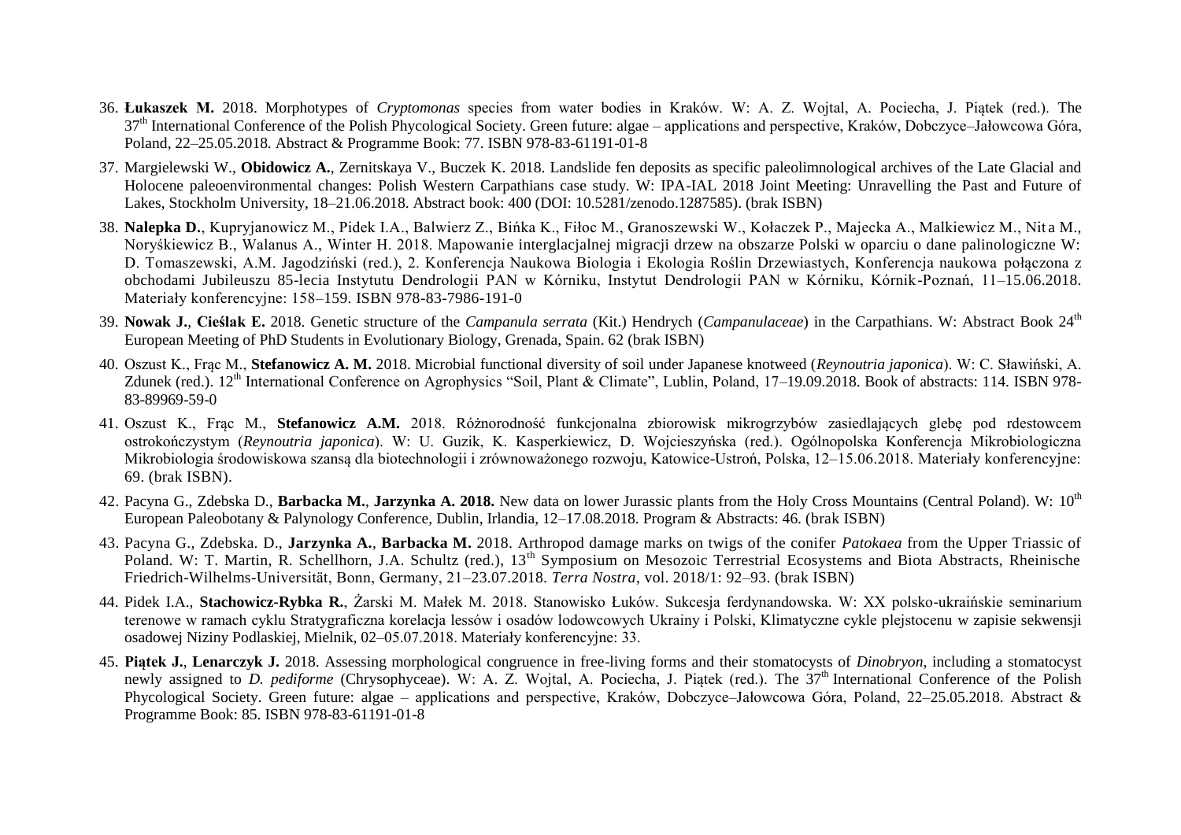36. **Łukaszek M.** 2018. Morphotypes of *Cryptomonas* species from water bodies in Kraków. W: A. Z. Wojtal, A. Pociecha, J. Piątek (red.). The 37th International Conference of the Polish Phycological Society. Green future: algae – applications and perspective, Kraków, Dobczyce–Jałowcowa Góra, Poland, 22–25.05.2018. Abstract & Programme Book: 77. ISBN 978-83-61191-01-8

37. Margielewski W., **Obidowicz A.**, Zernitskaya V., Buczek K. 2018. Landslide fen deposits as specific paleolimnological archives of the Late Glacial and Holocene paleoenvironmental changes: Polish Western Carpathians case study. W: IPA-IAL 2018 Joint Meeting: Unravelling the Past and Future of Lakes, Stockholm University, 18–21.06.2018. Abstract book: 400 (DOI: 10.5281/zenodo.1287585). (brak ISBN)

38. **Nalepka D.**, Kupryjanowicz M., Pidek I.A., Balwierz Z., Bińka K., Fiłoc M., Granoszewski W., Kołaczek P., Majecka A., Malkiewicz M., Nita M., Noryśkiewicz B., Walanus A., Winter H. 2018. Mapowanie interglacjalnej migracji drzew na obszarze Polski w oparciu o dane palinologiczne W: D. Tomaszewski, A.M. Jagodziński (red.), 2. Konferencja Naukowa Biologia i Ekologia Roślin Drzewiastych, Konferencja naukowa połączona z obchodami Jubileuszu 85-lecia Instytutu Dendrologii PAN w Kórniku, Instytut Dendrologii PAN w Kórniku, Kórnik-Poznań, 11–15.06.2018. Materiały konferencyjne: 158–159. ISBN 978-83-7986-191-0

39. **Nowak J.**, **Cieślak E.** 2018. Genetic structure of the *Campanula serrata* (Kit.) Hendrych (*Campanulaceae*) in the Carpathians. W: Abstract Book 24th European Meeting of PhD Students in Evolutionary Biology, Grenada, Spain. 62 (brak ISBN)

40. Oszust K., Frąc M., **Stefanowicz A. M.** 2018. Microbial functional diversity of soil under Japanese knotweed (*Reynoutria japonica*). W: C. Sławiński, A. Zdunek (red.). 12th International Conference on Agrophysics "Soil, Plant & Climate", Lublin, Poland, 17–19.09.2018. Book of abstracts: 114. ISBN 978-83-89969-59-0

41. Oszust K., Frąc M., **Stefanowicz A.M.** 2018. Różnorodność funkcjonalna zbiorowisk mikrogrzybów zasiedlających glebę pod rdestowcem ostrokończystym (*Reynoutria japonica*). W: U. Guzik, K. Kasperkiewicz, D. Wojcieszyńska (red.). Ogólnopolska Konferencja Mikrobiologiczna Mikrobiologia środowiskowa szansą dla biotechnologii i zrównoważonego rozwoju, Katowice-Ustroń, Polska, 12–15.06.2018. Materiały konferencyjne: 69. (brak ISBN).

42. Pacyna G., Zdebska D., **Barbacka M.**, **Jarzynka A. 2018.** New data on lower Jurassic plants from the Holy Cross Mountains (Central Poland). W: 10th European Paleobotany & Palynology Conference, Dublin, Irlandia, 12–17.08.2018. Program & Abstracts: 46. (brak ISBN)

43. Pacyna G., Zdebska. D., **Jarzynka A.**, **Barbacka M.** 2018. Arthropod damage marks on twigs of the conifer *Patokaea* from the Upper Triassic of Poland. W: T. Martin, R. Schellhorn, J.A. Schultz (red.), 13th Symposium on Mesozoic Terrestrial Ecosystems and Biota Abstracts, Rheinische Friedrich-Wilhelms-Universität, Bonn, Germany, 21–23.07.2018. *Terra Nostra*, vol. 2018/1: 92–93. (brak ISBN)

44. Pidek I.A., **Stachowicz-Rybka R.**, Żarski M. Małek M. 2018. Stanowisko Łuków. Sukcesja ferdynandowska. W: XX polsko-ukraińskie seminarium terenowe w ramach cyklu Stratygraficzna korelacja lessów i osadów lodowcowych Ukrainy i Polski, Klimatyczne cykle plejstocenu w zapisie sekwensji osadowej Niziny Podlaskiej, Mielnik, 02–05.07.2018. Materiały konferencyjne: 33.

45. **Piątek J.**, **Lenarczyk J.** 2018. Assessing morphological congruence in free-living forms and their stomatocysts of *Dinobryon*, including a stomatocyst newly assigned to *D. pediforme* (Chrysophyceae). W: A. Z. Wojtal, A. Pociecha, J. Piątek (red.). The 37th International Conference of the Polish Phycological Society. Green future: algae – applications and perspective, Kraków, Dobczyce–Jałowcowa Góra, Poland, 22–25.05.2018. Abstract & Programme Book: 85. ISBN 978-83-61191-01-8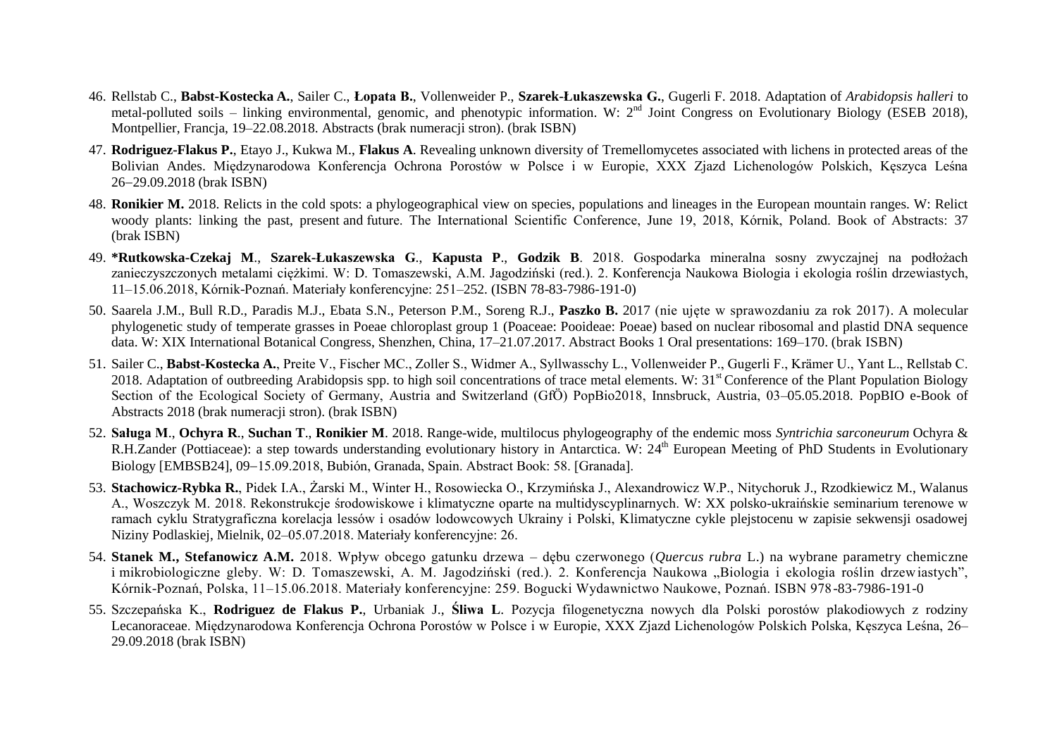46. Rellstab C., **Babst-Kostecka A.**, Sailer C., **Łopata B.**, Vollenweider P., **Szarek-Łukaszewska G.**, Gugerli F. 2018. Adaptation of *Arabidopsis halleri* to metal-polluted soils – linking environmental, genomic, and phenotypic information. W: 2nd Joint Congress on Evolutionary Biology (ESEB 2018), Montpellier, Francja, 19–22.08.2018. Abstracts (brak numeracji stron). (brak ISBN)

47. **Rodriguez-Flakus P.**, Etayo J., Kukwa M., **Flakus A**. Revealing unknown diversity of Tremellomycetes associated with lichens in protected areas of the Bolivian Andes. Międzynarodowa Konferencja Ochrona Porostów w Polsce i w Europie, XXX Zjazd Lichenologów Polskich, Kęszyca Leśna 26–29.09.2018 (brak ISBN)

48. **Ronikier M.** 2018. Relicts in the cold spots: a phylogeographical view on species, populations and lineages in the European mountain ranges. W: Relict woody plants: linking the past, present and future. The International Scientific Conference, June 19, 2018, Kórnik, Poland. Book of Abstracts: 37 (brak ISBN)

49. **\*Rutkowska-Czekaj M**., **Szarek-Łukaszewska G**., **Kapusta P**., **Godzik B**. 2018. Gospodarka mineralna sosny zwyczajnej na podłożach zanieczyszczonych metalami ciężkimi. W: D. Tomaszewski, A.M. Jagodziński (red.). 2. Konferencja Naukowa Biologia i ekologia roślin drzewiastych, 11–15.06.2018, Kórnik-Poznań. Materiały konferencyjne: 251–252. (ISBN 78-83-7986-191-0)

50. Saarela J.M., Bull R.D., Paradis M.J., Ebata S.N., Peterson P.M., Soreng R.J., **Paszko B.** 2017 (nie ujęte w sprawozdaniu za rok 2017). A molecular phylogenetic study of temperate grasses in Poeae chloroplast group 1 (Poaceae: Pooideae: Poeae) based on nuclear ribosomal and plastid DNA sequence data. W: XIX International Botanical Congress, Shenzhen, China, 17–21.07.2017. Abstract Books 1 Oral presentations: 169–170. (brak ISBN)

51. Sailer C., **Babst-Kostecka A.**, Preite V., Fischer MC., Zoller S., Widmer A., Syllwasschy L., Vollenweider P., Gugerli F., Krämer U., Yant L., Rellstab C. 2018. Adaptation of outbreeding Arabidopsis spp. to high soil concentrations of trace metal elements. W: 31st Conference of the Plant Population Biology Section of the Ecological Society of Germany, Austria and Switzerland (GfÖ) PopBio2018, Innsbruck, Austria, 03–05.05.2018. PopBIO e-Book of Abstracts 2018 (brak numeracji stron). (brak ISBN)

52. **Saługa M**., **Ochyra R**., **Suchan T**., **Ronikier M**. 2018. Range-wide, multilocus phylogeography of the endemic moss *Syntrichia sarconeurum* Ochyra & R.H.Zander (Pottiaceae): a step towards understanding evolutionary history in Antarctica. W: 24th European Meeting of PhD Students in Evolutionary Biology [EMBSB24], 09–15.09.2018, Bubión, Granada, Spain. Abstract Book: 58. [Granada].

53. **Stachowicz-Rybka R.**, Pidek I.A., Żarski M., Winter H., Rosowiecka O., Krzymińska J., Alexandrowicz W.P., Nitychoruk J., Rzodkiewicz M., Walanus A., Woszczyk M. 2018. Rekonstrukcje środowiskowe i klimatyczne oparte na multidyscyplinarnych. W: XX polsko-ukraińskie seminarium terenowe w ramach cyklu Stratygraficzna korelacja lessów i osadów lodowcowych Ukrainy i Polski, Klimatyczne cykle plejstocenu w zapisie sekwensji osadowej Niziny Podlaskiej, Mielnik, 02–05.07.2018. Materiały konferencyjne: 26.

54. **Stanek M., Stefanowicz A.M.** 2018. Wpływ obcego gatunku drzewa – dębu czerwonego (*Quercus rubra* L.) na wybrane parametry chemiczne i mikrobiologiczne gleby. W: D. Tomaszewski, A. M. Jagodziński (red.). 2. Konferencja Naukowa „Biologia i ekologia roślin drzewiastych", Kórnik-Poznań, Polska, 11–15.06.2018. Materiały konferencyjne: 259. Bogucki Wydawnictwo Naukowe, Poznań. ISBN 978-83-7986-191-0

55. Szczepańska K., **Rodriguez de Flakus P.**, Urbaniak J., **Śliwa L**. Pozycja filogenetyczna nowych dla Polski porostów plakodiowych z rodziny Lecanoraceae. Międzynarodowa Konferencja Ochrona Porostów w Polsce i w Europie, XXX Zjazd Lichenologów Polskich Polska, Kęszyca Leśna, 26–29.09.2018 (brak ISBN)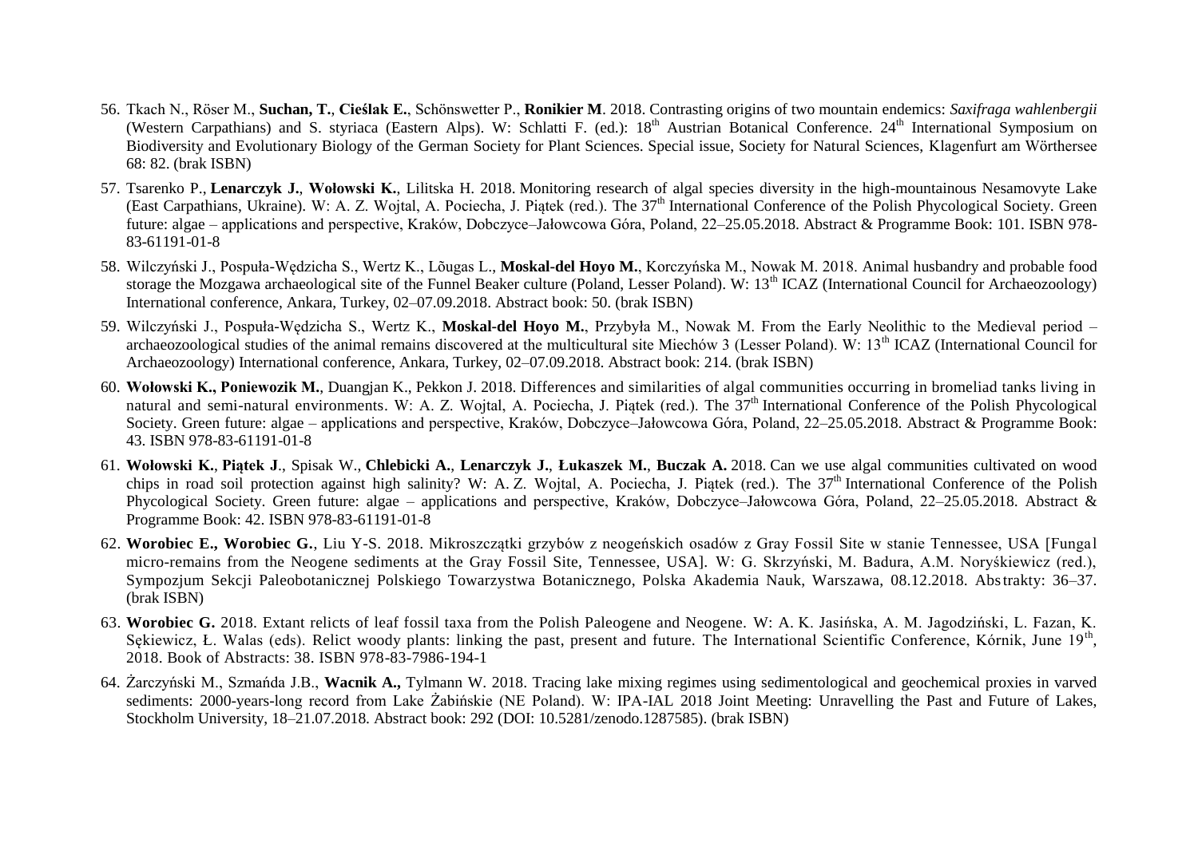56. Tkach N., Röser M., **Suchan, T.**, **Cieślak E.**, Schönswetter P., **Ronikier M**. 2018. Contrasting origins of two mountain endemics: *Saxifraga wahlenbergii* (Western Carpathians) and S. styriaca (Eastern Alps). W: Schlatti F. (ed.): 18th Austrian Botanical Conference. 24th International Symposium on Biodiversity and Evolutionary Biology of the German Society for Plant Sciences. Special issue, Society for Natural Sciences, Klagenfurt am Wörthersee 68: 82. (brak ISBN)

57. Tsarenko P., **Lenarczyk J.**, **Wołowski K.**, Lilitska H. 2018. Monitoring research of algal species diversity in the high-mountainous Nesamovyte Lake (East Carpathians, Ukraine). W: A. Z. Wojtal, A. Pociecha, J. Piątek (red.). The 37th International Conference of the Polish Phycological Society. Green future: algae – applications and perspective, Kraków, Dobczyce–Jałowcowa Góra, Poland, 22–25.05.2018. Abstract & Programme Book: 101. ISBN 978-83-61191-01-8

58. Wilczyński J., Pospuła-Wędzicha S., Wertz K., Lõugas L., **Moskal-del Hoyo M.**, Korczyńska M., Nowak M. 2018. Animal husbandry and probable food storage the Mozgawa archaeological site of the Funnel Beaker culture (Poland, Lesser Poland). W: 13th ICAZ (International Council for Archaeozoology) International conference, Ankara, Turkey, 02–07.09.2018. Abstract book: 50. (brak ISBN)

59. Wilczyński J., Pospuła-Wędzicha S., Wertz K., **Moskal-del Hoyo M.**, Przybyła M., Nowak M. From the Early Neolithic to the Medieval period – archaeozoological studies of the animal remains discovered at the multicultural site Miechów 3 (Lesser Poland). W: 13th ICAZ (International Council for Archaeozoology) International conference, Ankara, Turkey, 02–07.09.2018. Abstract book: 214. (brak ISBN)

60. **Wołowski K., Poniewozik M.**, Duangjan K., Pekkon J. 2018. Differences and similarities of algal communities occurring in bromeliad tanks living in natural and semi-natural environments. W: A. Z. Wojtal, A. Pociecha, J. Piątek (red.). The 37th International Conference of the Polish Phycological Society. Green future: algae – applications and perspective, Kraków, Dobczyce–Jałowcowa Góra, Poland, 22–25.05.2018. Abstract & Programme Book: 43. ISBN 978-83-61191-01-8

61. **Wołowski K.**, **Piątek J**., Spisak W., **Chlebicki A.**, **Lenarczyk J.**, **Łukaszek M.**, **Buczak A.** 2018. Can we use algal communities cultivated on wood chips in road soil protection against high salinity? W: A. Z. Wojtal, A. Pociecha, J. Piątek (red.). The 37th International Conference of the Polish Phycological Society. Green future: algae – applications and perspective, Kraków, Dobczyce–Jałowcowa Góra, Poland, 22–25.05.2018. Abstract & Programme Book: 42. ISBN 978-83-61191-01-8

62. **Worobiec E., Worobiec G.**, Liu Y-S. 2018. Mikroszczątki grzybów z neogeńskich osadów z Gray Fossil Site w stanie Tennessee, USA [Fungal micro-remains from the Neogene sediments at the Gray Fossil Site, Tennessee, USA]. W: G. Skrzyński, M. Badura, A.M. Noryśkiewicz (red.), Sympozjum Sekcji Paleobotanicznej Polskiego Towarzystwa Botanicznego, Polska Akademia Nauk, Warszawa, 08.12.2018. Abstrakty: 36–37. (brak ISBN)

63. **Worobiec G.** 2018. Extant relicts of leaf fossil taxa from the Polish Paleogene and Neogene. W: A. K. Jasińska, A. M. Jagodziński, L. Fazan, K. Sękiewicz, Ł. Walas (eds). Relict woody plants: linking the past, present and future. The International Scientific Conference, Kórnik, June 19th, 2018. Book of Abstracts: 38. ISBN 978-83-7986-194-1

64. Żarczyński M., Szmańda J.B., **Wacnik A.,** Tylmann W. 2018. Tracing lake mixing regimes using sedimentological and geochemical proxies in varved sediments: 2000-years-long record from Lake Żabińskie (NE Poland). W: IPA-IAL 2018 Joint Meeting: Unravelling the Past and Future of Lakes, Stockholm University, 18–21.07.2018. Abstract book: 292 (DOI: 10.5281/zenodo.1287585). (brak ISBN)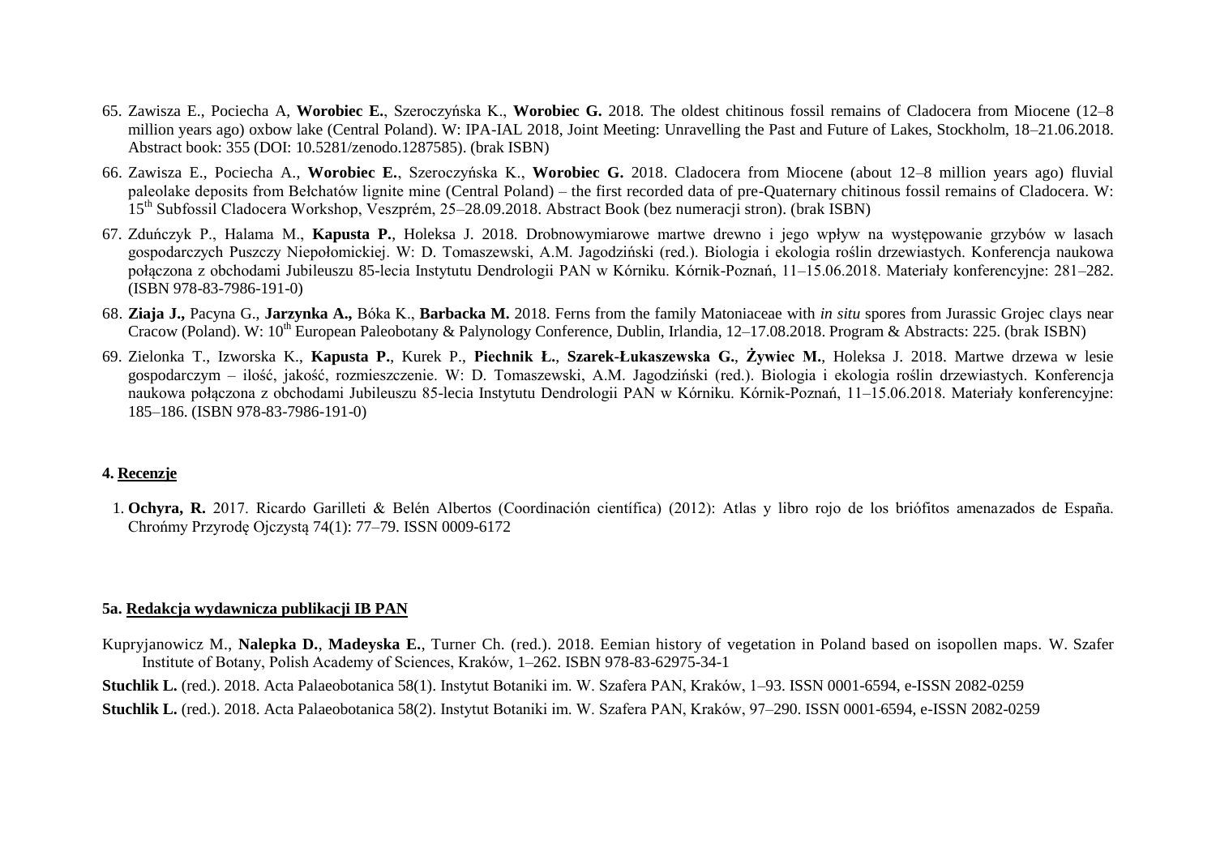65. Zawisza E., Pociecha A, **Worobiec E.**, Szeroczyńska K., **Worobiec G.** 2018. The oldest chitinous fossil remains of Cladocera from Miocene (12–8 million years ago) oxbow lake (Central Poland). W: IPA-IAL 2018, Joint Meeting: Unravelling the Past and Future of Lakes, Stockholm, 18–21.06.2018. Abstract book: 355 (DOI: 10.5281/zenodo.1287585). (brak ISBN)
66. Zawisza E., Pociecha A., **Worobiec E.**, Szeroczyńska K., **Worobiec G.** 2018. Cladocera from Miocene (about 12–8 million years ago) fluvial paleolake deposits from Bełchatów lignite mine (Central Poland) – the first recorded data of pre-Quaternary chitinous fossil remains of Cladocera. W: 15th Subfossil Cladocera Workshop, Veszprém, 25–28.09.2018. Abstract Book (bez numeracji stron). (brak ISBN)
67. Zduńczyk P., Halama M., **Kapusta P.**, Holeksa J. 2018. Drobnowymiarowe martwe drewno i jego wpływ na występowanie grzybów w lasach gospodarczych Puszczy Niepołomickiej. W: D. Tomaszewski, A.M. Jagodziński (red.). Biologia i ekologia roślin drzewiastych. Konferencja naukowa połączona z obchodami Jubileuszu 85-lecia Instytutu Dendrologii PAN w Kórniku. Kórnik-Poznań, 11–15.06.2018. Materiały konferencyjne: 281–282. (ISBN 978-83-7986-191-0)
68. **Ziaja J.,** Pacyna G., **Jarzynka A.,** Bóka K., **Barbacka M.** 2018. Ferns from the family Matoniaceae with *in situ* spores from Jurassic Grojec clays near Cracow (Poland). W: 10th European Paleobotany & Palynology Conference, Dublin, Irlandia, 12–17.08.2018. Program & Abstracts: 225. (brak ISBN)
69. Zielonka T., Izworska K., **Kapusta P.**, Kurek P., **Piechnik Ł.**, **Szarek-Łukaszewska G.**, **Żywiec M.**, Holeksa J. 2018. Martwe drzewa w lesie gospodarczym – ilość, jakość, rozmieszczenie. W: D. Tomaszewski, A.M. Jagodziński (red.). Biologia i ekologia roślin drzewiastych. Konferencja naukowa połączona z obchodami Jubileuszu 85-lecia Instytutu Dendrologii PAN w Kórniku. Kórnik-Poznań, 11–15.06.2018. Materiały konferencyjne: 185–186. (ISBN 978-83-7986-191-0)

## 4. Recenzje

1. **Ochyra, R.** 2017. Ricardo Garilleti & Belén Albertos (Coordinación científica) (2012): Atlas y libro rojo de los briófitos amenazados de España. Chrońmy Przyrodę Ojczystą 74(1): 77–79. ISSN 0009-6172

## 5a. Redakcja wydawnicza publikacji IB PAN

Kupryjanowicz M., **Nalepka D.**, **Madeyska E.**, Turner Ch. (red.). 2018. Eemian history of vegetation in Poland based on isopollen maps. W. Szafer Institute of Botany, Polish Academy of Sciences, Kraków, 1–262. ISBN 978-83-62975-34-1

**Stuchlik L.** (red.). 2018. Acta Palaeobotanica 58(1). Instytut Botaniki im. W. Szafera PAN, Kraków, 1–93. ISSN 0001-6594, e-ISSN 2082-0259

**Stuchlik L.** (red.). 2018. Acta Palaeobotanica 58(2). Instytut Botaniki im. W. Szafera PAN, Kraków, 97–290. ISSN 0001-6594, e-ISSN 2082-0259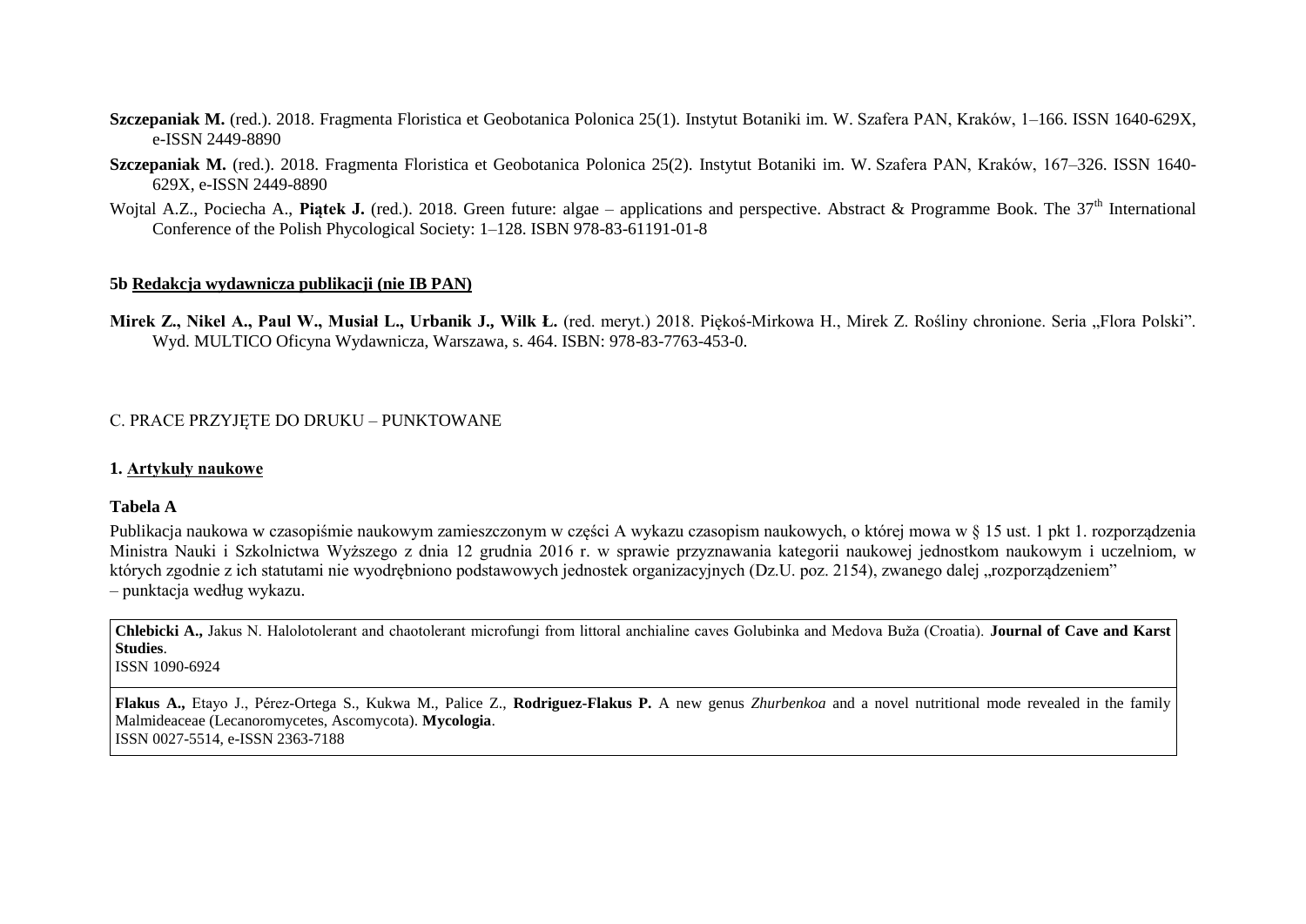**Szczepaniak M.** (red.). 2018. Fragmenta Floristica et Geobotanica Polonica 25(1). Instytut Botaniki im. W. Szafera PAN, Kraków, 1–166. ISSN 1640-629X, e-ISSN 2449-8890

**Szczepaniak M.** (red.). 2018. Fragmenta Floristica et Geobotanica Polonica 25(2). Instytut Botaniki im. W. Szafera PAN, Kraków, 167–326. ISSN 1640-629X, e-ISSN 2449-8890

Wojtal A.Z., Pociecha A., **Piątek J.** (red.). 2018. Green future: algae – applications and perspective. Abstract & Programme Book. The 37th International Conference of the Polish Phycological Society: 1–128. ISBN 978-83-61191-01-8

**5b Redakcja wydawnicza publikacji (nie IB PAN)**

**Mirek Z., Nikel A., Paul W., Musiał L., Urbanik J., Wilk Ł.** (red. meryt.) 2018. Piękoś-Mirkowa H., Mirek Z. Rośliny chronione. Seria „Flora Polski". Wyd. MULTICO Oficyna Wydawnicza, Warszawa, s. 464. ISBN: 978-83-7763-453-0.

C. PRACE PRZYJĘTE DO DRUKU – PUNKTOWANE

**1. Artykuły naukowe**

**Tabela A**

Publikacja naukowa w czasopiśmie naukowym zamieszczonym w części A wykazu czasopism naukowych, o której mowa w § 15 ust. 1 pkt 1. rozporządzenia Ministra Nauki i Szkolnictwa Wyższego z dnia 12 grudnia 2016 r. w sprawie przyznawania kategorii naukowej jednostkom naukowym i uczelniom, w których zgodnie z ich statutami nie wyodrębniono podstawowych jednostek organizacyjnych (Dz.U. poz. 2154), zwanego dalej „rozporządzeniem" – punktacja według wykazu.

| |
|---|
| **Chlebicki A.,** Jakus N. Halolotolerant and chaotolerant microfungi from littoral anchialine caves Golubinka and Medova Buža (Croatia). **Journal of Cave and Karst Studies**. ISSN 1090-6924 |
| **Flakus A.,** Etayo J., Pérez-Ortega S., Kukwa M., Palice Z., **Rodriguez-Flakus P.** A new genus *Zhurbenkoa* and a novel nutritional mode revealed in the family Malmideaceae (Lecanoromycetes, Ascomycota). **Mycologia**. ISSN 0027-5514, e-ISSN 2363-7188 |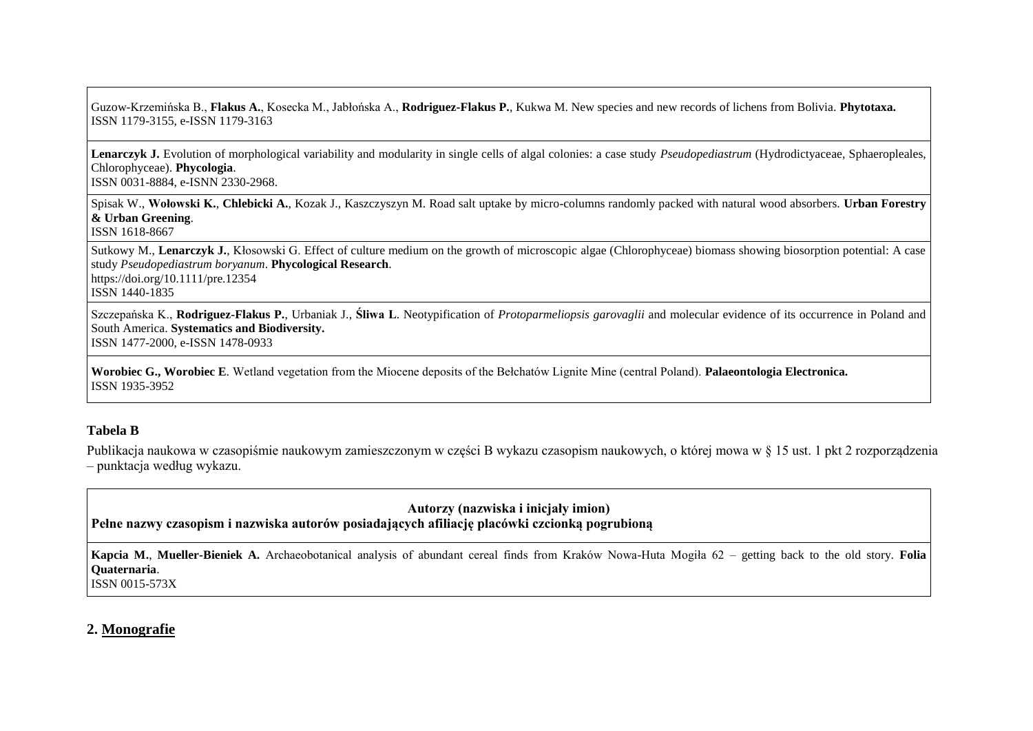| |
|---|
| Guzow-Krzemińska B., **Flakus A.**, Kosecka M., Jabłońska A., **Rodriguez-Flakus P.**, Kukwa M. New species and new records of lichens from Bolivia. **Phytotaxa.** ISSN 1179-3155, e-ISSN 1179-3163 |
| **Lenarczyk J.** Evolution of morphological variability and modularity in single cells of algal colonies: a case study *Pseudopediastrum* (Hydrodictyaceae, Sphaeropleales, Chlorophyceae). **Phycologia**. ISSN 0031-8884, e-ISNN 2330-2968. |
| Spisak W., **Wołowski K.**, **Chlebicki A.**, Kozak J., Kaszczyszyn M. Road salt uptake by micro-columns randomly packed with natural wood absorbers. **Urban Forestry & Urban Greening**. ISSN 1618-8667 |
| Sutkowy M., **Lenarczyk J.**, Kłosowski G. Effect of culture medium on the growth of microscopic algae (Chlorophyceae) biomass showing biosorption potential: A case study *Pseudopediastrum boryanum*. **Phycological Research**. https://doi.org/10.1111/pre.12354 ISSN 1440-1835 |
| Szczepańska K., **Rodriguez-Flakus P.**, Urbaniak J., **Śliwa L**. Neotypification of *Protoparmeliopsis garovaglii* and molecular evidence of its occurrence in Poland and South America. **Systematics and Biodiversity.** ISSN 1477-2000, e-ISSN 1478-0933 |
| **Worobiec G., Worobiec E**. Wetland vegetation from the Miocene deposits of the Bełchatów Lignite Mine (central Poland). **Palaeontologia Electronica.** ISSN 1935-3952 |

**Tabela B**

Publikacja naukowa w czasopiśmie naukowym zamieszczonym w części B wykazu czasopism naukowych, o której mowa w § 15 ust. 1 pkt 2 rozporządzenia – punktacja według wykazu.

| **Autorzy (nazwiska i inicjały imion)** **Pełne nazwy czasopism i nazwiska autorów posiadających afiliację placówki czcionką pogrubioną** |
|---|
| **Kapcia M.**, **Mueller-Bieniek A.** Archaeobotanical analysis of abundant cereal finds from Kraków Nowa-Huta Mogiła 62 – getting back to the old story. **Folia Quaternaria**. ISSN 0015-573X |

## 2. Monografie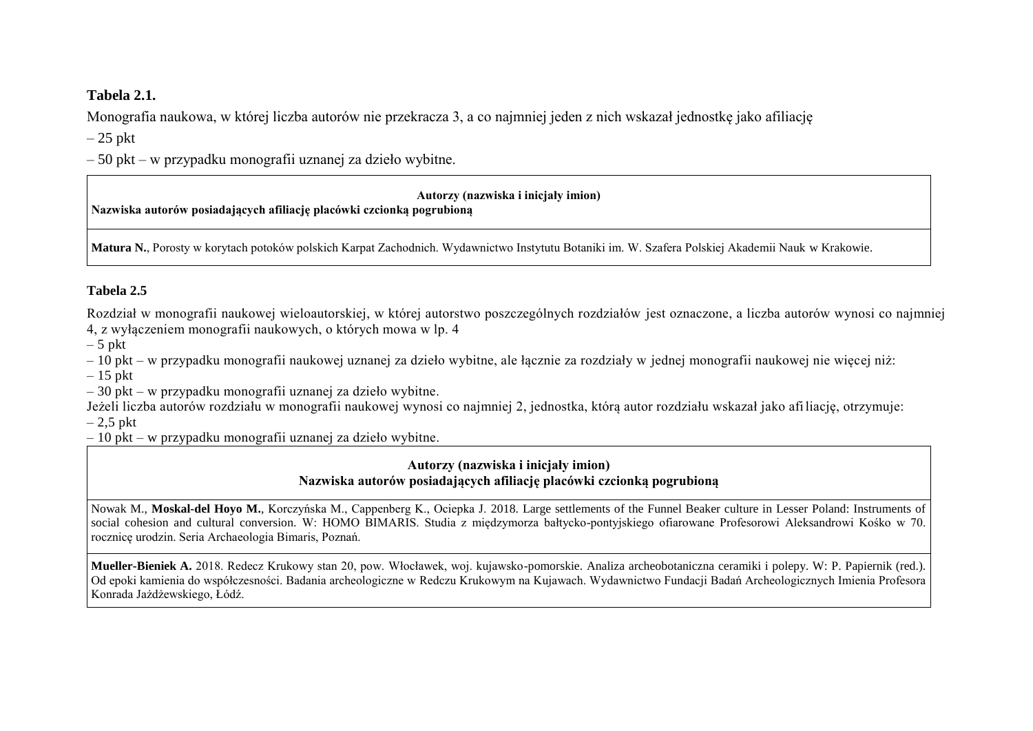**Tabela 2.1.**

Monografia naukowa, w której liczba autorów nie przekracza 3, a co najmniej jeden z nich wskazał jednostkę jako afiliację

– 25 pkt

– 50 pkt – w przypadku monografii uznanej za dzieło wybitne.

| **Autorzy (nazwiska i inicjały imion)**<br>**Nazwiska autorów posiadających afiliację placówki czcionką pogrubioną** |
| --- |
| **Matura N.**, Porosty w korytach potoków polskich Karpat Zachodnich. Wydawnictwo Instytutu Botaniki im. W. Szafera Polskiej Akademii Nauk w Krakowie. |

**Tabela 2.5**

Rozdział w monografii naukowej wieloautorskiej, w której autorstwo poszczególnych rozdziałów jest oznaczone, a liczba autorów wynosi co najmniej 4, z wyłączeniem monografii naukowych, o których mowa w lp. 4

– 5 pkt

– 10 pkt – w przypadku monografii naukowej uznanej za dzieło wybitne, ale łącznie za rozdziały w jednej monografii naukowej nie więcej niż:

– 15 pkt

– 30 pkt – w przypadku monografii uznanej za dzieło wybitne.

Jeżeli liczba autorów rozdziału w monografii naukowej wynosi co najmniej 2, jednostka, którą autor rozdziału wskazał jako afiliację, otrzymuje:

– 2,5 pkt

– 10 pkt – w przypadku monografii uznanej za dzieło wybitne.

| **Autorzy (nazwiska i inicjały imion)**<br>**Nazwiska autorów posiadających afiliację placówki czcionką pogrubioną** |
| --- |
| Nowak M., **Moskal-del Hoyo M.**, Korczyńska M., Cappenberg K., Ociepka J. 2018. Large settlements of the Funnel Beaker culture in Lesser Poland: Instruments of social cohesion and cultural conversion. W: HOMO BIMARIS. Studia z międzymorza bałtycko-pontyjskiego ofiarowane Profesorowi Aleksandrowi Kośko w 70. rocznicę urodzin. Seria Archaeologia Bimaris, Poznań. |
| **Mueller-Bieniek A.** 2018. Redecz Krukowy stan 20, pow. Włocławek, woj. kujawsko-pomorskie. Analiza archeobotaniczna ceramiki i polepy. W: P. Papiernik (red.). Od epoki kamienia do współczesności. Badania archeologiczne w Redczu Krukowym na Kujawach. Wydawnictwo Fundacji Badań Archeologicznych Imienia Profesora Konrada Jażdżewskiego, Łódź. |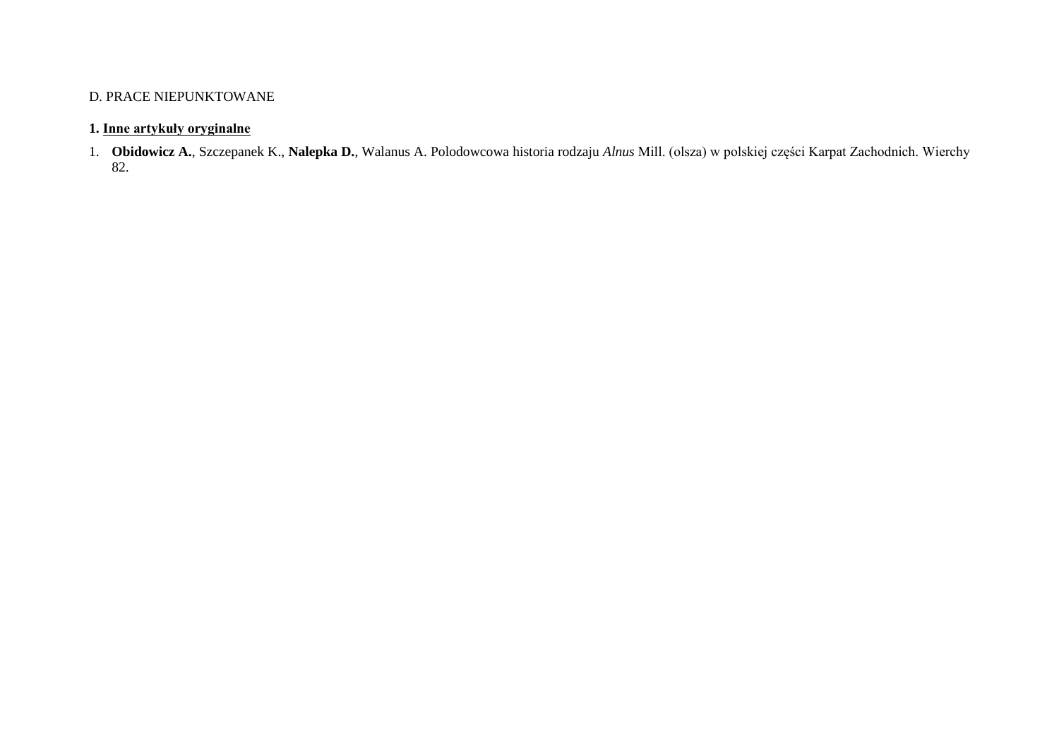D. PRACE NIEPUNKTOWANE

**1. Inne artykuły oryginalne**

1. **Obidowicz A.**, Szczepanek K., **Nalepka D.**, Walanus A. Polodowcowa historia rodzaju *Alnus* Mill. (olsza) w polskiej części Karpat Zachodnich. Wierchy 82.